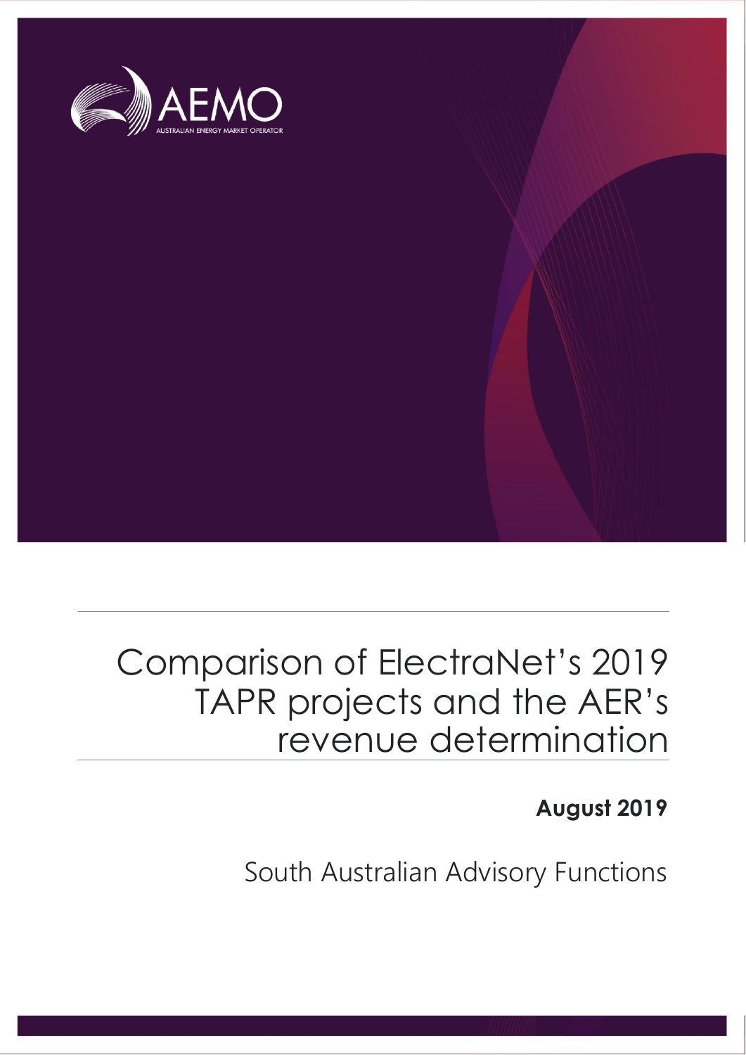AEMO

AUSTRALIAN ENERGY MARKET OPERATOR

# Comparison of ElectraNet's 2019 TAPR projects and the AER's revenue determination

**August 2019**

South Australian Advisory Functions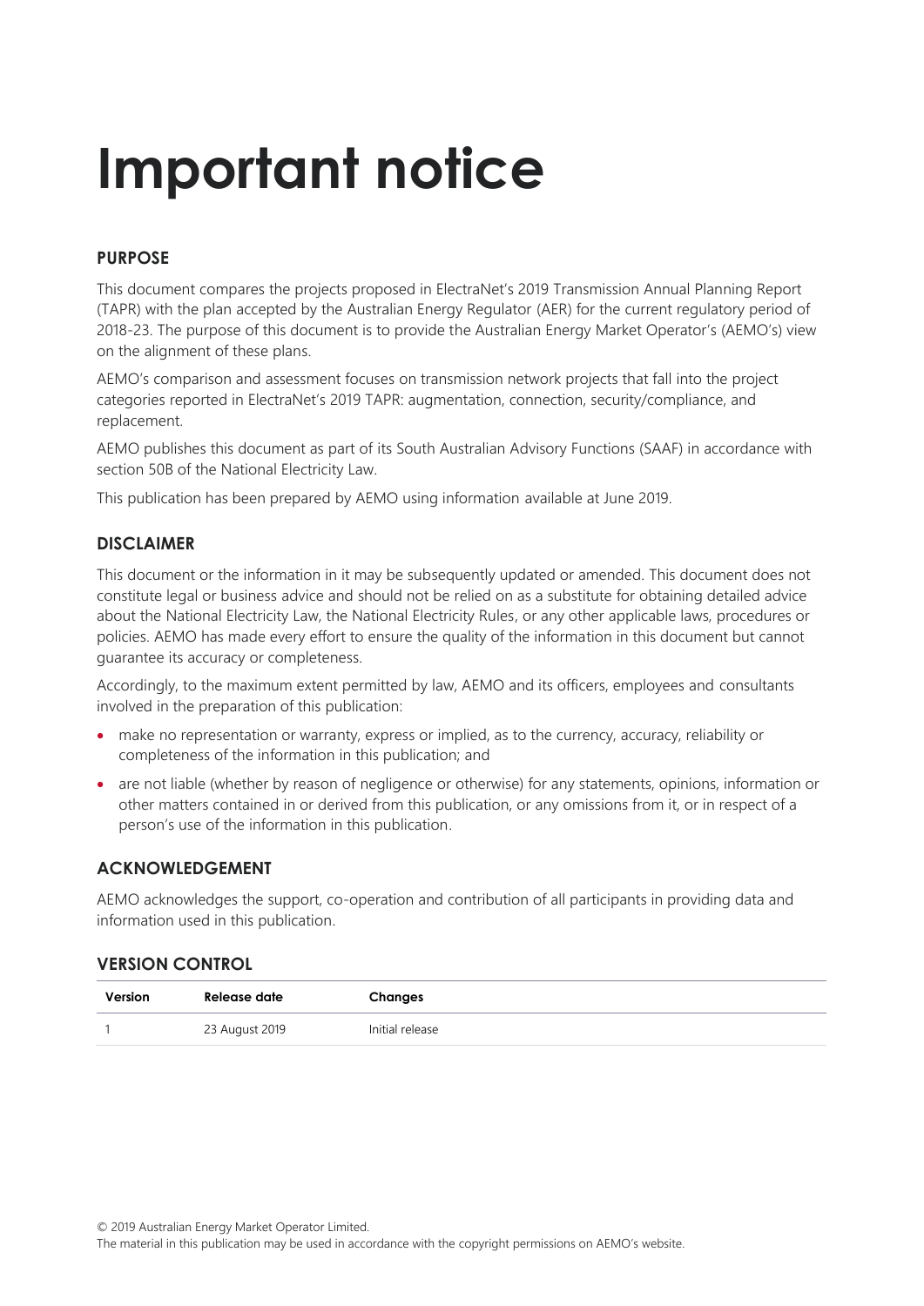# Important notice

## PURPOSE

This document compares the projects proposed in ElectraNet's 2019 Transmission Annual Planning Report (TAPR) with the plan accepted by the Australian Energy Regulator (AER) for the current regulatory period of 2018-23. The purpose of this document is to provide the Australian Energy Market Operator's (AEMO's) view on the alignment of these plans.

AEMO's comparison and assessment focuses on transmission network projects that fall into the project categories reported in ElectraNet's 2019 TAPR: augmentation, connection, security/compliance, and replacement.

AEMO publishes this document as part of its South Australian Advisory Functions (SAAF) in accordance with section 50B of the National Electricity Law.

This publication has been prepared by AEMO using information available at June 2019.

## DISCLAIMER

This document or the information in it may be subsequently updated or amended. This document does not constitute legal or business advice and should not be relied on as a substitute for obtaining detailed advice about the National Electricity Law, the National Electricity Rules, or any other applicable laws, procedures or policies. AEMO has made every effort to ensure the quality of the information in this document but cannot guarantee its accuracy or completeness.

Accordingly, to the maximum extent permitted by law, AEMO and its officers, employees and consultants involved in the preparation of this publication:

- make no representation or warranty, express or implied, as to the currency, accuracy, reliability or completeness of the information in this publication; and
- are not liable (whether by reason of negligence or otherwise) for any statements, opinions, information or other matters contained in or derived from this publication, or any omissions from it, or in respect of a person's use of the information in this publication.

## ACKNOWLEDGEMENT

AEMO acknowledges the support, co-operation and contribution of all participants in providing data and information used in this publication.

## VERSION CONTROL

| Version | Release date | Changes |
|---|---|---|
| 1 | 23 August 2019 | Initial release |

© 2019 Australian Energy Market Operator Limited.
The material in this publication may be used in accordance with the copyright permissions on AEMO's website.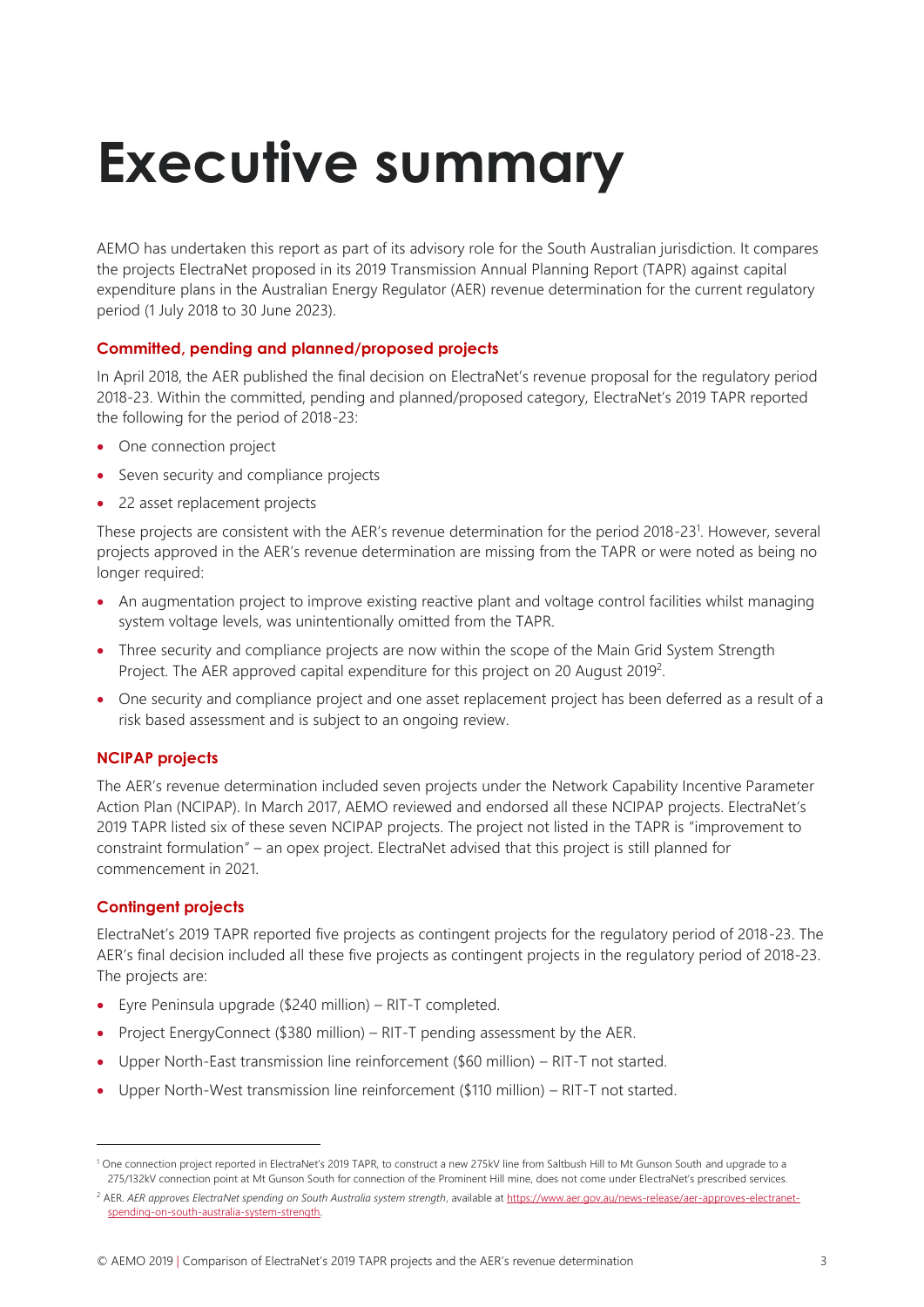# Executive summary

AEMO has undertaken this report as part of its advisory role for the South Australian jurisdiction. It compares the projects ElectraNet proposed in its 2019 Transmission Annual Planning Report (TAPR) against capital expenditure plans in the Australian Energy Regulator (AER) revenue determination for the current regulatory period (1 July 2018 to 30 June 2023).

### Committed, pending and planned/proposed projects

In April 2018, the AER published the final decision on ElectraNet's revenue proposal for the regulatory period 2018-23. Within the committed, pending and planned/proposed category, ElectraNet's 2019 TAPR reported the following for the period of 2018-23:

- One connection project
- Seven security and compliance projects
- 22 asset replacement projects

These projects are consistent with the AER's revenue determination for the period 2018-23[1]. However, several projects approved in the AER's revenue determination are missing from the TAPR or were noted as being no longer required:

- An augmentation project to improve existing reactive plant and voltage control facilities whilst managing system voltage levels, was unintentionally omitted from the TAPR.
- Three security and compliance projects are now within the scope of the Main Grid System Strength Project. The AER approved capital expenditure for this project on 20 August 2019[2].
- One security and compliance project and one asset replacement project has been deferred as a result of a risk based assessment and is subject to an ongoing review.

### NCIPAP projects

The AER's revenue determination included seven projects under the Network Capability Incentive Parameter Action Plan (NCIPAP). In March 2017, AEMO reviewed and endorsed all these NCIPAP projects. ElectraNet's 2019 TAPR listed six of these seven NCIPAP projects. The project not listed in the TAPR is "improvement to constraint formulation" – an opex project. ElectraNet advised that this project is still planned for commencement in 2021.

### Contingent projects

ElectraNet's 2019 TAPR reported five projects as contingent projects for the regulatory period of 2018-23. The AER's final decision included all these five projects as contingent projects in the regulatory period of 2018-23. The projects are:

- Eyre Peninsula upgrade ($240 million) – RIT-T completed.
- Project EnergyConnect ($380 million) – RIT-T pending assessment by the AER.
- Upper North-East transmission line reinforcement ($60 million) – RIT-T not started.
- Upper North-West transmission line reinforcement ($110 million) – RIT-T not started.

[1] One connection project reported in ElectraNet's 2019 TAPR, to construct a new 275kV line from Saltbush Hill to Mt Gunson South and upgrade to a 275/132kV connection point at Mt Gunson South for connection of the Prominent Hill mine, does not come under ElectraNet's prescribed services.

[2] AER. *AER approves ElectraNet spending on South Australia system strength*, available at https://www.aer.gov.au/news-release/aer-approves-electranet-spending-on-south-australia-system-strength.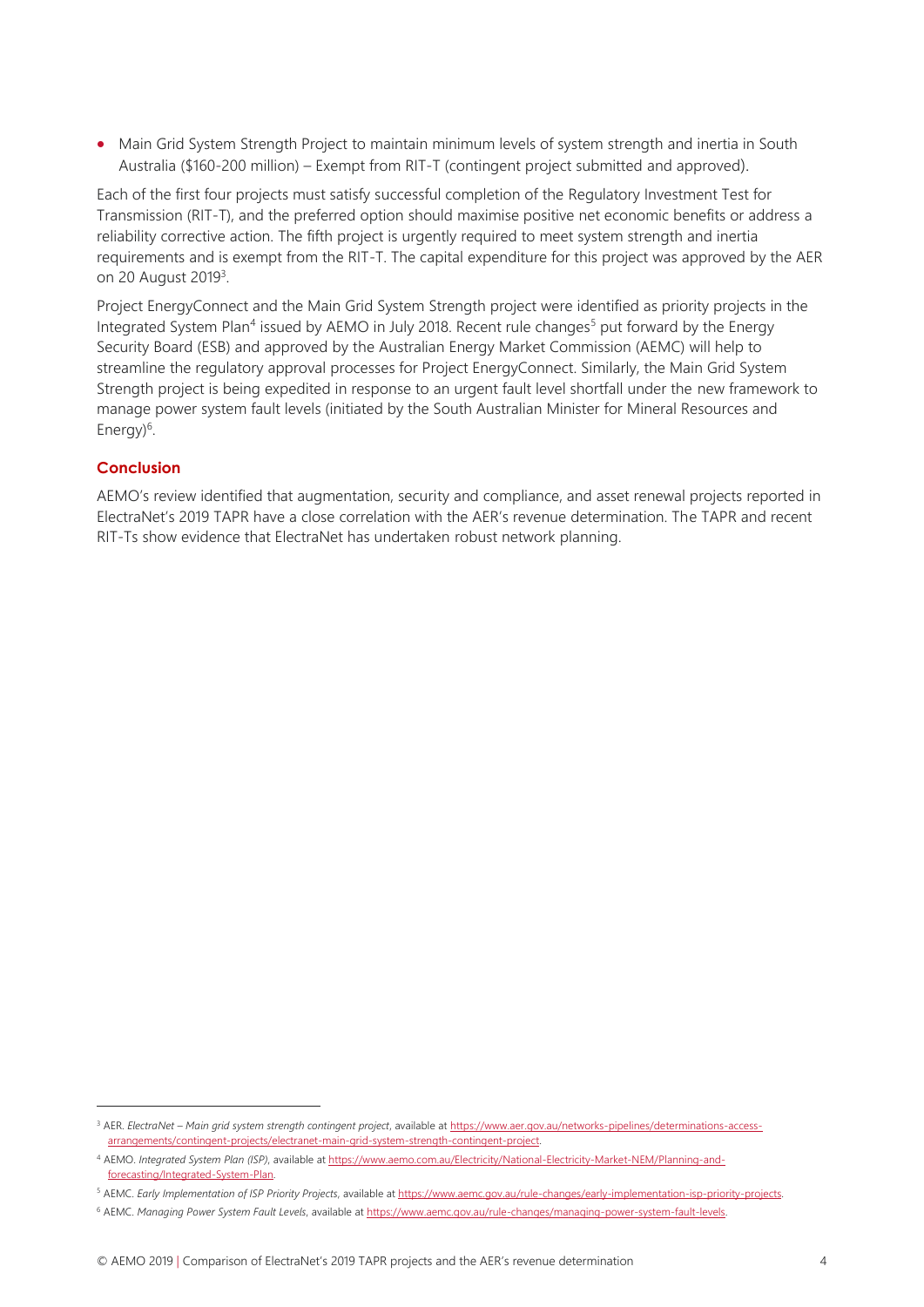- Main Grid System Strength Project to maintain minimum levels of system strength and inertia in South Australia ($160-200 million) – Exempt from RIT-T (contingent project submitted and approved).

Each of the first four projects must satisfy successful completion of the Regulatory Investment Test for Transmission (RIT-T), and the preferred option should maximise positive net economic benefits or address a reliability corrective action. The fifth project is urgently required to meet system strength and inertia requirements and is exempt from the RIT-T. The capital expenditure for this project was approved by the AER on 20 August 2019[3].

Project EnergyConnect and the Main Grid System Strength project were identified as priority projects in the Integrated System Plan[4] issued by AEMO in July 2018. Recent rule changes[5] put forward by the Energy Security Board (ESB) and approved by the Australian Energy Market Commission (AEMC) will help to streamline the regulatory approval processes for Project EnergyConnect. Similarly, the Main Grid System Strength project is being expedited in response to an urgent fault level shortfall under the new framework to manage power system fault levels (initiated by the South Australian Minister for Mineral Resources and Energy)[6].

## Conclusion

AEMO's review identified that augmentation, security and compliance, and asset renewal projects reported in ElectraNet's 2019 TAPR have a close correlation with the AER's revenue determination. The TAPR and recent RIT-Ts show evidence that ElectraNet has undertaken robust network planning.

---

[3] AER. *ElectraNet – Main grid system strength contingent project*, available at https://www.aer.gov.au/networks-pipelines/determinations-access-arrangements/contingent-projects/electranet-main-grid-system-strength-contingent-project.

[4] AEMO. *Integrated System Plan (ISP)*, available at https://www.aemo.com.au/Electricity/National-Electricity-Market-NEM/Planning-and-forecasting/Integrated-System-Plan.

[5] AEMC. *Early Implementation of ISP Priority Projects*, available at https://www.aemc.gov.au/rule-changes/early-implementation-isp-priority-projects.

[6] AEMC. *Managing Power System Fault Levels*, available at https://www.aemc.gov.au/rule-changes/managing-power-system-fault-levels.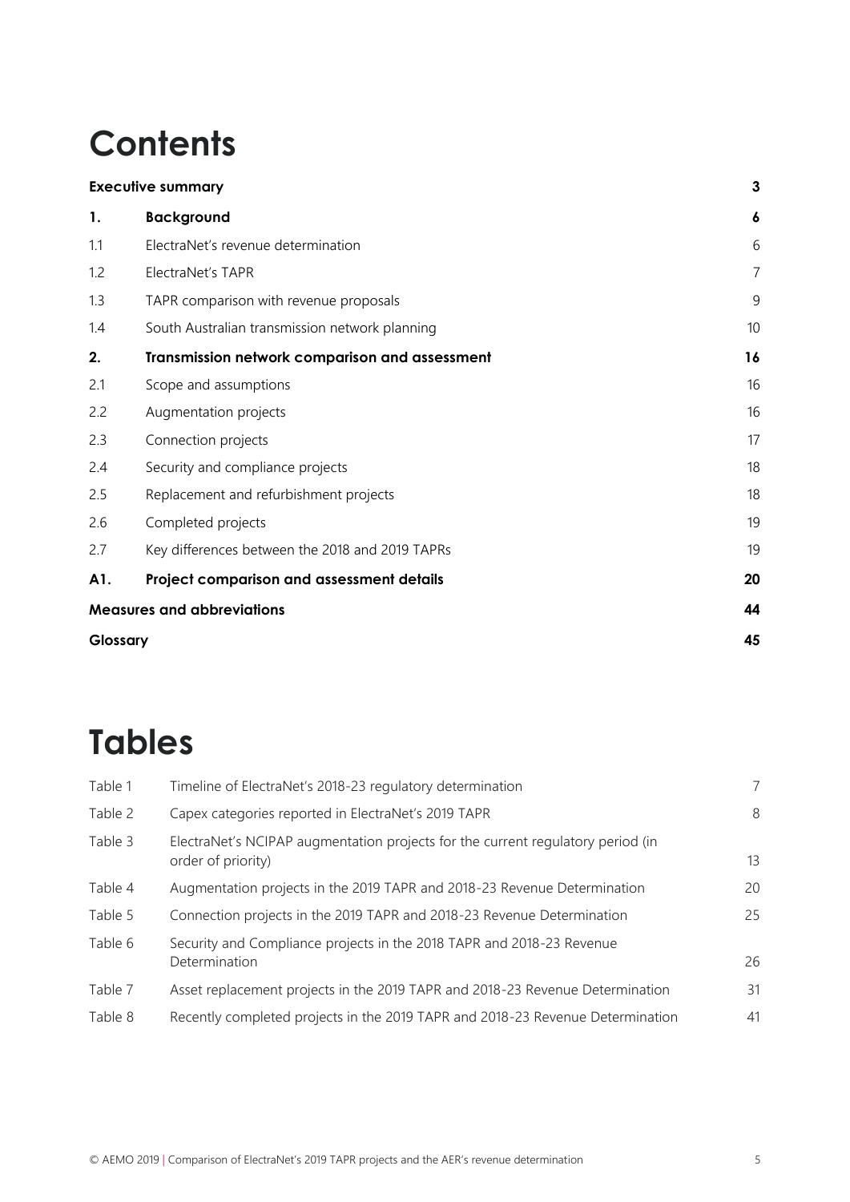# Contents

| | | |
|---|---|---|
| **Executive summary** | | **3** |
| **1.** | **Background** | **6** |
| 1.1 | ElectraNet's revenue determination | 6 |
| 1.2 | ElectraNet's TAPR | 7 |
| 1.3 | TAPR comparison with revenue proposals | 9 |
| 1.4 | South Australian transmission network planning | 10 |
| **2.** | **Transmission network comparison and assessment** | **16** |
| 2.1 | Scope and assumptions | 16 |
| 2.2 | Augmentation projects | 16 |
| 2.3 | Connection projects | 17 |
| 2.4 | Security and compliance projects | 18 |
| 2.5 | Replacement and refurbishment projects | 18 |
| 2.6 | Completed projects | 19 |
| 2.7 | Key differences between the 2018 and 2019 TAPRs | 19 |
| **A1.** | **Project comparison and assessment details** | **20** |
| **Measures and abbreviations** | | **44** |
| **Glossary** | | **45** |

# Tables

| | | |
|---|---|---|
| Table 1 | Timeline of ElectraNet's 2018-23 regulatory determination | 7 |
| Table 2 | Capex categories reported in ElectraNet's 2019 TAPR | 8 |
| Table 3 | ElectraNet's NCIPAP augmentation projects for the current regulatory period (in order of priority) | 13 |
| Table 4 | Augmentation projects in the 2019 TAPR and 2018-23 Revenue Determination | 20 |
| Table 5 | Connection projects in the 2019 TAPR and 2018-23 Revenue Determination | 25 |
| Table 6 | Security and Compliance projects in the 2018 TAPR and 2018-23 Revenue Determination | 26 |
| Table 7 | Asset replacement projects in the 2019 TAPR and 2018-23 Revenue Determination | 31 |
| Table 8 | Recently completed projects in the 2019 TAPR and 2018-23 Revenue Determination | 41 |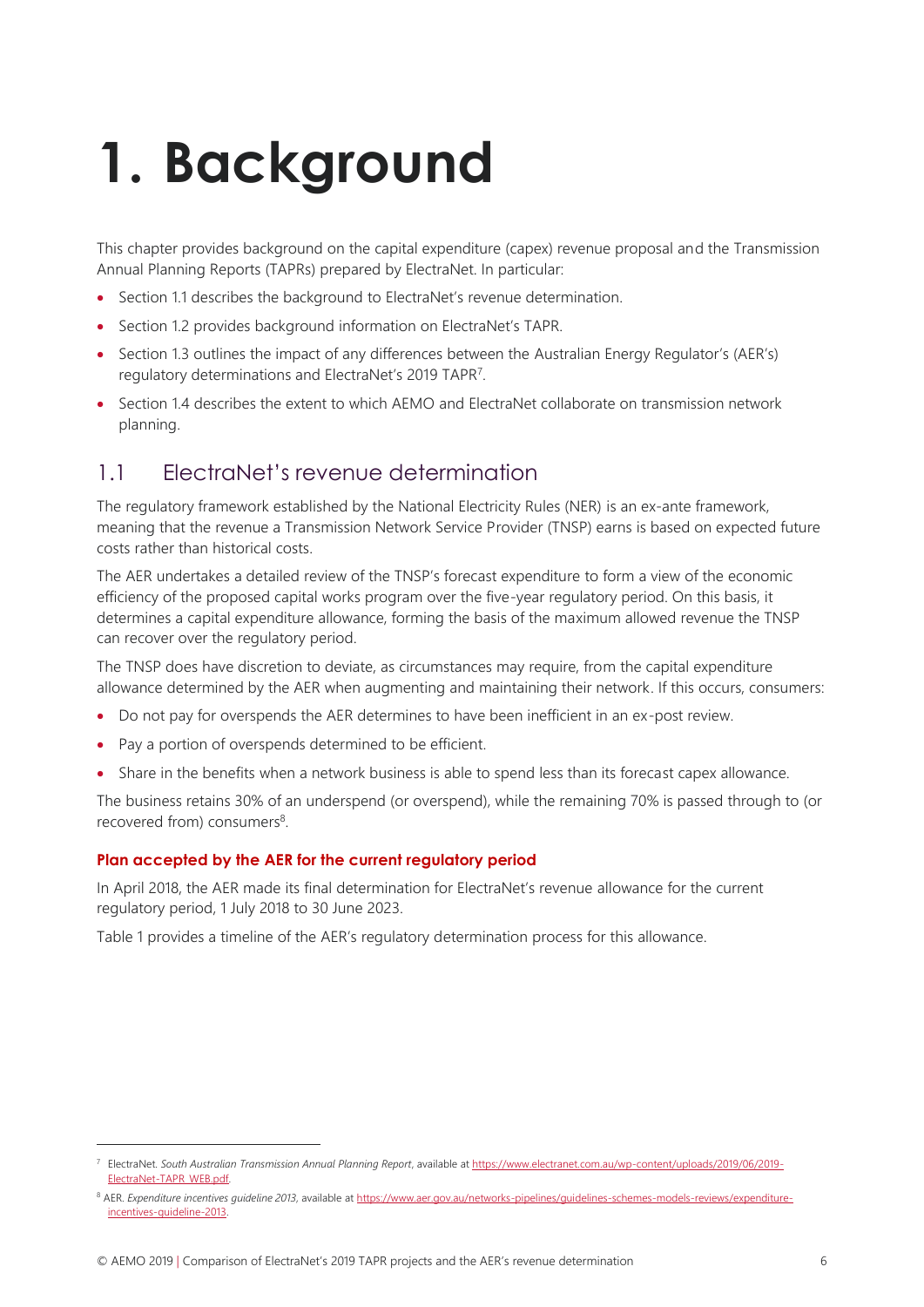# 1. Background

This chapter provides background on the capital expenditure (capex) revenue proposal and the Transmission Annual Planning Reports (TAPRs) prepared by ElectraNet. In particular:

- Section 1.1 describes the background to ElectraNet's revenue determination.
- Section 1.2 provides background information on ElectraNet's TAPR.
- Section 1.3 outlines the impact of any differences between the Australian Energy Regulator's (AER's) regulatory determinations and ElectraNet's 2019 TAPR[7].
- Section 1.4 describes the extent to which AEMO and ElectraNet collaborate on transmission network planning.

## 1.1 ElectraNet's revenue determination

The regulatory framework established by the National Electricity Rules (NER) is an ex-ante framework, meaning that the revenue a Transmission Network Service Provider (TNSP) earns is based on expected future costs rather than historical costs.

The AER undertakes a detailed review of the TNSP's forecast expenditure to form a view of the economic efficiency of the proposed capital works program over the five-year regulatory period. On this basis, it determines a capital expenditure allowance, forming the basis of the maximum allowed revenue the TNSP can recover over the regulatory period.

The TNSP does have discretion to deviate, as circumstances may require, from the capital expenditure allowance determined by the AER when augmenting and maintaining their network. If this occurs, consumers:

- Do not pay for overspends the AER determines to have been inefficient in an ex-post review.
- Pay a portion of overspends determined to be efficient.
- Share in the benefits when a network business is able to spend less than its forecast capex allowance.

The business retains 30% of an underspend (or overspend), while the remaining 70% is passed through to (or recovered from) consumers[8].

### Plan accepted by the AER for the current regulatory period

In April 2018, the AER made its final determination for ElectraNet's revenue allowance for the current regulatory period, 1 July 2018 to 30 June 2023.

Table 1 provides a timeline of the AER's regulatory determination process for this allowance.

---

[7] ElectraNet. *South Australian Transmission Annual Planning Report*, available at https://www.electranet.com.au/wp-content/uploads/2019/06/2019-ElectraNet-TAPR_WEB.pdf.

[8] AER. *Expenditure incentives guideline 2013*, available at https://www.aer.gov.au/networks-pipelines/guidelines-schemes-models-reviews/expenditure-incentives-guideline-2013.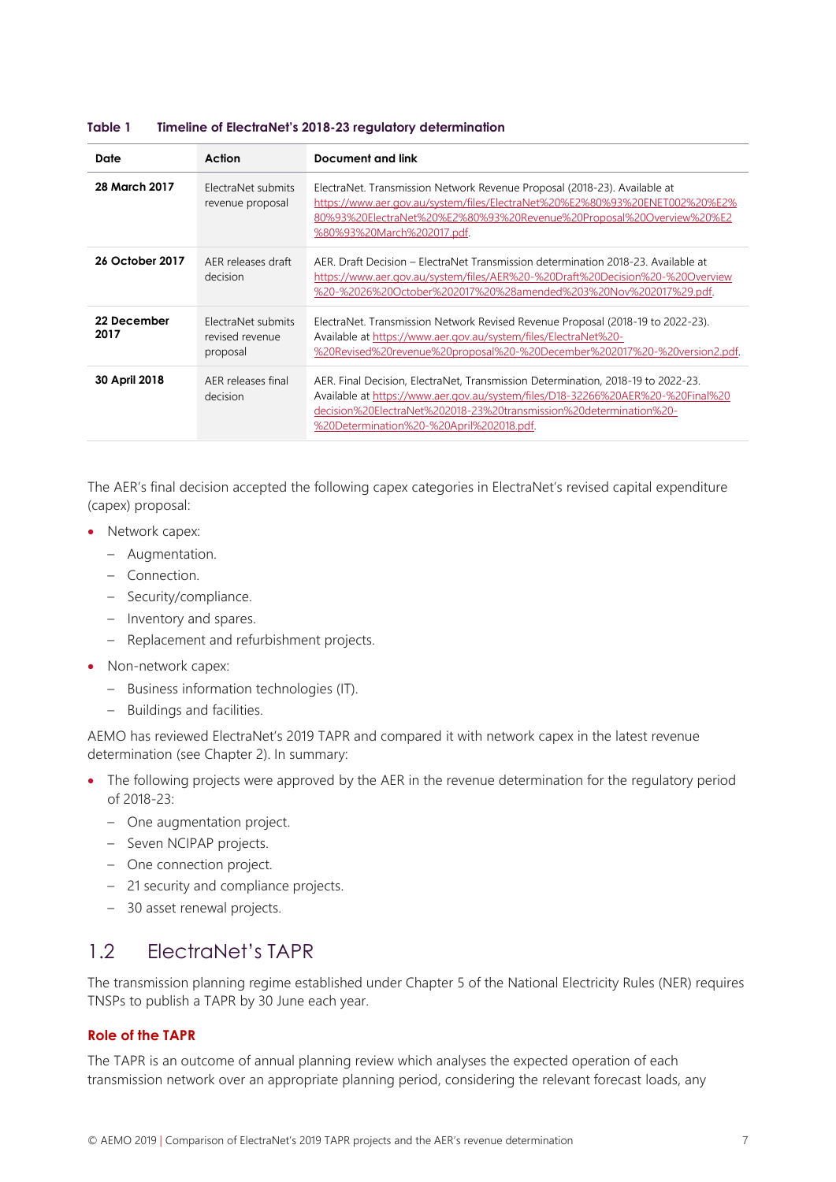**Table 1 Timeline of ElectraNet's 2018-23 regulatory determination**

| Date | Action | Document and link |
|---|---|---|
| **28 March 2017** | ElectraNet submits revenue proposal | ElectraNet. Transmission Network Revenue Proposal (2018-23). Available at https://www.aer.gov.au/system/files/ElectraNet%20%E2%80%93%20ENET002%20%E2%80%93%20ElectraNet%20%E2%80%93%20Revenue%20Proposal%20Overview%20%E2%80%93%20March%202017.pdf. |
| **26 October 2017** | AER releases draft decision | AER. Draft Decision – ElectraNet Transmission determination 2018-23. Available at https://www.aer.gov.au/system/files/AER%20-%20Draft%20Decision%20-%20Overview%20-%2026%20October%202017%20%28amended%203%20Nov%202017%29.pdf. |
| **22 December 2017** | ElectraNet submits revised revenue proposal | ElectraNet. Transmission Network Revised Revenue Proposal (2018-19 to 2022-23). Available at https://www.aer.gov.au/system/files/ElectraNet%20-%20Revised%20revenue%20proposal%20-%20December%202017%20-%20version2.pdf. |
| **30 April 2018** | AER releases final decision | AER. Final Decision, ElectraNet, Transmission Determination, 2018-19 to 2022-23. Available at https://www.aer.gov.au/system/files/D18-32266%20AER%20-%20Final%20decision%20ElectraNet%202018-23%20transmission%20determination%20-%20Determination%20-%20April%202018.pdf. |

The AER's final decision accepted the following capex categories in ElectraNet's revised capital expenditure (capex) proposal:

- Network capex:
  - Augmentation.
  - Connection.
  - Security/compliance.
  - Inventory and spares.
  - Replacement and refurbishment projects.
- Non-network capex:
  - Business information technologies (IT).
  - Buildings and facilities.

AEMO has reviewed ElectraNet's 2019 TAPR and compared it with network capex in the latest revenue determination (see Chapter 2). In summary:

- The following projects were approved by the AER in the revenue determination for the regulatory period of 2018-23:
  - One augmentation project.
  - Seven NCIPAP projects.
  - One connection project.
  - 21 security and compliance projects.
  - 30 asset renewal projects.

## 1.2 ElectraNet's TAPR

The transmission planning regime established under Chapter 5 of the National Electricity Rules (NER) requires TNSPs to publish a TAPR by 30 June each year.

### Role of the TAPR

The TAPR is an outcome of annual planning review which analyses the expected operation of each transmission network over an appropriate planning period, considering the relevant forecast loads, any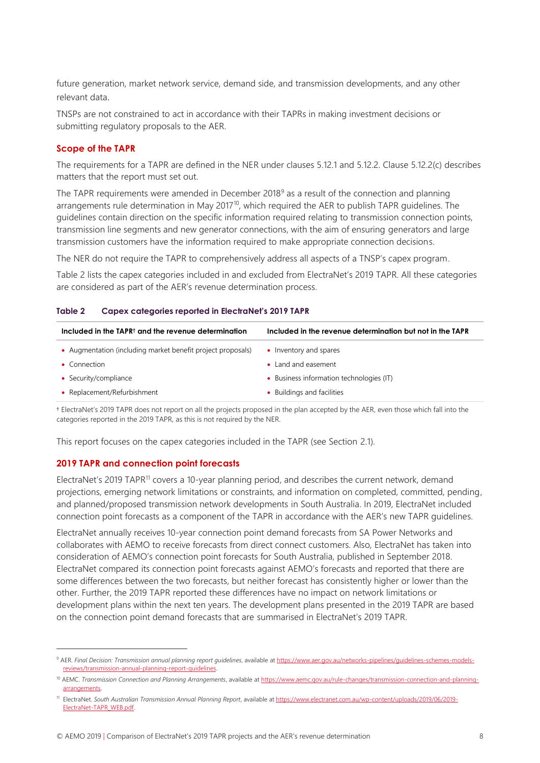future generation, market network service, demand side, and transmission developments, and any other relevant data.

TNSPs are not constrained to act in accordance with their TAPRs in making investment decisions or submitting regulatory proposals to the AER.

### Scope of the TAPR

The requirements for a TAPR are defined in the NER under clauses 5.12.1 and 5.12.2. Clause 5.12.2(c) describes matters that the report must set out.

The TAPR requirements were amended in December 2018[9] as a result of the connection and planning arrangements rule determination in May 2017[10], which required the AER to publish TAPR guidelines. The guidelines contain direction on the specific information required relating to transmission connection points, transmission line segments and new generator connections, with the aim of ensuring generators and large transmission customers have the information required to make appropriate connection decisions.

The NER do not require the TAPR to comprehensively address all aspects of a TNSP's capex program.

Table 2 lists the capex categories included in and excluded from ElectraNet's 2019 TAPR. All these categories are considered as part of the AER's revenue determination process.

**Table 2 Capex categories reported in ElectraNet's 2019 TAPR**

| Included in the TAPR† and the revenue determination | Included in the revenue determination but not in the TAPR |
|---|---|
| • Augmentation (including market benefit project proposals) | • Inventory and spares |
| • Connection | • Land and easement |
| • Security/compliance | • Business information technologies (IT) |
| • Replacement/Refurbishment | • Buildings and facilities |

† ElectraNet's 2019 TAPR does not report on all the projects proposed in the plan accepted by the AER, even those which fall into the categories reported in the 2019 TAPR, as this is not required by the NER.

This report focuses on the capex categories included in the TAPR (see Section 2.1).

### 2019 TAPR and connection point forecasts

ElectraNet's 2019 TAPR[11] covers a 10-year planning period, and describes the current network, demand projections, emerging network limitations or constraints, and information on completed, committed, pending, and planned/proposed transmission network developments in South Australia. In 2019, ElectraNet included connection point forecasts as a component of the TAPR in accordance with the AER's new TAPR guidelines.

ElectraNet annually receives 10-year connection point demand forecasts from SA Power Networks and collaborates with AEMO to receive forecasts from direct connect customers. Also, ElectraNet has taken into consideration of AEMO's connection point forecasts for South Australia, published in September 2018. ElectraNet compared its connection point forecasts against AEMO's forecasts and reported that there are some differences between the two forecasts, but neither forecast has consistently higher or lower than the other. Further, the 2019 TAPR reported these differences have no impact on network limitations or development plans within the next ten years. The development plans presented in the 2019 TAPR are based on the connection point demand forecasts that are summarised in ElectraNet's 2019 TAPR.

---

[9] AER. *Final Decision: Transmission annual planning report guidelines*, available at https://www.aer.gov.au/networks-pipelines/guidelines-schemes-models-reviews/transmission-annual-planning-report-guidelines.

[10] AEMC. *Transmission Connection and Planning Arrangements*, available at https://www.aemc.gov.au/rule-changes/transmission-connection-and-planning-arrangements.

[11] ElectraNet. *South Australian Transmission Annual Planning Report*, available at https://www.electranet.com.au/wp-content/uploads/2019/06/2019-ElectraNet-TAPR_WEB.pdf.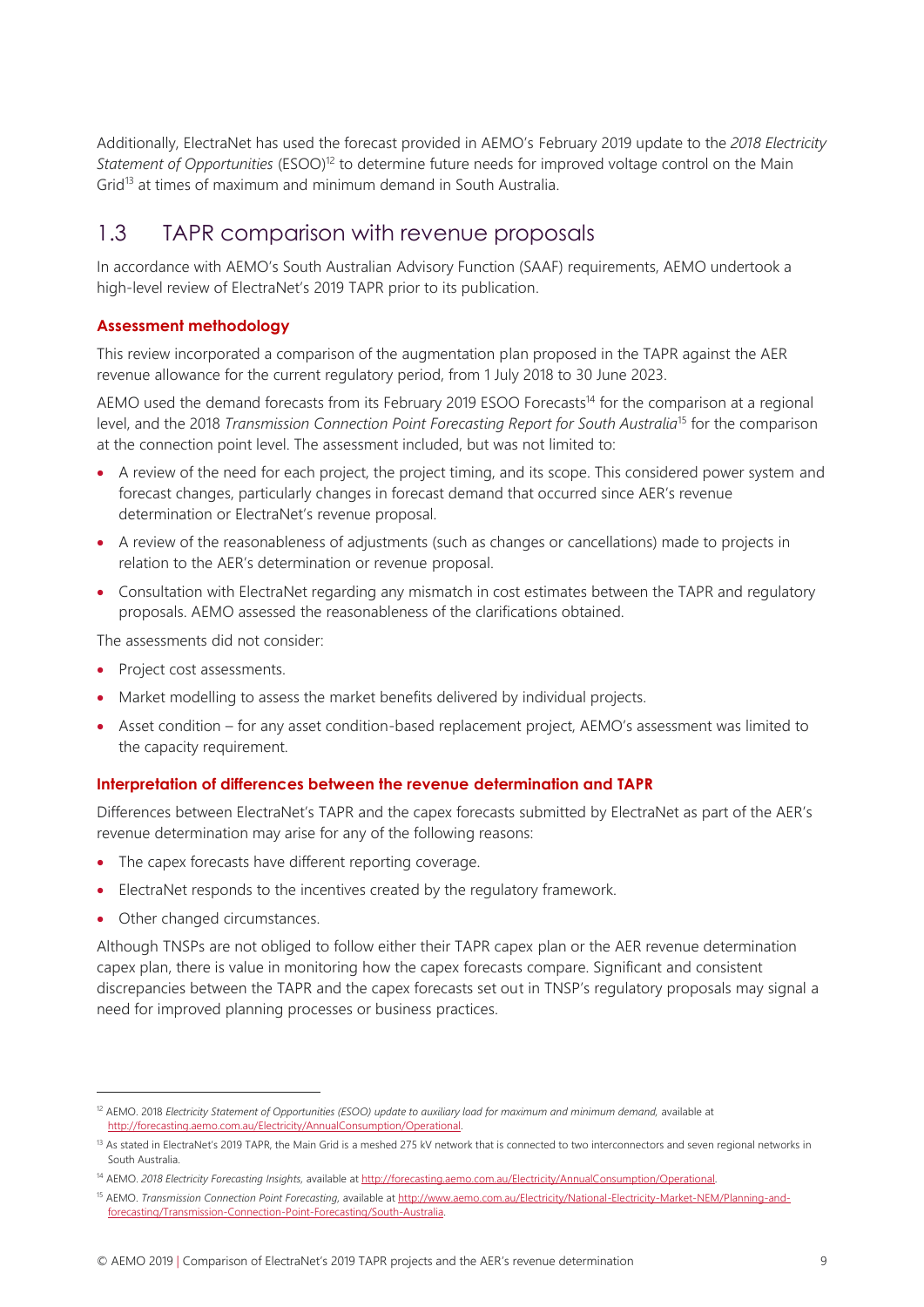Additionally, ElectraNet has used the forecast provided in AEMO's February 2019 update to the *2018 Electricity Statement of Opportunities* (ESOO)[12] to determine future needs for improved voltage control on the Main Grid[13] at times of maximum and minimum demand in South Australia.

## 1.3 TAPR comparison with revenue proposals

In accordance with AEMO's South Australian Advisory Function (SAAF) requirements, AEMO undertook a high-level review of ElectraNet's 2019 TAPR prior to its publication.

### Assessment methodology

This review incorporated a comparison of the augmentation plan proposed in the TAPR against the AER revenue allowance for the current regulatory period, from 1 July 2018 to 30 June 2023.

AEMO used the demand forecasts from its February 2019 ESOO Forecasts[14] for the comparison at a regional level, and the 2018 *Transmission Connection Point Forecasting Report for South Australia*[15] for the comparison at the connection point level. The assessment included, but was not limited to:

- A review of the need for each project, the project timing, and its scope. This considered power system and forecast changes, particularly changes in forecast demand that occurred since AER's revenue determination or ElectraNet's revenue proposal.
- A review of the reasonableness of adjustments (such as changes or cancellations) made to projects in relation to the AER's determination or revenue proposal.
- Consultation with ElectraNet regarding any mismatch in cost estimates between the TAPR and regulatory proposals. AEMO assessed the reasonableness of the clarifications obtained.

The assessments did not consider:

- Project cost assessments.
- Market modelling to assess the market benefits delivered by individual projects.
- Asset condition – for any asset condition-based replacement project, AEMO's assessment was limited to the capacity requirement.

### Interpretation of differences between the revenue determination and TAPR

Differences between ElectraNet's TAPR and the capex forecasts submitted by ElectraNet as part of the AER's revenue determination may arise for any of the following reasons:

- The capex forecasts have different reporting coverage.
- ElectraNet responds to the incentives created by the regulatory framework.
- Other changed circumstances.

Although TNSPs are not obliged to follow either their TAPR capex plan or the AER revenue determination capex plan, there is value in monitoring how the capex forecasts compare. Significant and consistent discrepancies between the TAPR and the capex forecasts set out in TNSP's regulatory proposals may signal a need for improved planning processes or business practices.

---

[12] AEMO. 2018 *Electricity Statement of Opportunities (ESOO) update to auxiliary load for maximum and minimum demand*, available at http://forecasting.aemo.com.au/Electricity/AnnualConsumption/Operational.

[13] As stated in ElectraNet's 2019 TAPR, the Main Grid is a meshed 275 kV network that is connected to two interconnectors and seven regional networks in South Australia.

[14] AEMO. *2018 Electricity Forecasting Insights*, available at http://forecasting.aemo.com.au/Electricity/AnnualConsumption/Operational.

[15] AEMO. *Transmission Connection Point Forecasting*, available at http://www.aemo.com.au/Electricity/National-Electricity-Market-NEM/Planning-and-forecasting/Transmission-Connection-Point-Forecasting/South-Australia.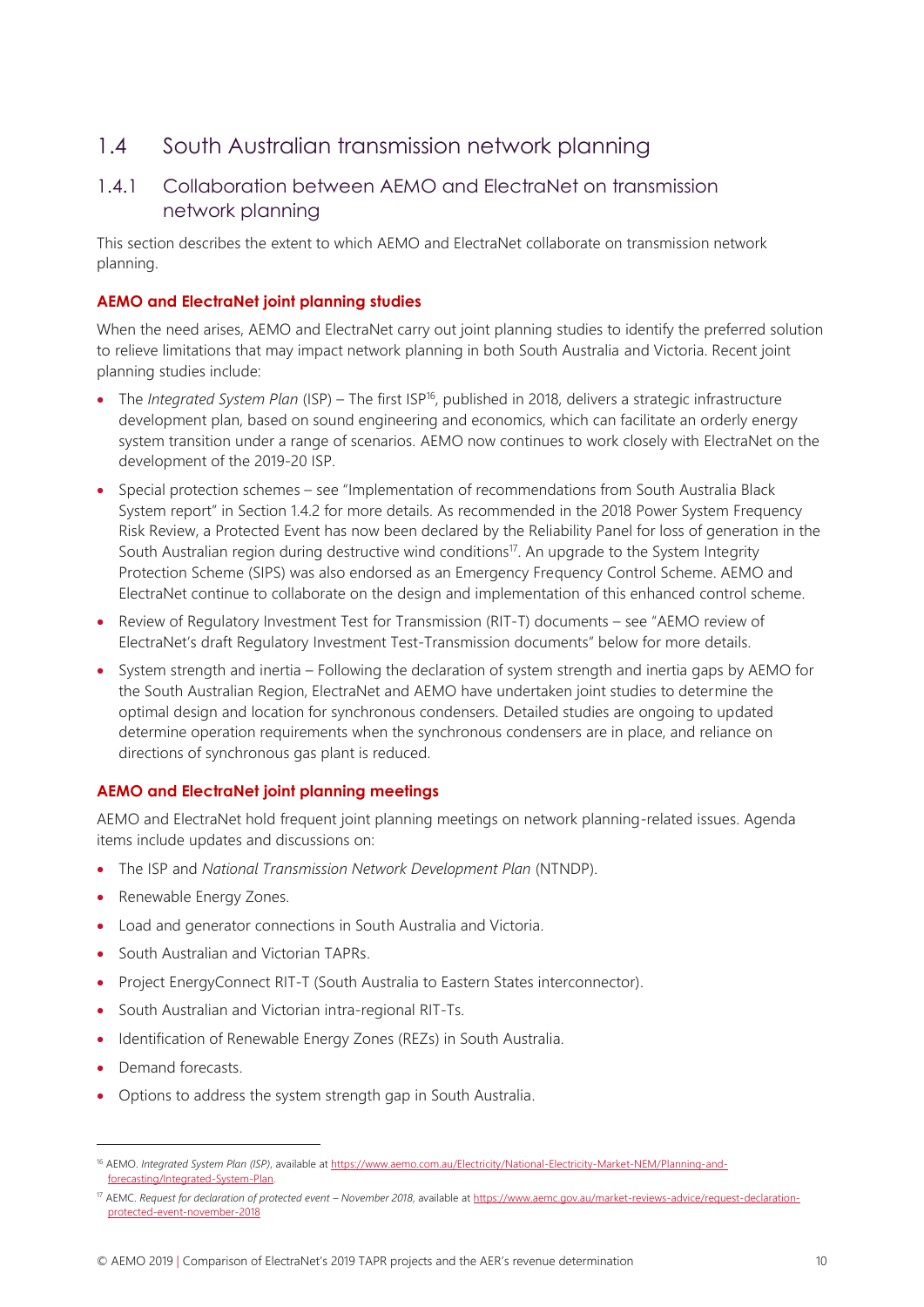## 1.4 South Australian transmission network planning

### 1.4.1 Collaboration between AEMO and ElectraNet on transmission network planning

This section describes the extent to which AEMO and ElectraNet collaborate on transmission network planning.

#### AEMO and ElectraNet joint planning studies

When the need arises, AEMO and ElectraNet carry out joint planning studies to identify the preferred solution to relieve limitations that may impact network planning in both South Australia and Victoria. Recent joint planning studies include:

- The *Integrated System Plan* (ISP) – The first ISP[16], published in 2018, delivers a strategic infrastructure development plan, based on sound engineering and economics, which can facilitate an orderly energy system transition under a range of scenarios. AEMO now continues to work closely with ElectraNet on the development of the 2019-20 ISP.
- Special protection schemes – see "Implementation of recommendations from South Australia Black System report" in Section 1.4.2 for more details. As recommended in the 2018 Power System Frequency Risk Review, a Protected Event has now been declared by the Reliability Panel for loss of generation in the South Australian region during destructive wind conditions[17]. An upgrade to the System Integrity Protection Scheme (SIPS) was also endorsed as an Emergency Frequency Control Scheme. AEMO and ElectraNet continue to collaborate on the design and implementation of this enhanced control scheme.
- Review of Regulatory Investment Test for Transmission (RIT-T) documents – see "AEMO review of ElectraNet's draft Regulatory Investment Test-Transmission documents" below for more details.
- System strength and inertia – Following the declaration of system strength and inertia gaps by AEMO for the South Australian Region, ElectraNet and AEMO have undertaken joint studies to determine the optimal design and location for synchronous condensers. Detailed studies are ongoing to updated determine operation requirements when the synchronous condensers are in place, and reliance on directions of synchronous gas plant is reduced.

#### AEMO and ElectraNet joint planning meetings

AEMO and ElectraNet hold frequent joint planning meetings on network planning-related issues. Agenda items include updates and discussions on:

- The ISP and *National Transmission Network Development Plan* (NTNDP).
- Renewable Energy Zones.
- Load and generator connections in South Australia and Victoria.
- South Australian and Victorian TAPRs.
- Project EnergyConnect RIT-T (South Australia to Eastern States interconnector).
- South Australian and Victorian intra-regional RIT-Ts.
- Identification of Renewable Energy Zones (REZs) in South Australia.
- Demand forecasts.
- Options to address the system strength gap in South Australia.

---

[16] AEMO. *Integrated System Plan (ISP)*, available at https://www.aemo.com.au/Electricity/National-Electricity-Market-NEM/Planning-and-forecasting/Integrated-System-Plan.

[17] AEMC. *Request for declaration of protected event – November 2018*, available at https://www.aemc.gov.au/market-reviews-advice/request-declaration-protected-event-november-2018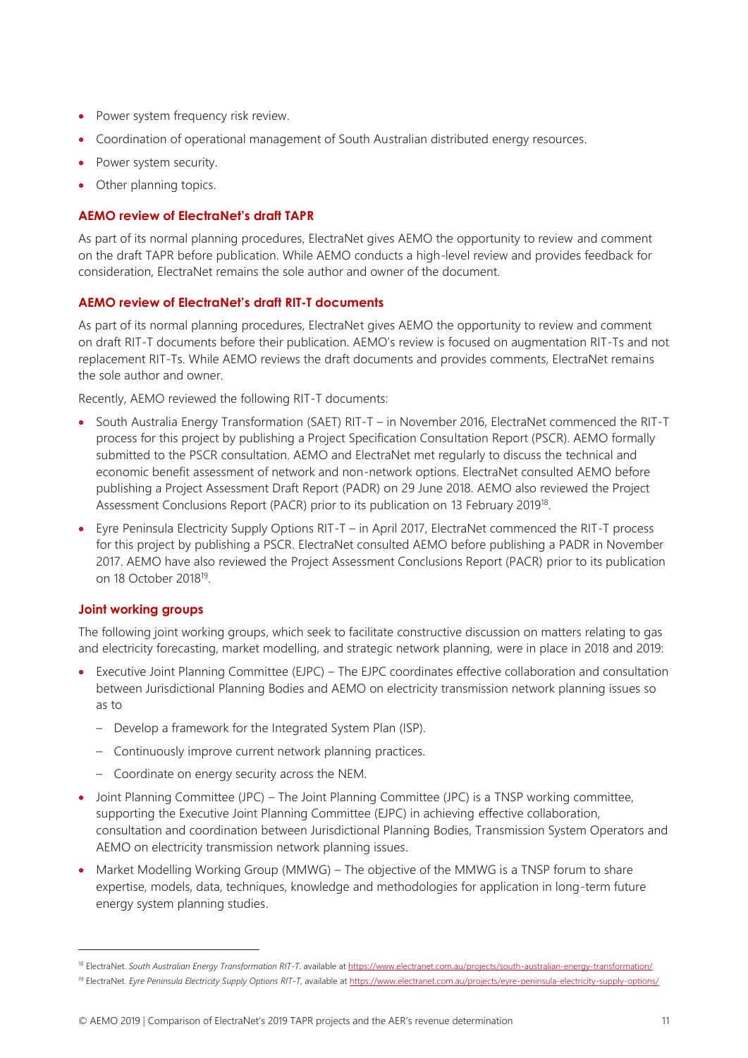- Power system frequency risk review.
- Coordination of operational management of South Australian distributed energy resources.
- Power system security.
- Other planning topics.

### AEMO review of ElectraNet's draft TAPR

As part of its normal planning procedures, ElectraNet gives AEMO the opportunity to review and comment on the draft TAPR before publication. While AEMO conducts a high-level review and provides feedback for consideration, ElectraNet remains the sole author and owner of the document.

### AEMO review of ElectraNet's draft RIT-T documents

As part of its normal planning procedures, ElectraNet gives AEMO the opportunity to review and comment on draft RIT-T documents before their publication. AEMO's review is focused on augmentation RIT-Ts and not replacement RIT-Ts. While AEMO reviews the draft documents and provides comments, ElectraNet remains the sole author and owner.

Recently, AEMO reviewed the following RIT-T documents:

- South Australia Energy Transformation (SAET) RIT-T – in November 2016, ElectraNet commenced the RIT-T process for this project by publishing a Project Specification Consultation Report (PSCR). AEMO formally submitted to the PSCR consultation. AEMO and ElectraNet met regularly to discuss the technical and economic benefit assessment of network and non-network options. ElectraNet consulted AEMO before publishing a Project Assessment Draft Report (PADR) on 29 June 2018. AEMO also reviewed the Project Assessment Conclusions Report (PACR) prior to its publication on 13 February 2019[18].
- Eyre Peninsula Electricity Supply Options RIT-T – in April 2017, ElectraNet commenced the RIT-T process for this project by publishing a PSCR. ElectraNet consulted AEMO before publishing a PADR in November 2017. AEMO have also reviewed the Project Assessment Conclusions Report (PACR) prior to its publication on 18 October 2018[19].

### Joint working groups

The following joint working groups, which seek to facilitate constructive discussion on matters relating to gas and electricity forecasting, market modelling, and strategic network planning, were in place in 2018 and 2019:

- Executive Joint Planning Committee (EJPC) – The EJPC coordinates effective collaboration and consultation between Jurisdictional Planning Bodies and AEMO on electricity transmission network planning issues so as to
  - Develop a framework for the Integrated System Plan (ISP).
  - Continuously improve current network planning practices.
  - Coordinate on energy security across the NEM.
- Joint Planning Committee (JPC) – The Joint Planning Committee (JPC) is a TNSP working committee, supporting the Executive Joint Planning Committee (EJPC) in achieving effective collaboration, consultation and coordination between Jurisdictional Planning Bodies, Transmission System Operators and AEMO on electricity transmission network planning issues.
- Market Modelling Working Group (MMWG) – The objective of the MMWG is a TNSP forum to share expertise, models, data, techniques, knowledge and methodologies for application in long-term future energy system planning studies.

---

[18] ElectraNet. *South Australian Energy Transformation RIT-T*. available at https://www.electranet.com.au/projects/south-australian-energy-transformation/

[19] ElectraNet. *Eyre Peninsula Electricity Supply Options RIT-T*, available at https://www.electranet.com.au/projects/eyre-peninsula-electricity-supply-options/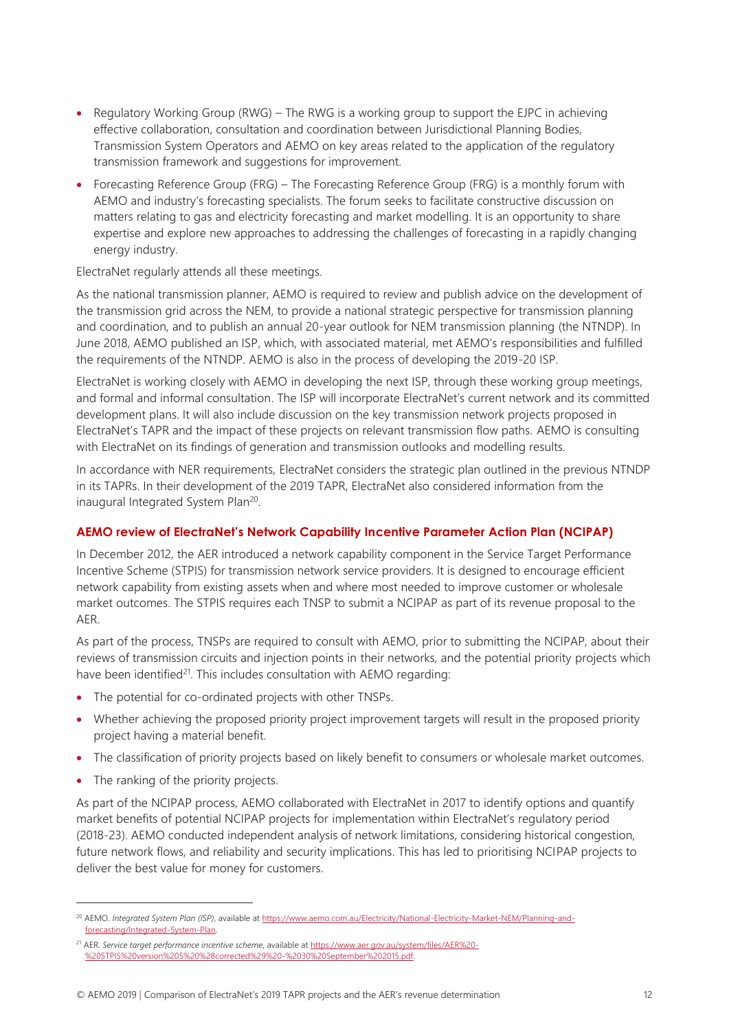- Regulatory Working Group (RWG) – The RWG is a working group to support the EJPC in achieving effective collaboration, consultation and coordination between Jurisdictional Planning Bodies, Transmission System Operators and AEMO on key areas related to the application of the regulatory transmission framework and suggestions for improvement.
- Forecasting Reference Group (FRG) – The Forecasting Reference Group (FRG) is a monthly forum with AEMO and industry's forecasting specialists. The forum seeks to facilitate constructive discussion on matters relating to gas and electricity forecasting and market modelling. It is an opportunity to share expertise and explore new approaches to addressing the challenges of forecasting in a rapidly changing energy industry.

ElectraNet regularly attends all these meetings.

As the national transmission planner, AEMO is required to review and publish advice on the development of the transmission grid across the NEM, to provide a national strategic perspective for transmission planning and coordination, and to publish an annual 20-year outlook for NEM transmission planning (the NTNDP). In June 2018, AEMO published an ISP, which, with associated material, met AEMO's responsibilities and fulfilled the requirements of the NTNDP. AEMO is also in the process of developing the 2019-20 ISP.

ElectraNet is working closely with AEMO in developing the next ISP, through these working group meetings, and formal and informal consultation. The ISP will incorporate ElectraNet's current network and its committed development plans. It will also include discussion on the key transmission network projects proposed in ElectraNet's TAPR and the impact of these projects on relevant transmission flow paths. AEMO is consulting with ElectraNet on its findings of generation and transmission outlooks and modelling results.

In accordance with NER requirements, ElectraNet considers the strategic plan outlined in the previous NTNDP in its TAPRs. In their development of the 2019 TAPR, ElectraNet also considered information from the inaugural Integrated System Plan[20].

### AEMO review of ElectraNet's Network Capability Incentive Parameter Action Plan (NCIPAP)

In December 2012, the AER introduced a network capability component in the Service Target Performance Incentive Scheme (STPIS) for transmission network service providers. It is designed to encourage efficient network capability from existing assets when and where most needed to improve customer or wholesale market outcomes. The STPIS requires each TNSP to submit a NCIPAP as part of its revenue proposal to the AER.

As part of the process, TNSPs are required to consult with AEMO, prior to submitting the NCIPAP, about their reviews of transmission circuits and injection points in their networks, and the potential priority projects which have been identified[21]. This includes consultation with AEMO regarding:

- The potential for co-ordinated projects with other TNSPs.
- Whether achieving the proposed priority project improvement targets will result in the proposed priority project having a material benefit.
- The classification of priority projects based on likely benefit to consumers or wholesale market outcomes.
- The ranking of the priority projects.

As part of the NCIPAP process, AEMO collaborated with ElectraNet in 2017 to identify options and quantify market benefits of potential NCIPAP projects for implementation within ElectraNet's regulatory period (2018-23). AEMO conducted independent analysis of network limitations, considering historical congestion, future network flows, and reliability and security implications. This has led to prioritising NCIPAP projects to deliver the best value for money for customers.

---

[20] AEMO. *Integrated System Plan (ISP)*, available at https://www.aemo.com.au/Electricity/National-Electricity-Market-NEM/Planning-and-forecasting/Integrated-System-Plan.

[21] AER. *Service target performance incentive scheme*, available at https://www.aer.gov.au/system/files/AER%20-%20STPIS%20version%205%20%28corrected%29%20-%2030%20September%202015.pdf.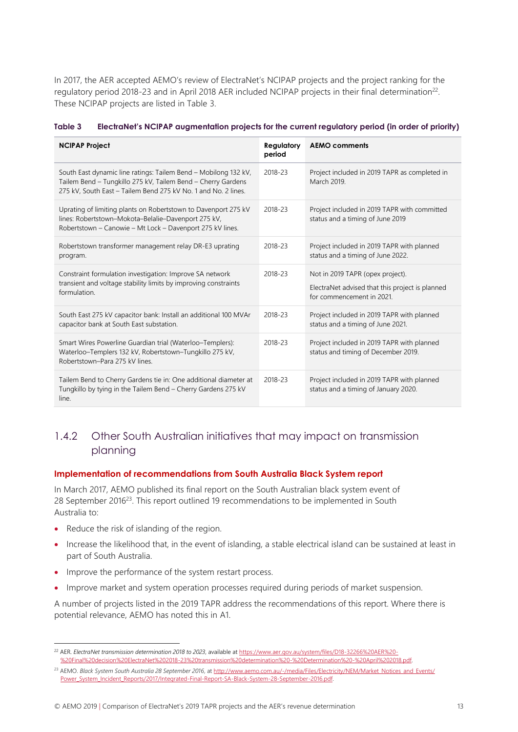In 2017, the AER accepted AEMO's review of ElectraNet's NCIPAP projects and the project ranking for the regulatory period 2018-23 and in April 2018 AER included NCIPAP projects in their final determination[22]. These NCIPAP projects are listed in Table 3.

**Table 3 ElectraNet's NCIPAP augmentation projects for the current regulatory period (in order of priority)**

| NCIPAP Project | Regulatory period | AEMO comments |
|---|---|---|
| South East dynamic line ratings: Tailem Bend – Mobilong 132 kV, Tailem Bend – Tungkillo 275 kV, Tailem Bend – Cherry Gardens 275 kV, South East – Tailem Bend 275 kV No. 1 and No. 2 lines. | 2018-23 | Project included in 2019 TAPR as completed in March 2019. |
| Uprating of limiting plants on Robertstown to Davenport 275 kV lines: Robertstown–Mokota–Belalie–Davenport 275 kV, Robertstown – Canowie – Mt Lock – Davenport 275 kV lines. | 2018-23 | Project included in 2019 TAPR with committed status and a timing of June 2019 |
| Robertstown transformer management relay DR-E3 uprating program. | 2018-23 | Project included in 2019 TAPR with planned status and a timing of June 2022. |
| Constraint formulation investigation: Improve SA network transient and voltage stability limits by improving constraints formulation. | 2018-23 | Not in 2019 TAPR (opex project).<br>ElectraNet advised that this project is planned for commencement in 2021. |
| South East 275 kV capacitor bank: Install an additional 100 MVAr capacitor bank at South East substation. | 2018-23 | Project included in 2019 TAPR with planned status and a timing of June 2021. |
| Smart Wires Powerline Guardian trial (Waterloo–Templers): Waterloo–Templers 132 kV, Robertstown–Tungkillo 275 kV, Robertstown–Para 275 kV lines. | 2018-23 | Project included in 2019 TAPR with planned status and timing of December 2019. |
| Tailem Bend to Cherry Gardens tie in: One additional diameter at Tungkillo by tying in the Tailem Bend – Cherry Gardens 275 kV line. | 2018-23 | Project included in 2019 TAPR with planned status and a timing of January 2020. |

## 1.4.2 Other South Australian initiatives that may impact on transmission planning

### Implementation of recommendations from South Australia Black System report

In March 2017, AEMO published its final report on the South Australian black system event of 28 September 2016[23]. This report outlined 19 recommendations to be implemented in South Australia to:

- Reduce the risk of islanding of the region.
- Increase the likelihood that, in the event of islanding, a stable electrical island can be sustained at least in part of South Australia.
- Improve the performance of the system restart process.
- Improve market and system operation processes required during periods of market suspension.

A number of projects listed in the 2019 TAPR address the recommendations of this report. Where there is potential relevance, AEMO has noted this in A1.

---

[22] AER. *ElectraNet transmission determination 2018 to 2023*, available at https://www.aer.gov.au/system/files/D18-32266%20AER%20-%20Final%20decision%20ElectraNet%202018-23%20transmission%20determination%20-%20Determination%20-%20April%202018.pdf.

[23] AEMO. *Black System South Australia 28 September 2016*, at http://www.aemo.com.au/-/media/Files/Electricity/NEM/Market_Notices_and_Events/Power_System_Incident_Reports/2017/Integrated-Final-Report-SA-Black-System-28-September-2016.pdf.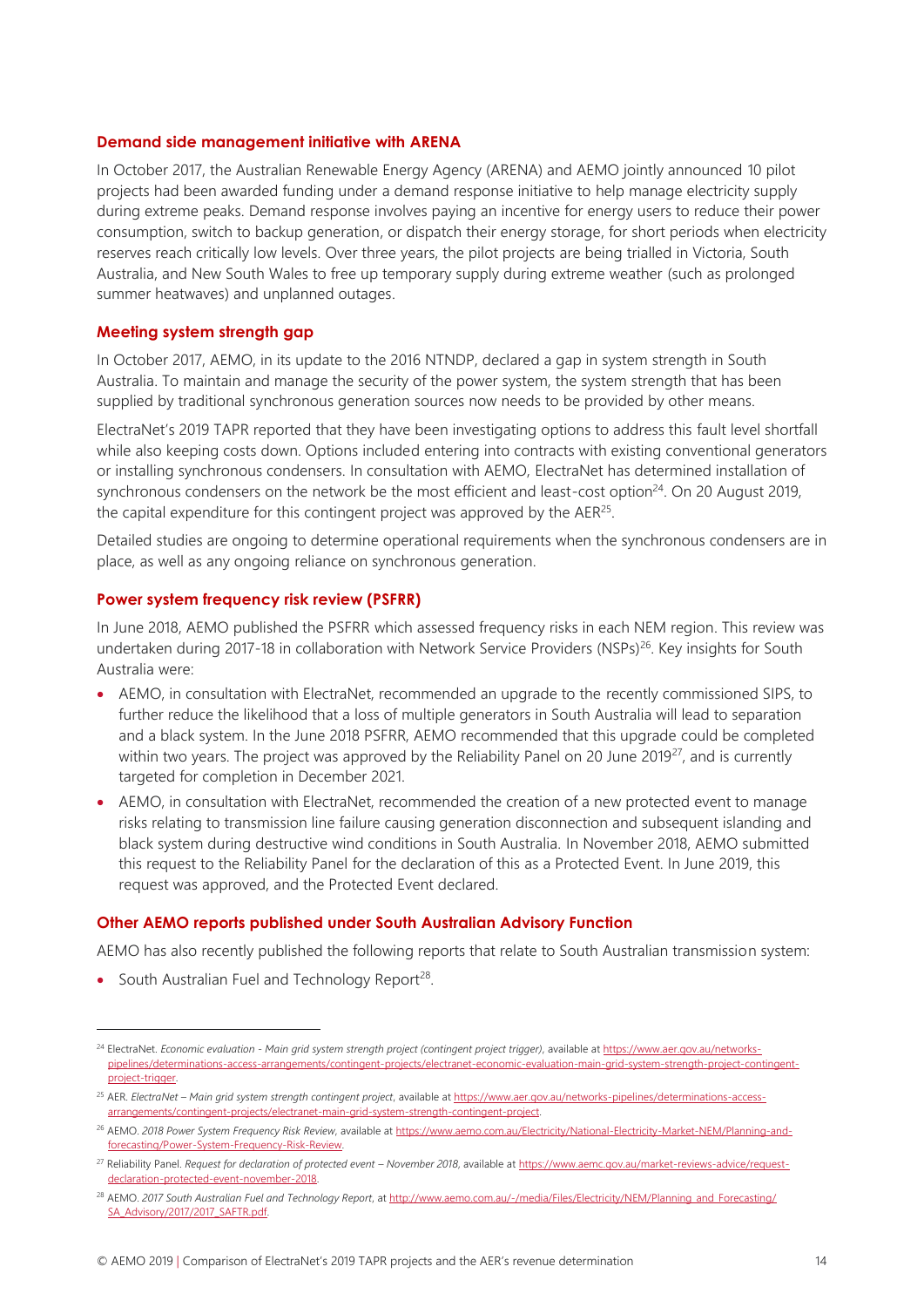### Demand side management initiative with ARENA

In October 2017, the Australian Renewable Energy Agency (ARENA) and AEMO jointly announced 10 pilot projects had been awarded funding under a demand response initiative to help manage electricity supply during extreme peaks. Demand response involves paying an incentive for energy users to reduce their power consumption, switch to backup generation, or dispatch their energy storage, for short periods when electricity reserves reach critically low levels. Over three years, the pilot projects are being trialled in Victoria, South Australia, and New South Wales to free up temporary supply during extreme weather (such as prolonged summer heatwaves) and unplanned outages.

### Meeting system strength gap

In October 2017, AEMO, in its update to the 2016 NTNDP, declared a gap in system strength in South Australia. To maintain and manage the security of the power system, the system strength that has been supplied by traditional synchronous generation sources now needs to be provided by other means.

ElectraNet's 2019 TAPR reported that they have been investigating options to address this fault level shortfall while also keeping costs down. Options included entering into contracts with existing conventional generators or installing synchronous condensers. In consultation with AEMO, ElectraNet has determined installation of synchronous condensers on the network be the most efficient and least-cost option[24]. On 20 August 2019, the capital expenditure for this contingent project was approved by the AER[25].

Detailed studies are ongoing to determine operational requirements when the synchronous condensers are in place, as well as any ongoing reliance on synchronous generation.

### Power system frequency risk review (PSFRR)

In June 2018, AEMO published the PSFRR which assessed frequency risks in each NEM region. This review was undertaken during 2017-18 in collaboration with Network Service Providers (NSPs)[26]. Key insights for South Australia were:

- AEMO, in consultation with ElectraNet, recommended an upgrade to the recently commissioned SIPS, to further reduce the likelihood that a loss of multiple generators in South Australia will lead to separation and a black system. In the June 2018 PSFRR, AEMO recommended that this upgrade could be completed within two years. The project was approved by the Reliability Panel on 20 June 2019[27], and is currently targeted for completion in December 2021.
- AEMO, in consultation with ElectraNet, recommended the creation of a new protected event to manage risks relating to transmission line failure causing generation disconnection and subsequent islanding and black system during destructive wind conditions in South Australia. In November 2018, AEMO submitted this request to the Reliability Panel for the declaration of this as a Protected Event. In June 2019, this request was approved, and the Protected Event declared.

### Other AEMO reports published under South Australian Advisory Function

AEMO has also recently published the following reports that relate to South Australian transmission system:

- South Australian Fuel and Technology Report[28].

---

[24] ElectraNet. *Economic evaluation - Main grid system strength project (contingent project trigger)*, available at https://www.aer.gov.au/networks-pipelines/determinations-access-arrangements/contingent-projects/electranet-economic-evaluation-main-grid-system-strength-project-contingent-project-trigger.

[25] AER. *ElectraNet – Main grid system strength contingent project*, available at https://www.aer.gov.au/networks-pipelines/determinations-access-arrangements/contingent-projects/electranet-main-grid-system-strength-contingent-project.

[26] AEMO. *2018 Power System Frequency Risk Review*, available at https://www.aemo.com.au/Electricity/National-Electricity-Market-NEM/Planning-and-forecasting/Power-System-Frequency-Risk-Review.

[27] Reliability Panel. *Request for declaration of protected event – November 2018*, available at https://www.aemc.gov.au/market-reviews-advice/request-declaration-protected-event-november-2018.

[28] AEMO. *2017 South Australian Fuel and Technology Report*, at http://www.aemo.com.au/-/media/Files/Electricity/NEM/Planning_and_Forecasting/SA_Advisory/2017/2017_SAFTR.pdf.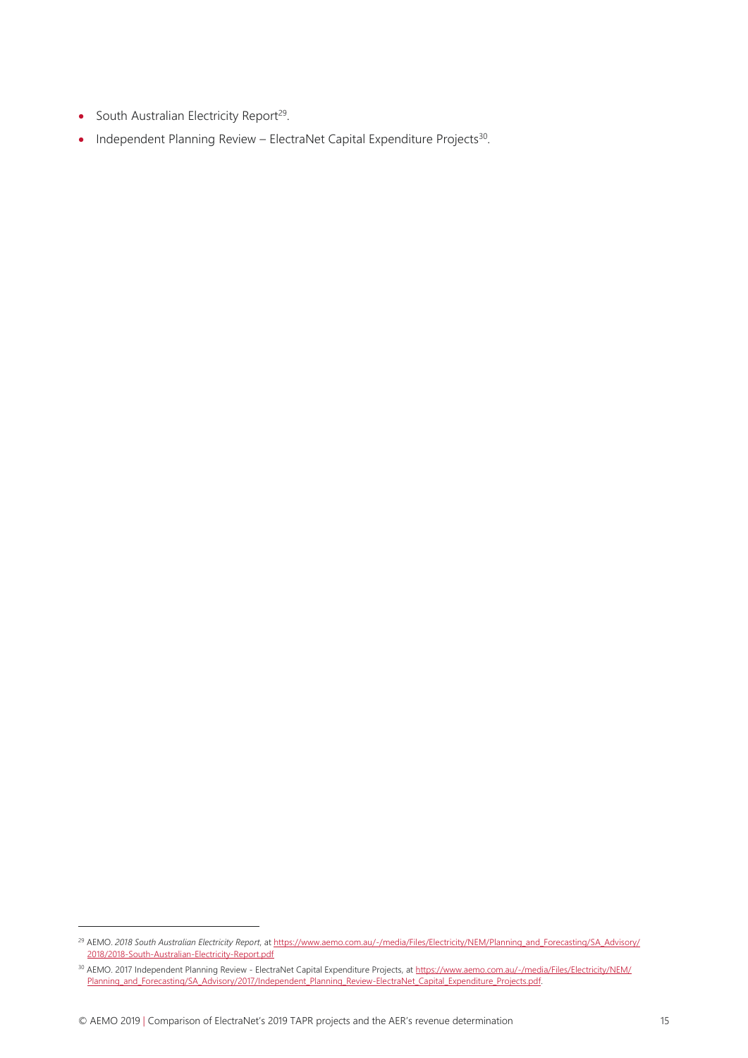- South Australian Electricity Report[29].
- Independent Planning Review – ElectraNet Capital Expenditure Projects[30].

[29] AEMO. *2018 South Australian Electricity Report*, at https://www.aemo.com.au/-/media/Files/Electricity/NEM/Planning_and_Forecasting/SA_Advisory/2018/2018-South-Australian-Electricity-Report.pdf

[30] AEMO. 2017 Independent Planning Review - ElectraNet Capital Expenditure Projects, at https://www.aemo.com.au/-/media/Files/Electricity/NEM/Planning_and_Forecasting/SA_Advisory/2017/Independent_Planning_Review-ElectraNet_Capital_Expenditure_Projects.pdf.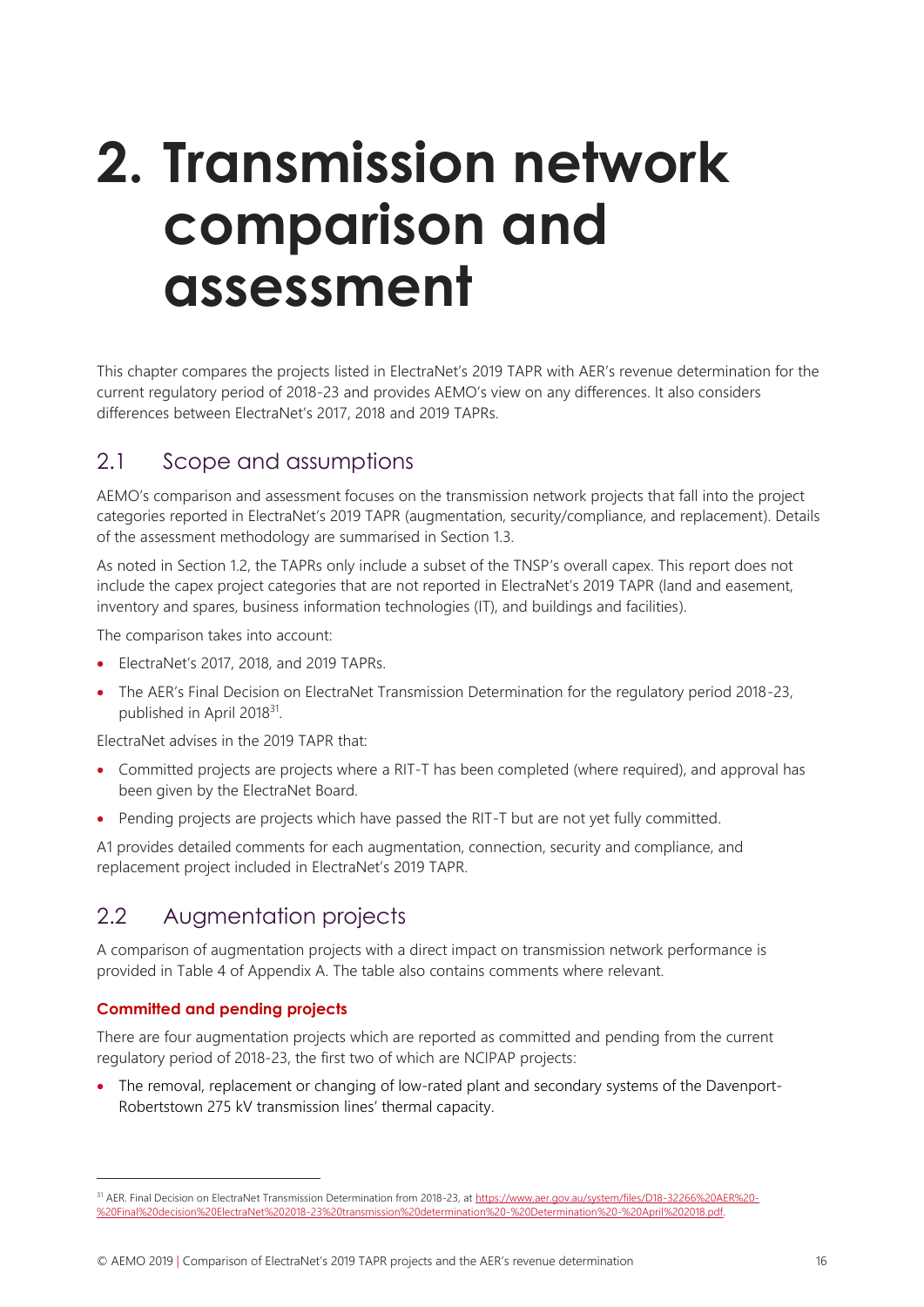# 2. Transmission network comparison and assessment

This chapter compares the projects listed in ElectraNet's 2019 TAPR with AER's revenue determination for the current regulatory period of 2018-23 and provides AEMO's view on any differences. It also considers differences between ElectraNet's 2017, 2018 and 2019 TAPRs.

## 2.1 Scope and assumptions

AEMO's comparison and assessment focuses on the transmission network projects that fall into the project categories reported in ElectraNet's 2019 TAPR (augmentation, security/compliance, and replacement). Details of the assessment methodology are summarised in Section 1.3.

As noted in Section 1.2, the TAPRs only include a subset of the TNSP's overall capex. This report does not include the capex project categories that are not reported in ElectraNet's 2019 TAPR (land and easement, inventory and spares, business information technologies (IT), and buildings and facilities).

The comparison takes into account:

- ElectraNet's 2017, 2018, and 2019 TAPRs.
- The AER's Final Decision on ElectraNet Transmission Determination for the regulatory period 2018-23, published in April 2018[31].

ElectraNet advises in the 2019 TAPR that:

- Committed projects are projects where a RIT-T has been completed (where required), and approval has been given by the ElectraNet Board.
- Pending projects are projects which have passed the RIT-T but are not yet fully committed.

A1 provides detailed comments for each augmentation, connection, security and compliance, and replacement project included in ElectraNet's 2019 TAPR.

## 2.2 Augmentation projects

A comparison of augmentation projects with a direct impact on transmission network performance is provided in Table 4 of Appendix A. The table also contains comments where relevant.

**Committed and pending projects**

There are four augmentation projects which are reported as committed and pending from the current regulatory period of 2018-23, the first two of which are NCIPAP projects:

- The removal, replacement or changing of low-rated plant and secondary systems of the Davenport-Robertstown 275 kV transmission lines' thermal capacity.

[31] AER. Final Decision on ElectraNet Transmission Determination from 2018-23, at https://www.aer.gov.au/system/files/D18-32266%20AER%20-%20Final%20decision%20ElectraNet%202018-23%20transmission%20determination%20-%20Determination%20-%20April%202018.pdf.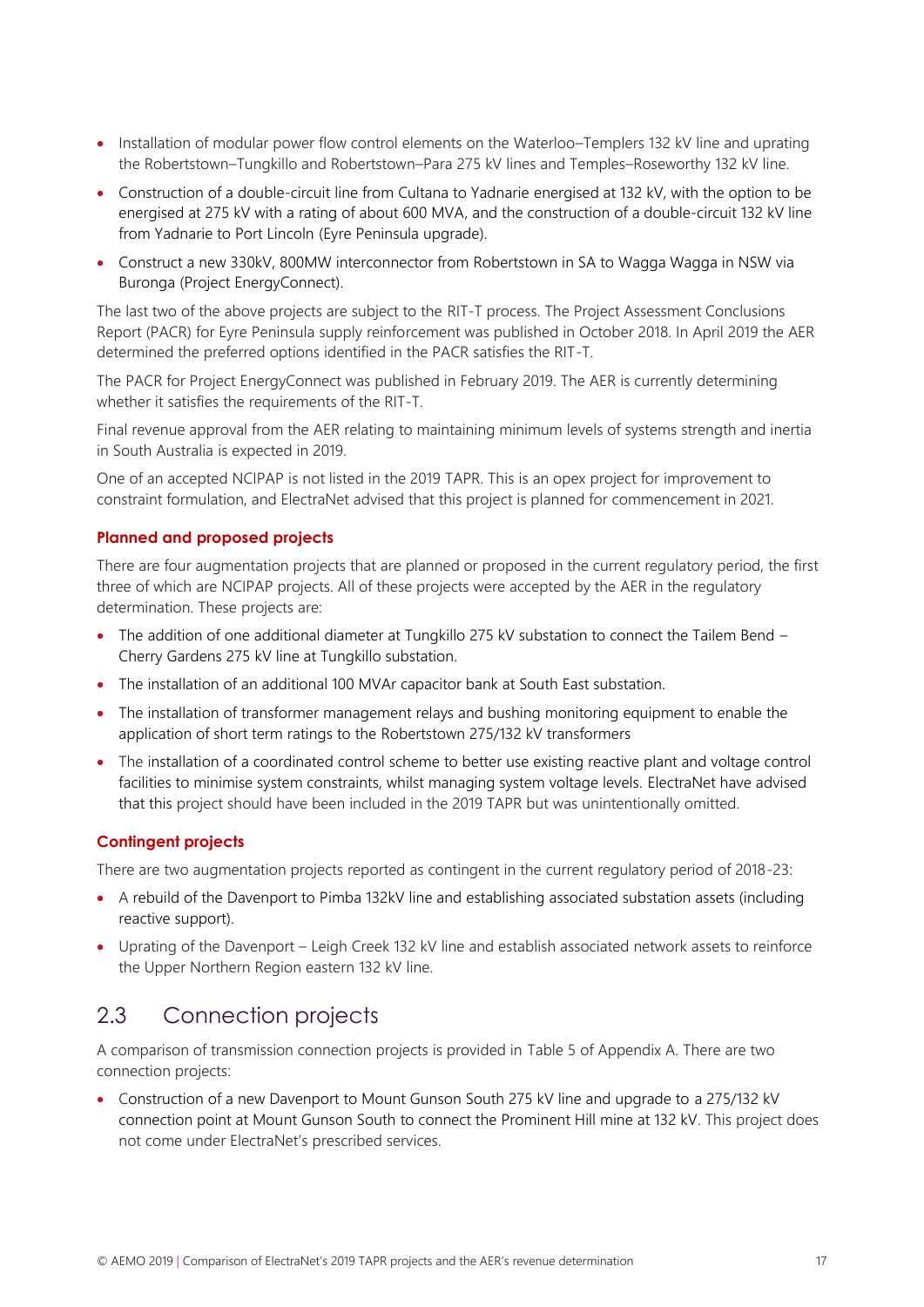- Installation of modular power flow control elements on the Waterloo–Templers 132 kV line and uprating the Robertstown–Tungkillo and Robertstown–Para 275 kV lines and Temples–Roseworthy 132 kV line.
- Construction of a double-circuit line from Cultana to Yadnarie energised at 132 kV, with the option to be energised at 275 kV with a rating of about 600 MVA, and the construction of a double-circuit 132 kV line from Yadnarie to Port Lincoln (Eyre Peninsula upgrade).
- Construct a new 330kV, 800MW interconnector from Robertstown in SA to Wagga Wagga in NSW via Buronga (Project EnergyConnect).

The last two of the above projects are subject to the RIT-T process. The Project Assessment Conclusions Report (PACR) for Eyre Peninsula supply reinforcement was published in October 2018. In April 2019 the AER determined the preferred options identified in the PACR satisfies the RIT-T.

The PACR for Project EnergyConnect was published in February 2019. The AER is currently determining whether it satisfies the requirements of the RIT-T.

Final revenue approval from the AER relating to maintaining minimum levels of systems strength and inertia in South Australia is expected in 2019.

One of an accepted NCIPAP is not listed in the 2019 TAPR. This is an opex project for improvement to constraint formulation, and ElectraNet advised that this project is planned for commencement in 2021.

#### Planned and proposed projects

There are four augmentation projects that are planned or proposed in the current regulatory period, the first three of which are NCIPAP projects. All of these projects were accepted by the AER in the regulatory determination. These projects are:

- The addition of one additional diameter at Tungkillo 275 kV substation to connect the Tailem Bend – Cherry Gardens 275 kV line at Tungkillo substation.
- The installation of an additional 100 MVAr capacitor bank at South East substation.
- The installation of transformer management relays and bushing monitoring equipment to enable the application of short term ratings to the Robertstown 275/132 kV transformers
- The installation of a coordinated control scheme to better use existing reactive plant and voltage control facilities to minimise system constraints, whilst managing system voltage levels. ElectraNet have advised that this project should have been included in the 2019 TAPR but was unintentionally omitted.

#### Contingent projects

There are two augmentation projects reported as contingent in the current regulatory period of 2018-23:

- A rebuild of the Davenport to Pimba 132kV line and establishing associated substation assets (including reactive support).
- Uprating of the Davenport – Leigh Creek 132 kV line and establish associated network assets to reinforce the Upper Northern Region eastern 132 kV line.

## 2.3 Connection projects

A comparison of transmission connection projects is provided in Table 5 of Appendix A. There are two connection projects:

- Construction of a new Davenport to Mount Gunson South 275 kV line and upgrade to a 275/132 kV connection point at Mount Gunson South to connect the Prominent Hill mine at 132 kV. This project does not come under ElectraNet's prescribed services.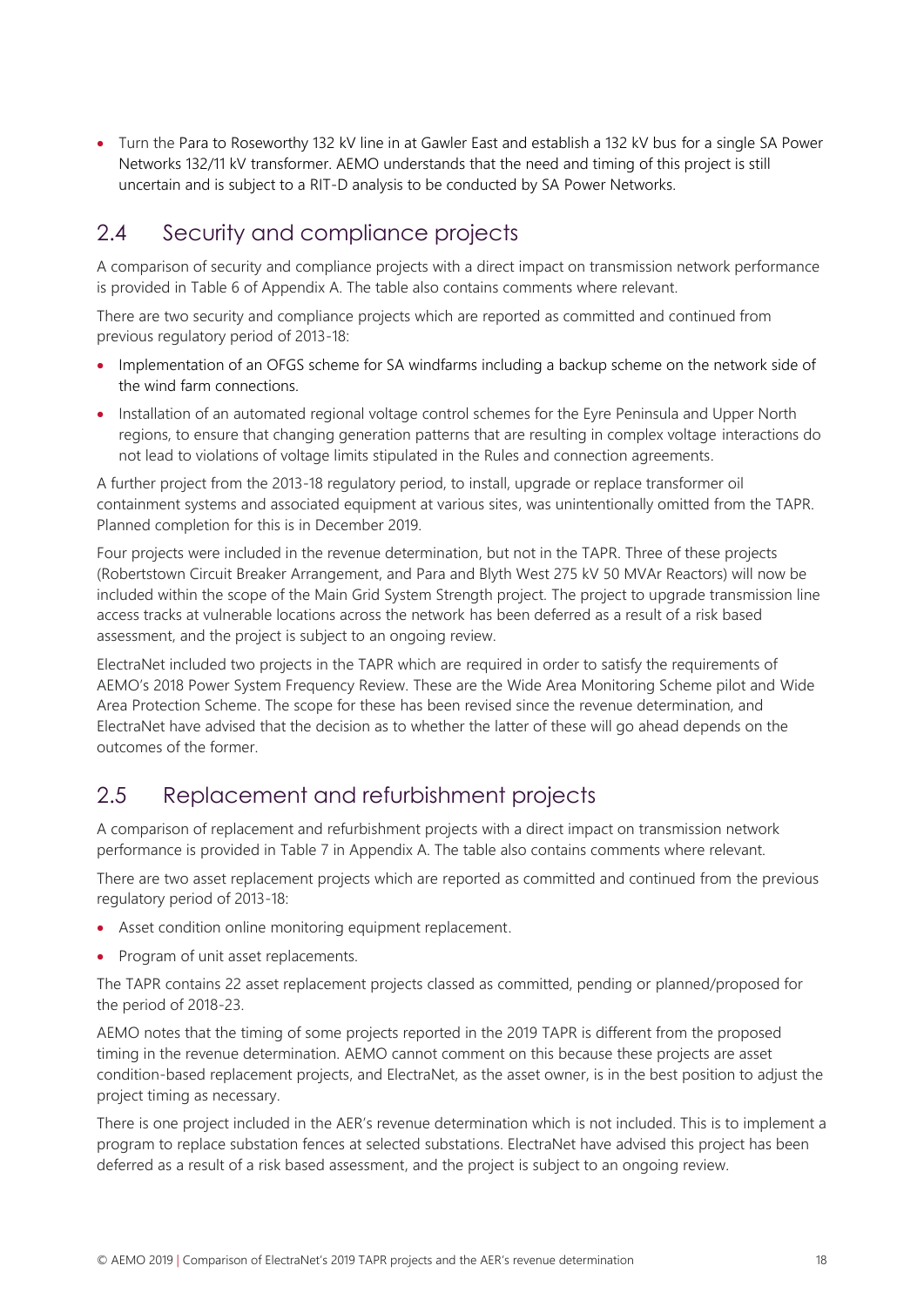- Turn the Para to Roseworthy 132 kV line in at Gawler East and establish a 132 kV bus for a single SA Power Networks 132/11 kV transformer. AEMO understands that the need and timing of this project is still uncertain and is subject to a RIT-D analysis to be conducted by SA Power Networks.

## 2.4 Security and compliance projects

A comparison of security and compliance projects with a direct impact on transmission network performance is provided in Table 6 of Appendix A. The table also contains comments where relevant.

There are two security and compliance projects which are reported as committed and continued from previous regulatory period of 2013-18:

- Implementation of an OFGS scheme for SA windfarms including a backup scheme on the network side of the wind farm connections.
- Installation of an automated regional voltage control schemes for the Eyre Peninsula and Upper North regions, to ensure that changing generation patterns that are resulting in complex voltage interactions do not lead to violations of voltage limits stipulated in the Rules and connection agreements.

A further project from the 2013-18 regulatory period, to install, upgrade or replace transformer oil containment systems and associated equipment at various sites, was unintentionally omitted from the TAPR. Planned completion for this is in December 2019.

Four projects were included in the revenue determination, but not in the TAPR. Three of these projects (Robertstown Circuit Breaker Arrangement, and Para and Blyth West 275 kV 50 MVAr Reactors) will now be included within the scope of the Main Grid System Strength project. The project to upgrade transmission line access tracks at vulnerable locations across the network has been deferred as a result of a risk based assessment, and the project is subject to an ongoing review.

ElectraNet included two projects in the TAPR which are required in order to satisfy the requirements of AEMO's 2018 Power System Frequency Review. These are the Wide Area Monitoring Scheme pilot and Wide Area Protection Scheme. The scope for these has been revised since the revenue determination, and ElectraNet have advised that the decision as to whether the latter of these will go ahead depends on the outcomes of the former.

## 2.5 Replacement and refurbishment projects

A comparison of replacement and refurbishment projects with a direct impact on transmission network performance is provided in Table 7 in Appendix A. The table also contains comments where relevant.

There are two asset replacement projects which are reported as committed and continued from the previous regulatory period of 2013-18:

- Asset condition online monitoring equipment replacement.
- Program of unit asset replacements.

The TAPR contains 22 asset replacement projects classed as committed, pending or planned/proposed for the period of 2018-23.

AEMO notes that the timing of some projects reported in the 2019 TAPR is different from the proposed timing in the revenue determination. AEMO cannot comment on this because these projects are asset condition-based replacement projects, and ElectraNet, as the asset owner, is in the best position to adjust the project timing as necessary.

There is one project included in the AER's revenue determination which is not included. This is to implement a program to replace substation fences at selected substations. ElectraNet have advised this project has been deferred as a result of a risk based assessment, and the project is subject to an ongoing review.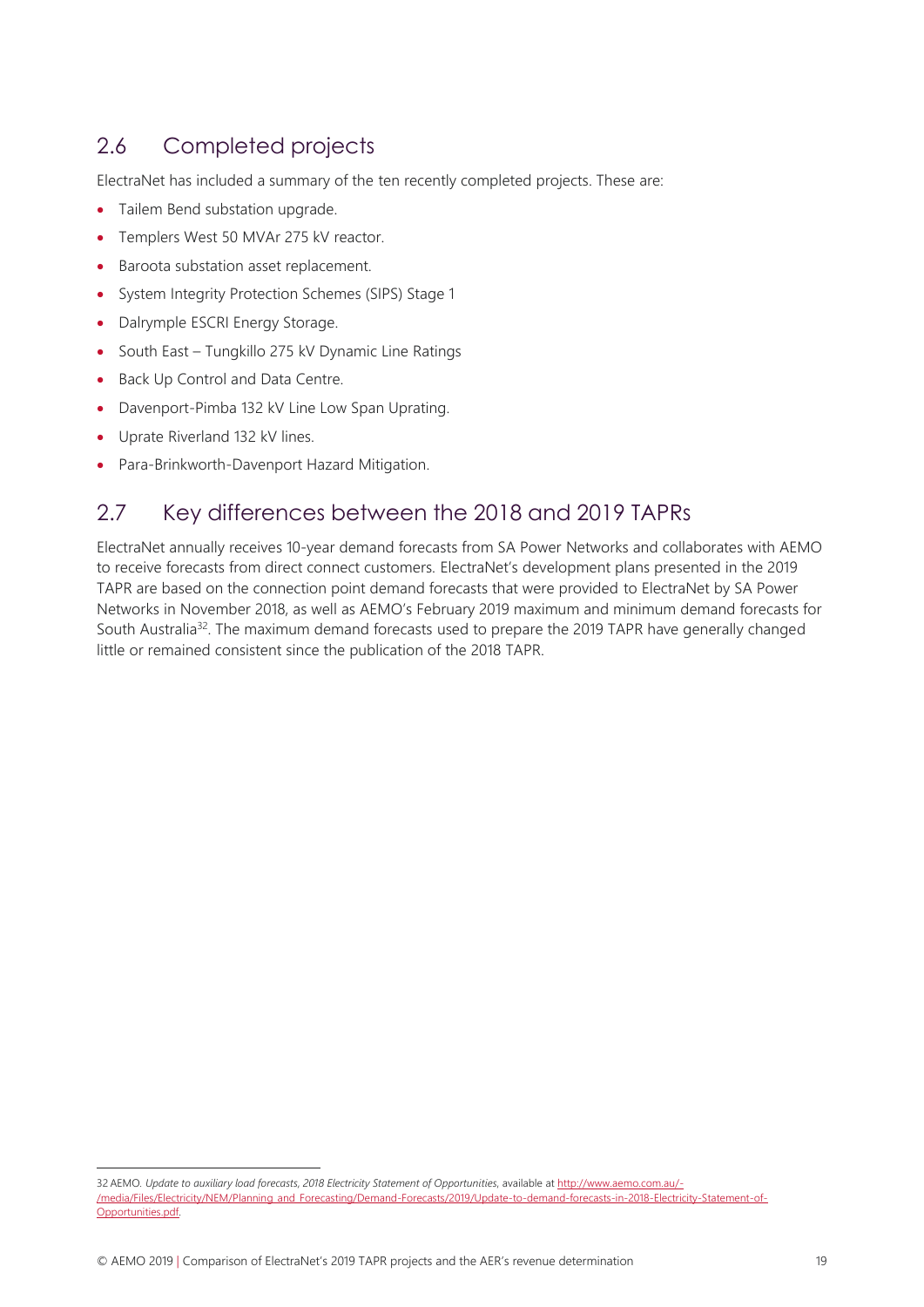## 2.6 Completed projects

ElectraNet has included a summary of the ten recently completed projects. These are:

- Tailem Bend substation upgrade.
- Templers West 50 MVAr 275 kV reactor.
- Baroota substation asset replacement.
- System Integrity Protection Schemes (SIPS) Stage 1
- Dalrymple ESCRI Energy Storage.
- South East – Tungkillo 275 kV Dynamic Line Ratings
- Back Up Control and Data Centre.
- Davenport-Pimba 132 kV Line Low Span Uprating.
- Uprate Riverland 132 kV lines.
- Para-Brinkworth-Davenport Hazard Mitigation.

## 2.7 Key differences between the 2018 and 2019 TAPRs

ElectraNet annually receives 10-year demand forecasts from SA Power Networks and collaborates with AEMO to receive forecasts from direct connect customers. ElectraNet's development plans presented in the 2019 TAPR are based on the connection point demand forecasts that were provided to ElectraNet by SA Power Networks in November 2018, as well as AEMO's February 2019 maximum and minimum demand forecasts for South Australia[32]. The maximum demand forecasts used to prepare the 2019 TAPR have generally changed little or remained consistent since the publication of the 2018 TAPR.

---

32 AEMO. *Update to auxiliary load forecasts, 2018 Electricity Statement of Opportunities*, available at http://www.aemo.com.au/-/media/Files/Electricity/NEM/Planning_and_Forecasting/Demand-Forecasts/2019/Update-to-demand-forecasts-in-2018-Electricity-Statement-of-Opportunities.pdf.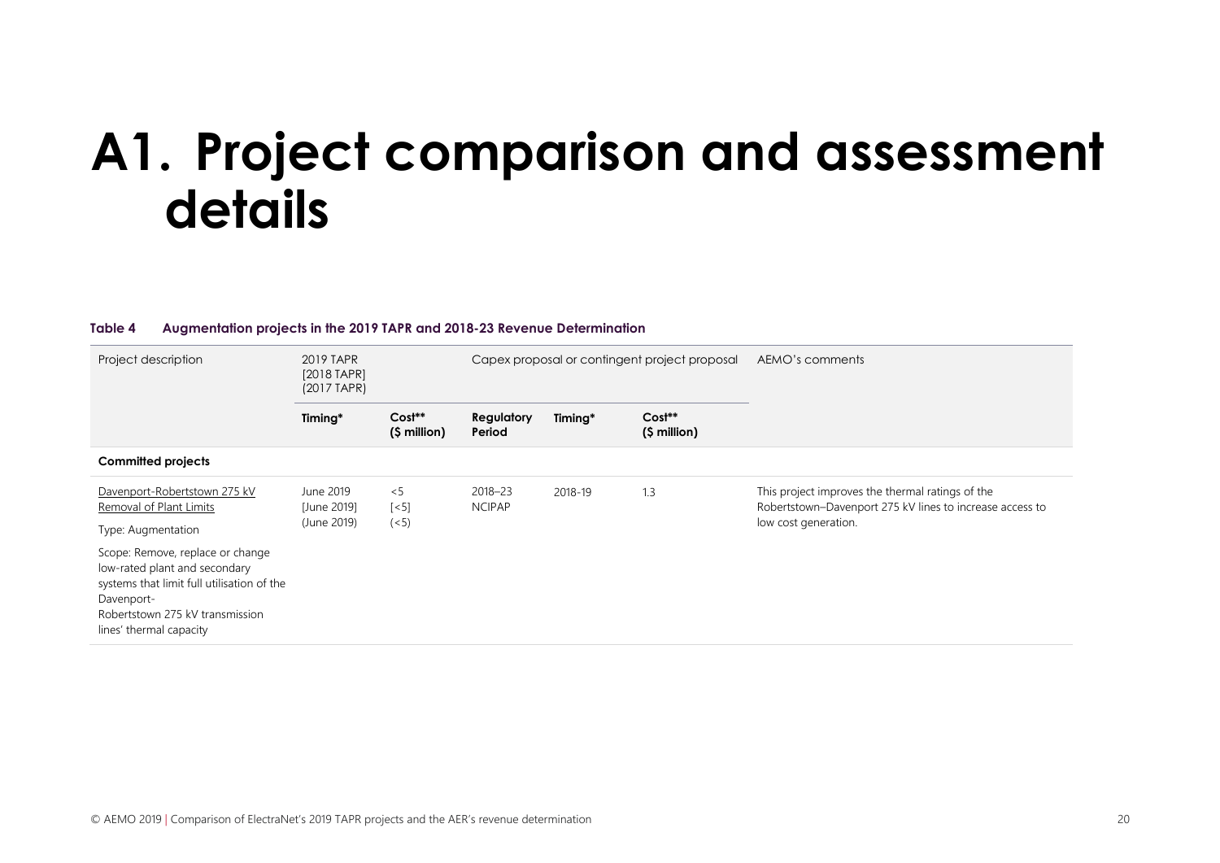# A1. Project comparison and assessment details

**Table 4 Augmentation projects in the 2019 TAPR and 2018-23 Revenue Determination**

| Project description | 2019 TAPR [2018 TAPR] (2017 TAPR) | | Capex proposal or contingent project proposal | | | AEMO's comments |
|---|---|---|---|---|---|---|
| | **Timing*** | **Cost** ($ million)** | **Regulatory Period** | **Timing*** | **Cost** ($ million)** | |
| **Committed projects** | | | | | | |
| Davenport-Robertstown 275 kV Removal of Plant Limits<br>Type: Augmentation<br>Scope: Remove, replace or change low-rated plant and secondary systems that limit full utilisation of the Davenport-Robertstown 275 kV transmission lines' thermal capacity | June 2019<br>[June 2019]<br>(June 2019) | <5<br>[<5]<br>(<5) | 2018–23 NCIPAP | 2018-19 | 1.3 | This project improves the thermal ratings of the Robertstown–Davenport 275 kV lines to increase access to low cost generation. |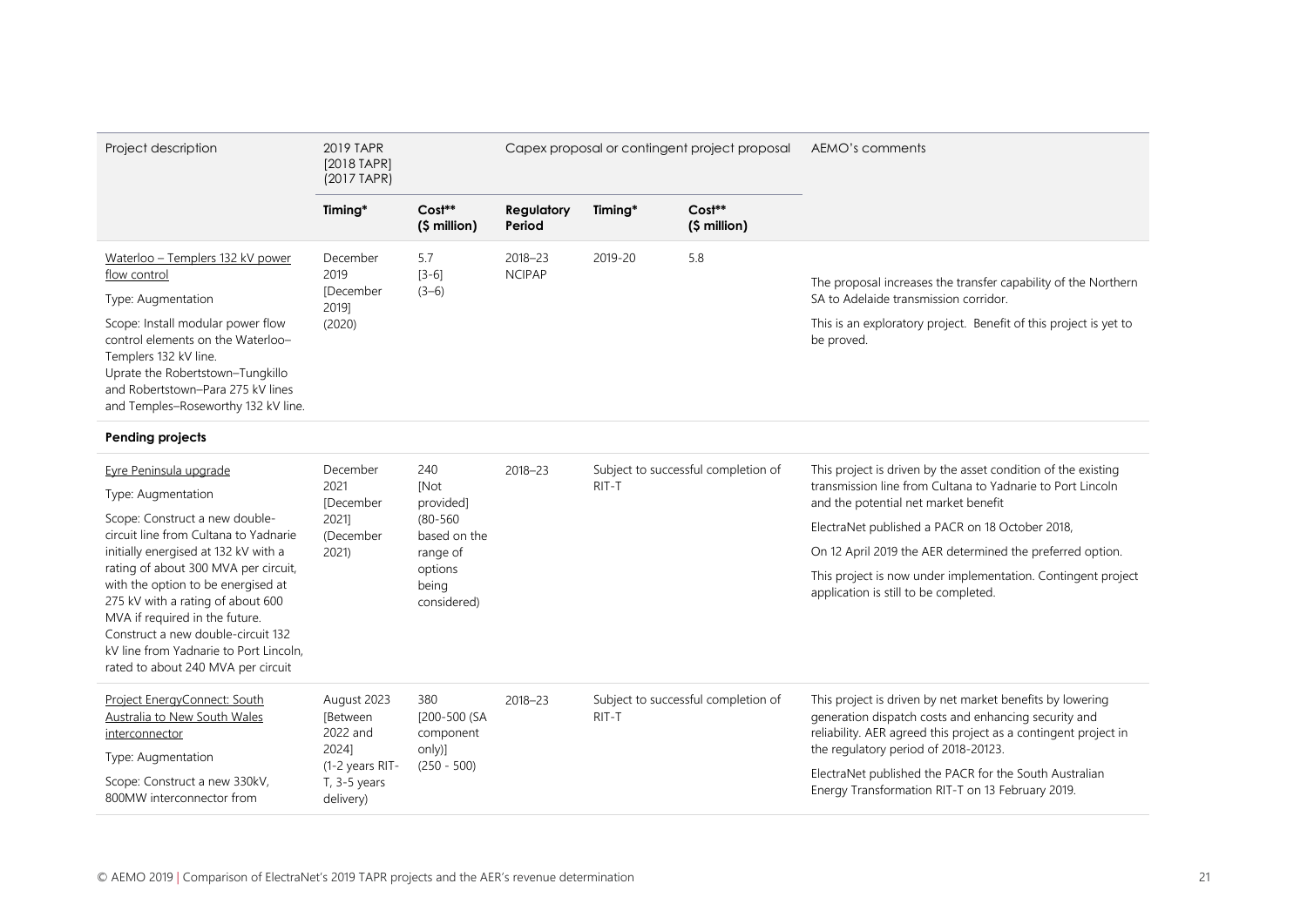| Project description | 2019 TAPR [2018 TAPR] (2017 TAPR) | | Capex proposal or contingent project proposal | | | AEMO's comments |
|---|---|---|---|---|---|---|
| | **Timing*** | **Cost** ($ million)** | **Regulatory Period** | **Timing*** | **Cost** ($ million)** | |
| Waterloo – Templers 132 kV power flow control<br>Type: Augmentation<br>Scope: Install modular power flow control elements on the Waterloo–Templers 132 kV line.<br>Uprate the Robertstown–Tungkillo and Robertstown–Para 275 kV lines and Temples–Roseworthy 132 kV line. | December 2019 [December 2019] (2020) | 5.7 [3-6] (3–6) | 2018–23 NCIPAP | 2019-20 | 5.8 | The proposal increases the transfer capability of the Northern SA to Adelaide transmission corridor.<br>This is an exploratory project. Benefit of this project is yet to be proved. |
| **Pending projects** | | | | | | |
| Eyre Peninsula upgrade<br>Type: Augmentation<br>Scope: Construct a new double-circuit line from Cultana to Yadnarie initially energised at 132 kV with a rating of about 300 MVA per circuit, with the option to be energised at 275 kV with a rating of about 600 MVA if required in the future.<br>Construct a new double-circuit 132 kV line from Yadnarie to Port Lincoln, rated to about 240 MVA per circuit | December 2021 [December 2021] (December 2021) | 240 [Not provided] (80-560 based on the range of options being considered) | 2018–23 | Subject to successful completion of RIT-T | | This project is driven by the asset condition of the existing transmission line from Cultana to Yadnarie to Port Lincoln and the potential net market benefit<br>ElectraNet published a PACR on 18 October 2018,<br>On 12 April 2019 the AER determined the preferred option.<br>This project is now under implementation. Contingent project application is still to be completed. |
| Project EnergyConnect: South Australia to New South Wales interconnector<br>Type: Augmentation<br>Scope: Construct a new 330kV, 800MW interconnector from | August 2023 [Between 2022 and 2024] (1-2 years RIT-T, 3-5 years delivery) | 380 [200-500 (SA component only)] (250 - 500) | 2018–23 | Subject to successful completion of RIT-T | | This project is driven by net market benefits by lowering generation dispatch costs and enhancing security and reliability. AER agreed this project as a contingent project in the regulatory period of 2018-20123.<br>ElectraNet published the PACR for the South Australian Energy Transformation RIT-T on 13 February 2019. |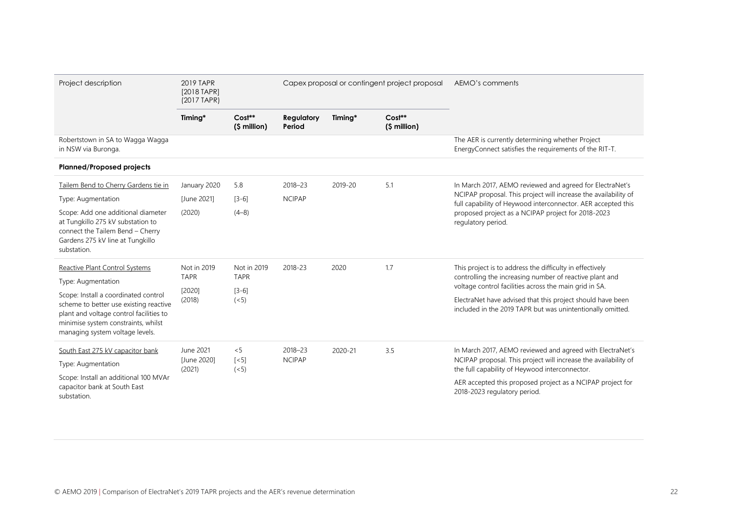| Project description | 2019 TAPR [2018 TAPR] (2017 TAPR) | | Capex proposal or contingent project proposal | | | AEMO's comments |
|---|---|---|---|---|---|---|
| | **Timing*** | **Cost** ($ million)** | **Regulatory Period** | **Timing*** | **Cost** ($ million)** | |
| Robertstown in SA to Wagga Wagga in NSW via Buronga. | | | | | | The AER is currently determining whether Project EnergyConnect satisfies the requirements of the RIT-T. |
| **Planned/Proposed projects** | | | | | | |
| Tailem Bend to Cherry Gardens tie in<br>Type: Augmentation<br>Scope: Add one additional diameter at Tungkillo 275 kV substation to connect the Tailem Bend – Cherry Gardens 275 kV line at Tungkillo substation. | January 2020<br>[June 2021]<br>(2020) | 5.8<br>[3-6]<br>(4–8) | 2018–23<br>NCIPAP | 2019-20 | 5.1 | In March 2017, AEMO reviewed and agreed for ElectraNet's NCIPAP proposal. This project will increase the availability of full capability of Heywood interconnector. AER accepted this proposed project as a NCIPAP project for 2018-2023 regulatory period. |
| Reactive Plant Control Systems<br>Type: Augmentation<br>Scope: Install a coordinated control scheme to better use existing reactive plant and voltage control facilities to minimise system constraints, whilst managing system voltage levels. | Not in 2019 TAPR<br>[2020]<br>(2018) | Not in 2019 TAPR<br>[3-6]<br>(<5) | 2018-23 | 2020 | 1.7 | This project is to address the difficulty in effectively controlling the increasing number of reactive plant and voltage control facilities across the main grid in SA.<br>ElectraNet have advised that this project should have been included in the 2019 TAPR but was unintentionally omitted. |
| South East 275 kV capacitor bank<br>Type: Augmentation<br>Scope: Install an additional 100 MVAr capacitor bank at South East substation. | June 2021<br>[June 2020]<br>(2021) | <5<br>[<5]<br>(<5) | 2018–23<br>NCIPAP | 2020-21 | 3.5 | In March 2017, AEMO reviewed and agreed with ElectraNet's NCIPAP proposal. This project will increase the availability of the full capability of Heywood interconnector.<br>AER accepted this proposed project as a NCIPAP project for 2018-2023 regulatory period. |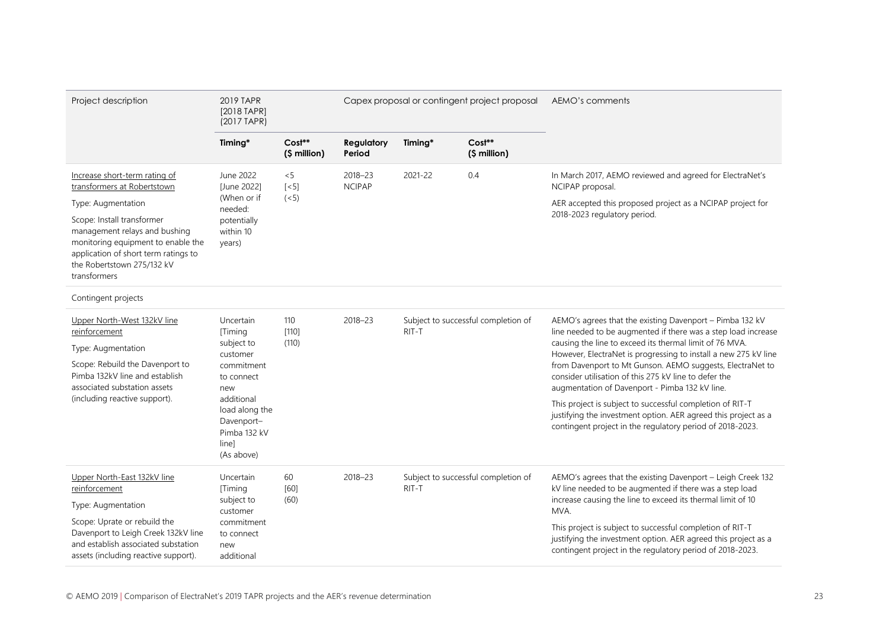| Project description | 2019 TAPR [2018 TAPR] (2017 TAPR) | | Capex proposal or contingent project proposal | | | AEMO's comments |
|---|---|---|---|---|---|---|
| | **Timing*** | **Cost** ($ million)** | **Regulatory Period** | **Timing*** | **Cost** ($ million)** | |
| Increase short-term rating of transformers at Robertstown<br><br>Type: Augmentation<br><br>Scope: Install transformer management relays and bushing monitoring equipment to enable the application of short term ratings to the Robertstown 275/132 kV transformers | June 2022 [June 2022] (When or if needed: potentially within 10 years) | <5 [<5] (<5) | 2018–23 NCIPAP | 2021-22 | 0.4 | In March 2017, AEMO reviewed and agreed for ElectraNet's NCIPAP proposal.<br><br>AER accepted this proposed project as a NCIPAP project for 2018-2023 regulatory period. |
| Contingent projects | | | | | | |
| Upper North-West 132kV line reinforcement<br><br>Type: Augmentation<br><br>Scope: Rebuild the Davenport to Pimba 132kV line and establish associated substation assets (including reactive support). | Uncertain [Timing subject to customer commitment to connect new additional load along the Davenport–Pimba 132 kV line] (As above) | 110 [110] (110) | 2018–23 | Subject to successful completion of RIT-T | | AEMO's agrees that the existing Davenport – Pimba 132 kV line needed to be augmented if there was a step load increase causing the line to exceed its thermal limit of 76 MVA. However, ElectraNet is progressing to install a new 275 kV line from Davenport to Mt Gunson. AEMO suggests, ElectraNet to consider utilisation of this 275 kV line to defer the augmentation of Davenport - Pimba 132 kV line.<br><br>This project is subject to successful completion of RIT-T justifying the investment option. AER agreed this project as a contingent project in the regulatory period of 2018-2023. |
| Upper North-East 132kV line reinforcement<br><br>Type: Augmentation<br><br>Scope: Uprate or rebuild the Davenport to Leigh Creek 132kV line and establish associated substation assets (including reactive support). | Uncertain [Timing subject to customer commitment to connect new additional | 60 [60] (60) | 2018–23 | Subject to successful completion of RIT-T | | AEMO's agrees that the existing Davenport – Leigh Creek 132 kV line needed to be augmented if there was a step load increase causing the line to exceed its thermal limit of 10 MVA.<br><br>This project is subject to successful completion of RIT-T justifying the investment option. AER agreed this project as a contingent project in the regulatory period of 2018-2023. |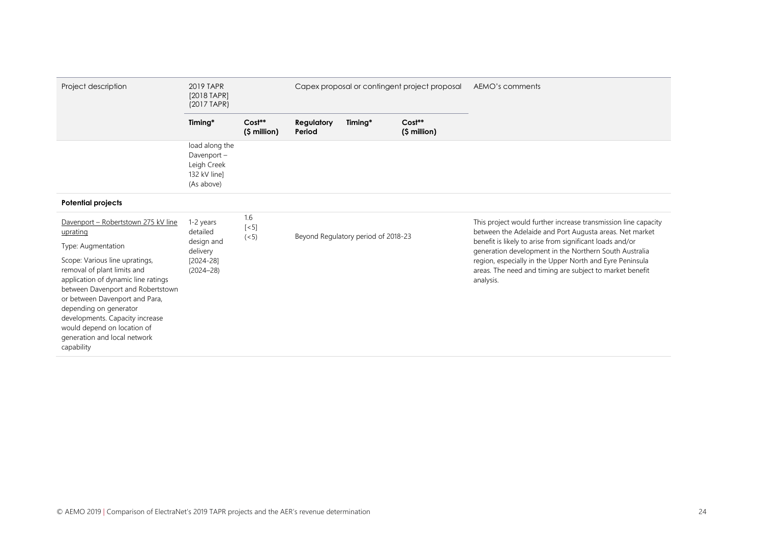| Project description | 2019 TAPR [2018 TAPR] (2017 TAPR) | | Capex proposal or contingent project proposal | | | AEMO's comments |
|---|---|---|---|---|---|---|
| | **Timing*** | **Cost** ($ million)** | **Regulatory Period** | **Timing*** | **Cost** ($ million)** | |
| | load along the Davenport – Leigh Creek 132 kV line] (As above) | | | | | |
| **Potential projects** | | | | | | |
| Davenport – Robertstown 275 kV line uprating<br>Type: Augmentation<br>Scope: Various line upratings, removal of plant limits and application of dynamic line ratings between Davenport and Robertstown or between Davenport and Para, depending on generator developments. Capacity increase would depend on location of generation and local network capability | 1-2 years detailed design and delivery [2024-28] (2024–28) | 1.6 [<5] (<5) | Beyond Regulatory period of 2018-23 | | | This project would further increase transmission line capacity between the Adelaide and Port Augusta areas. Net market benefit is likely to arise from significant loads and/or generation development in the Northern South Australia region, especially in the Upper North and Eyre Peninsula areas. The need and timing are subject to market benefit analysis. |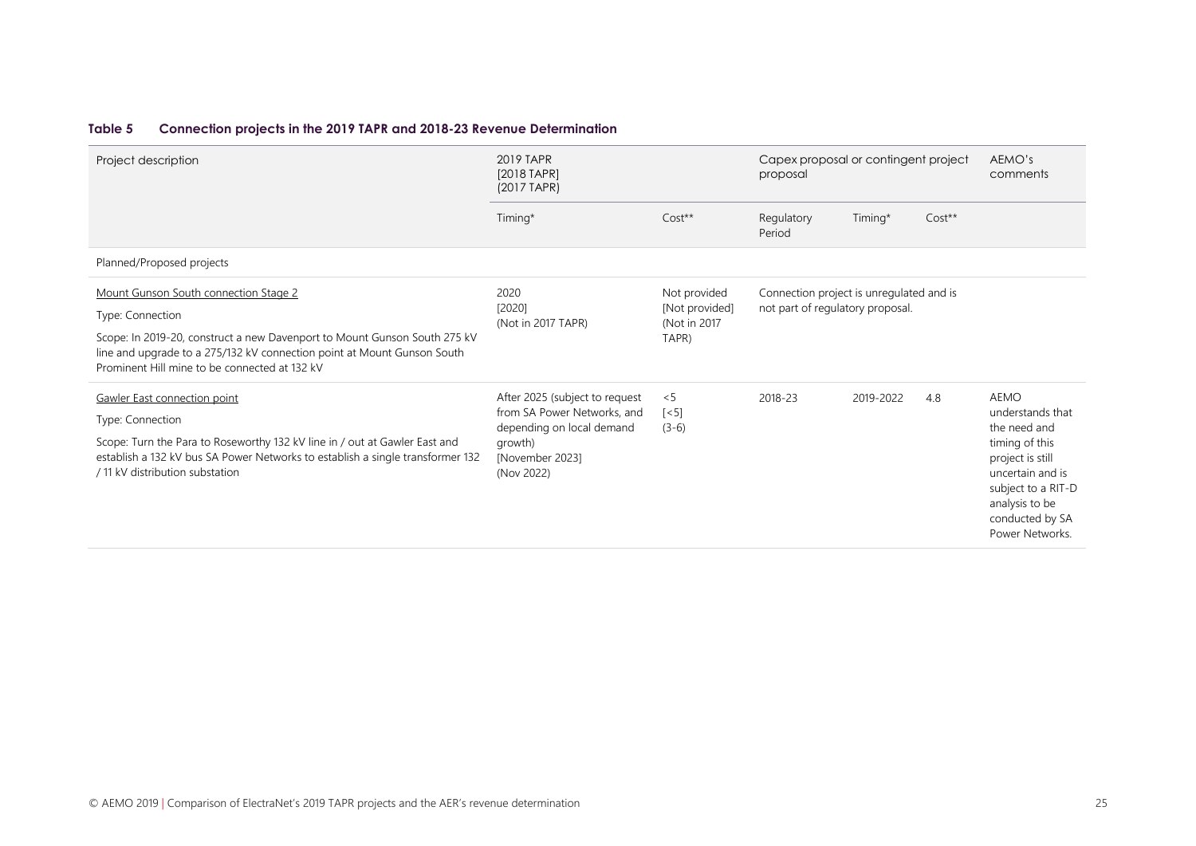**Table 5 Connection projects in the 2019 TAPR and 2018-23 Revenue Determination**

| Project description | 2019 TAPR [2018 TAPR] (2017 TAPR) | | Capex proposal or contingent project proposal | | | AEMO's comments |
|---|---|---|---|---|---|---|
| | Timing* | Cost** | Regulatory Period | Timing* | Cost** | |
| Planned/Proposed projects | | | | | | |
| Mount Gunson South connection Stage 2<br>Type: Connection<br>Scope: In 2019-20, construct a new Davenport to Mount Gunson South 275 kV line and upgrade to a 275/132 kV connection point at Mount Gunson South Prominent Hill mine to be connected at 132 kV | 2020<br>[2020]<br>(Not in 2017 TAPR) | Not provided<br>[Not provided]<br>(Not in 2017 TAPR) | Connection project is unregulated and is not part of regulatory proposal. | | | |
| Gawler East connection point<br>Type: Connection<br>Scope: Turn the Para to Roseworthy 132 kV line in / out at Gawler East and establish a 132 kV bus SA Power Networks to establish a single transformer 132 / 11 kV distribution substation | After 2025 (subject to request from SA Power Networks, and depending on local demand growth)<br>[November 2023]<br>(Nov 2022) | <5<br>[<5]<br>(3-6) | 2018-23 | 2019-2022 | 4.8 | AEMO understands that the need and timing of this project is still uncertain and is subject to a RIT-D analysis to be conducted by SA Power Networks. |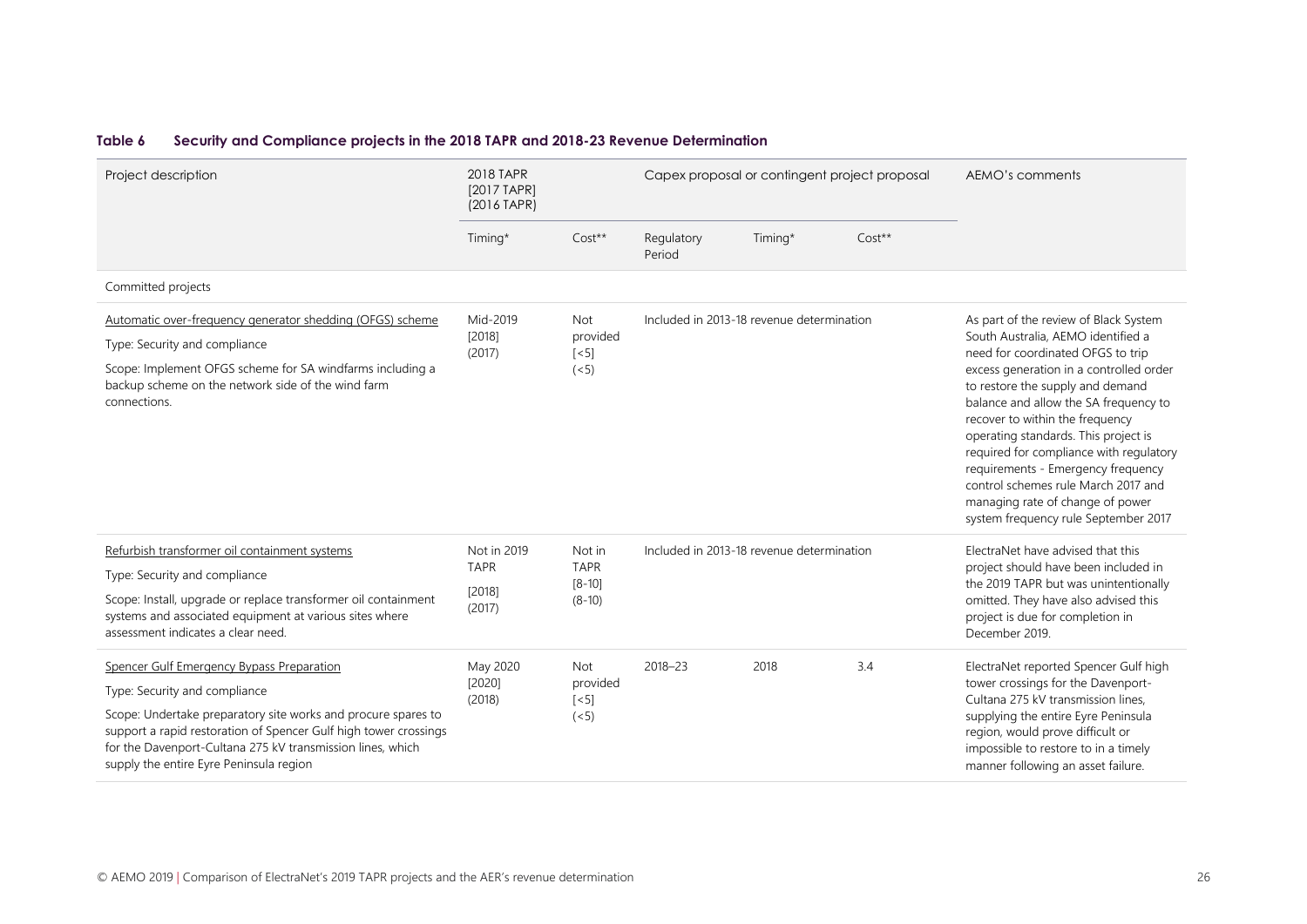**Table 6 Security and Compliance projects in the 2018 TAPR and 2018-23 Revenue Determination**

| Project description | 2018 TAPR [2017 TAPR] (2016 TAPR) | | Capex proposal or contingent project proposal | | | AEMO's comments |
|---|---|---|---|---|---|---|
| | Timing* | Cost** | Regulatory Period | Timing* | Cost** | |
| Committed projects | | | | | | |
| Automatic over-frequency generator shedding (OFGS) scheme<br>Type: Security and compliance<br>Scope: Implement OFGS scheme for SA windfarms including a backup scheme on the network side of the wind farm connections. | Mid-2019 [2018] (2017) | Not provided [<5] (<5) | Included in 2013-18 revenue determination | | | As part of the review of Black System South Australia, AEMO identified a need for coordinated OFGS to trip excess generation in a controlled order to restore the supply and demand balance and allow the SA frequency to recover to within the frequency operating standards. This project is required for compliance with regulatory requirements - Emergency frequency control schemes rule March 2017 and managing rate of change of power system frequency rule September 2017 |
| Refurbish transformer oil containment systems<br>Type: Security and compliance<br>Scope: Install, upgrade or replace transformer oil containment systems and associated equipment at various sites where assessment indicates a clear need. | Not in 2019 TAPR [2018] (2017) | Not in TAPR [8-10] (8-10) | Included in 2013-18 revenue determination | | | ElectraNet have advised that this project should have been included in the 2019 TAPR but was unintentionally omitted. They have also advised this project is due for completion in December 2019. |
| Spencer Gulf Emergency Bypass Preparation<br>Type: Security and compliance<br>Scope: Undertake preparatory site works and procure spares to support a rapid restoration of Spencer Gulf high tower crossings for the Davenport-Cultana 275 kV transmission lines, which supply the entire Eyre Peninsula region | May 2020 [2020] (2018) | Not provided [<5] (<5) | 2018–23 | 2018 | 3.4 | ElectraNet reported Spencer Gulf high tower crossings for the Davenport-Cultana 275 kV transmission lines, supplying the entire Eyre Peninsula region, would prove difficult or impossible to restore to in a timely manner following an asset failure. |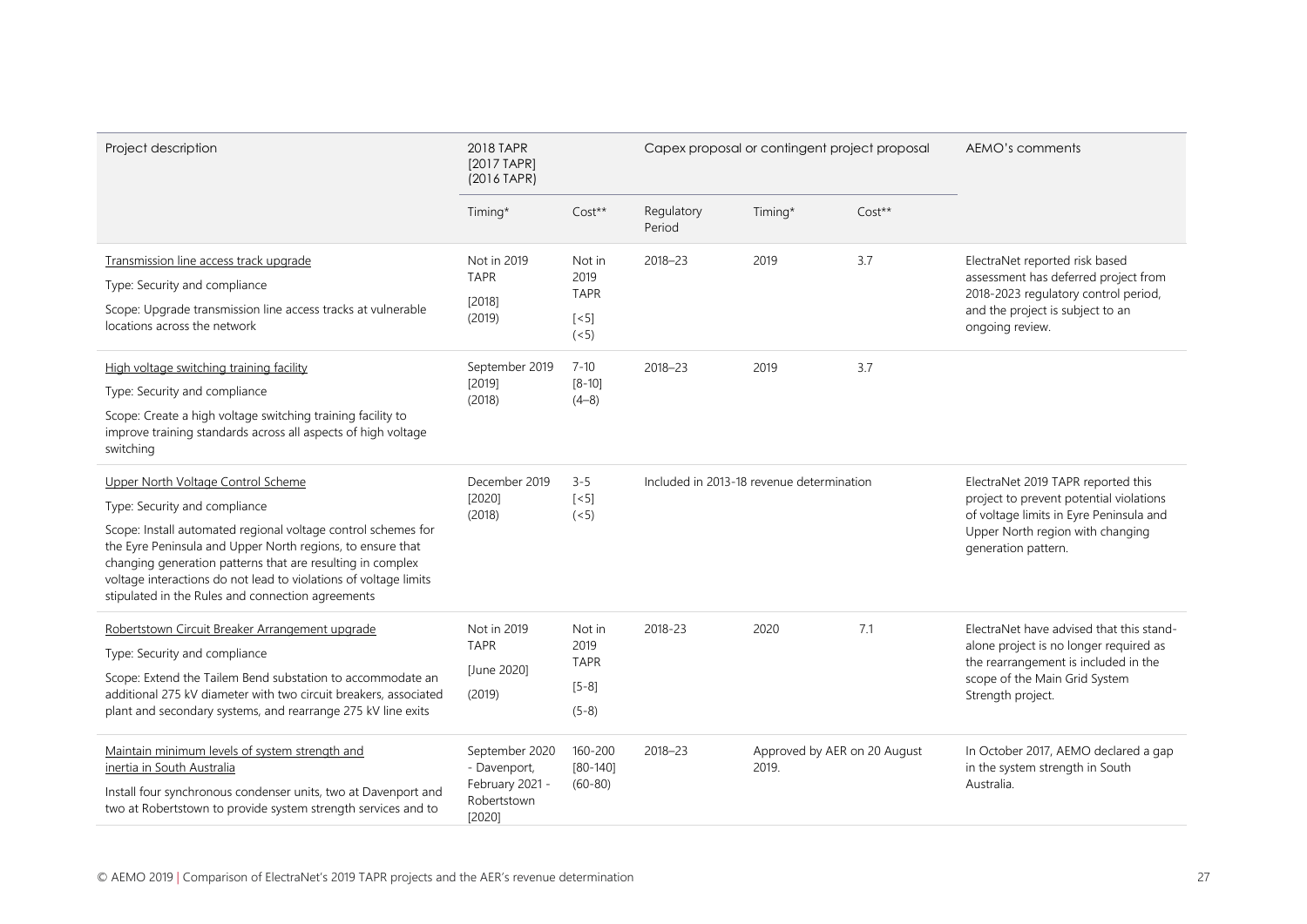| Project description | 2018 TAPR [2017 TAPR] (2016 TAPR) | | Capex proposal or contingent project proposal | | | AEMO's comments |
|---|---|---|---|---|---|---|
| | Timing* | Cost** | Regulatory Period | Timing* | Cost** | |
| Transmission line access track upgrade<br>Type: Security and compliance<br>Scope: Upgrade transmission line access tracks at vulnerable locations across the network | Not in 2019 TAPR<br>[2018]<br>(2019) | Not in 2019 TAPR<br>[<5]<br>(<5) | 2018–23 | 2019 | 3.7 | ElectraNet reported risk based assessment has deferred project from 2018-2023 regulatory control period, and the project is subject to an ongoing review. |
| High voltage switching training facility<br>Type: Security and compliance<br>Scope: Create a high voltage switching training facility to improve training standards across all aspects of high voltage switching | September 2019<br>[2019]<br>(2018) | 7-10<br>[8-10]<br>(4–8) | 2018–23 | 2019 | 3.7 | |
| Upper North Voltage Control Scheme<br>Type: Security and compliance<br>Scope: Install automated regional voltage control schemes for the Eyre Peninsula and Upper North regions, to ensure that changing generation patterns that are resulting in complex voltage interactions do not lead to violations of voltage limits stipulated in the Rules and connection agreements | December 2019<br>[2020]<br>(2018) | 3-5<br>[<5]<br>(<5) | Included in 2013-18 revenue determination | | | ElectraNet 2019 TAPR reported this project to prevent potential violations of voltage limits in Eyre Peninsula and Upper North region with changing generation pattern. |
| Robertstown Circuit Breaker Arrangement upgrade<br>Type: Security and compliance<br>Scope: Extend the Tailem Bend substation to accommodate an additional 275 kV diameter with two circuit breakers, associated plant and secondary systems, and rearrange 275 kV line exits | Not in 2019 TAPR<br>[June 2020]<br>(2019) | Not in 2019 TAPR<br>[5-8]<br>(5-8) | 2018-23 | 2020 | 7.1 | ElectraNet have advised that this stand-alone project is no longer required as the rearrangement is included in the scope of the Main Grid System Strength project. |
| Maintain minimum levels of system strength and inertia in South Australia<br>Install four synchronous condenser units, two at Davenport and two at Robertstown to provide system strength services and to | September 2020 - Davenport, February 2021 - Robertstown<br>[2020] | 160-200<br>[80-140]<br>(60-80) | 2018–23 | Approved by AER on 20 August 2019. | | In October 2017, AEMO declared a gap in the system strength in South Australia. |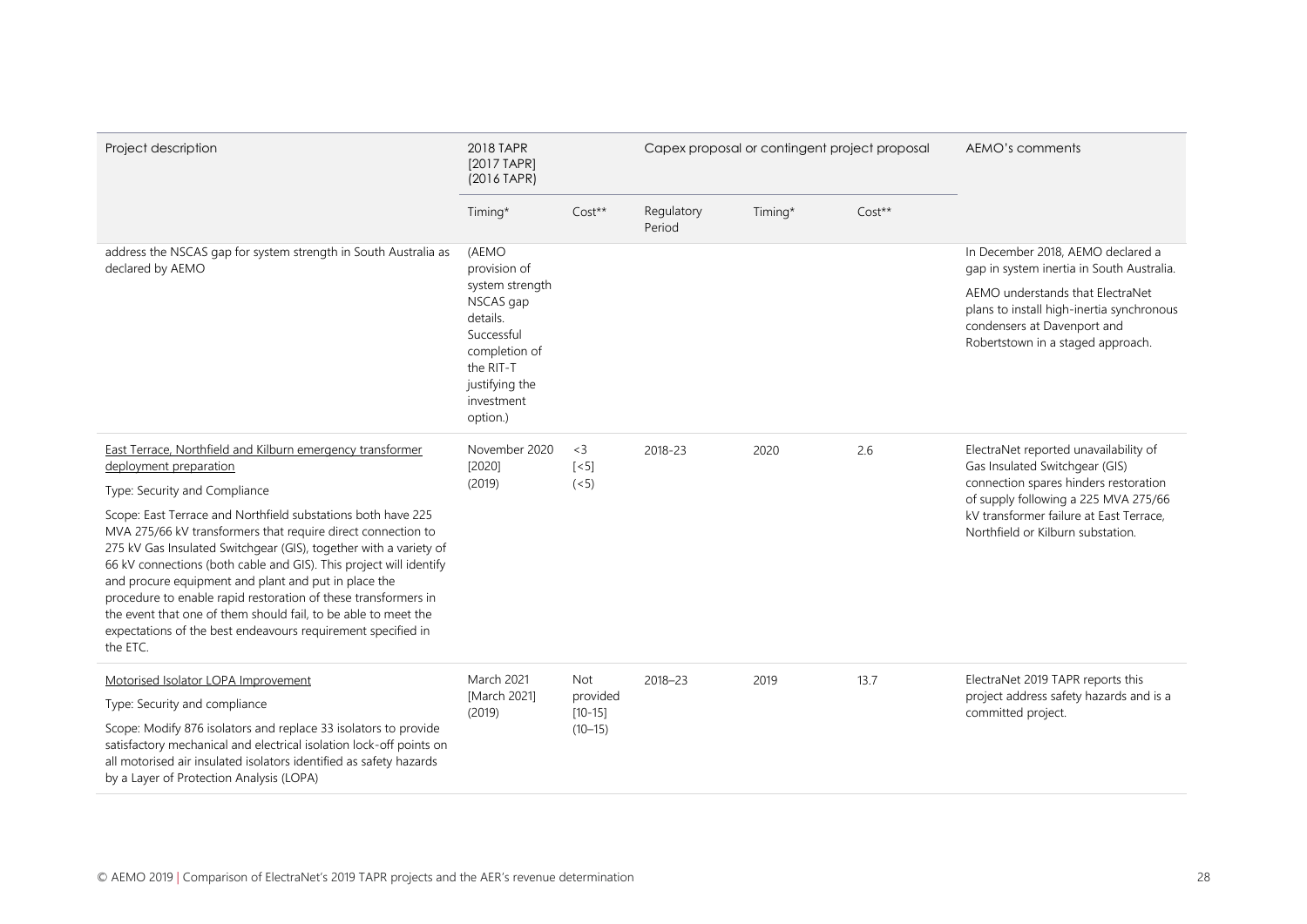| Project description | 2018 TAPR [2017 TAPR] (2016 TAPR) | | Capex proposal or contingent project proposal | | | AEMO's comments |
|---|---|---|---|---|---|---|
| | Timing* | Cost** | Regulatory Period | Timing* | Cost** | |
| address the NSCAS gap for system strength in South Australia as declared by AEMO | (AEMO provision of system strength NSCAS gap details. Successful completion of the RIT-T justifying the investment option.) | | | | | In December 2018, AEMO declared a gap in system inertia in South Australia.<br><br>AEMO understands that ElectraNet plans to install high-inertia synchronous condensers at Davenport and Robertstown in a staged approach. |
| East Terrace, Northfield and Kilburn emergency transformer deployment preparation<br><br>Type: Security and Compliance<br><br>Scope: East Terrace and Northfield substations both have 225 MVA 275/66 kV transformers that require direct connection to 275 kV Gas Insulated Switchgear (GIS), together with a variety of 66 kV connections (both cable and GIS). This project will identify and procure equipment and plant and put in place the procedure to enable rapid restoration of these transformers in the event that one of them should fail, to be able to meet the expectations of the best endeavours requirement specified in the ETC. | November 2020 [2020] (2019) | <3 [<5] (<5) | 2018-23 | 2020 | 2.6 | ElectraNet reported unavailability of Gas Insulated Switchgear (GIS) connection spares hinders restoration of supply following a 225 MVA 275/66 kV transformer failure at East Terrace, Northfield or Kilburn substation. |
| Motorised Isolator LOPA Improvement<br><br>Type: Security and compliance<br><br>Scope: Modify 876 isolators and replace 33 isolators to provide satisfactory mechanical and electrical isolation lock-off points on all motorised air insulated isolators identified as safety hazards by a Layer of Protection Analysis (LOPA) | March 2021 [March 2021] (2019) | Not provided [10-15] (10–15) | 2018–23 | 2019 | 13.7 | ElectraNet 2019 TAPR reports this project address safety hazards and is a committed project. |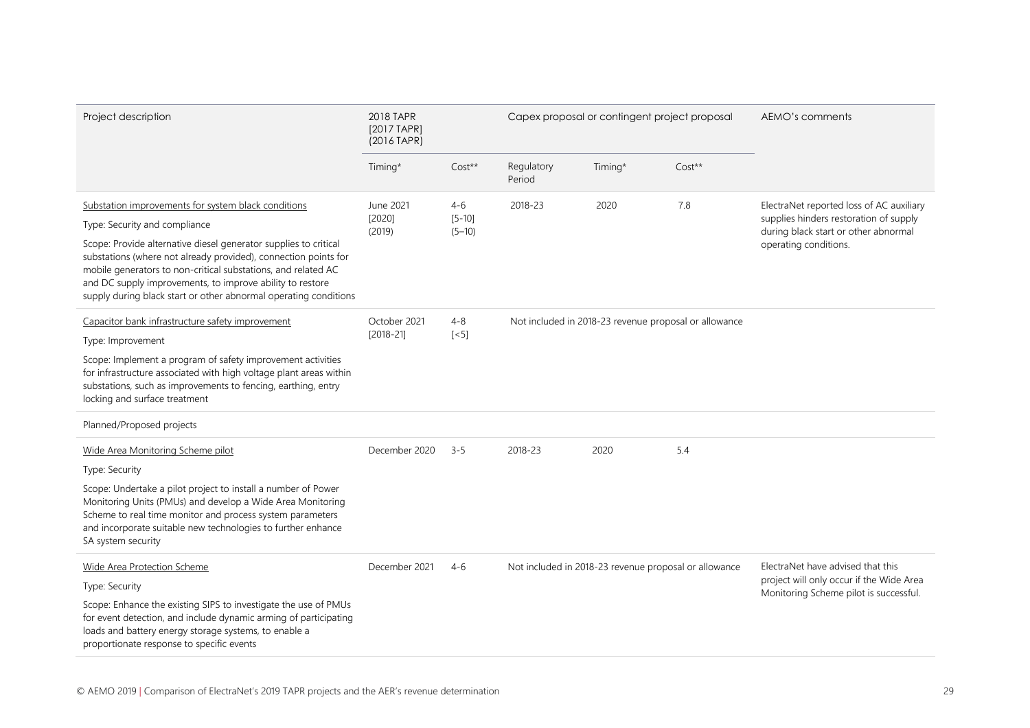| Project description | 2018 TAPR [2017 TAPR] (2016 TAPR) | | Capex proposal or contingent project proposal | | | AEMO's comments |
|---|---|---|---|---|---|---|
| | Timing* | Cost** | Regulatory Period | Timing* | Cost** | |
| Substation improvements for system black conditions<br>Type: Security and compliance<br>Scope: Provide alternative diesel generator supplies to critical substations (where not already provided), connection points for mobile generators to non-critical substations, and related AC and DC supply improvements, to improve ability to restore supply during black start or other abnormal operating conditions | June 2021 [2020] (2019) | 4-6 [5-10] (5–10) | 2018-23 | 2020 | 7.8 | ElectraNet reported loss of AC auxiliary supplies hinders restoration of supply during black start or other abnormal operating conditions. |
| Capacitor bank infrastructure safety improvement<br>Type: Improvement<br>Scope: Implement a program of safety improvement activities for infrastructure associated with high voltage plant areas within substations, such as improvements to fencing, earthing, entry locking and surface treatment | October 2021 [2018-21] | 4-8 [<5] | Not included in 2018-23 revenue proposal or allowance | | | |
| Planned/Proposed projects | | | | | | |
| Wide Area Monitoring Scheme pilot<br>Type: Security<br>Scope: Undertake a pilot project to install a number of Power Monitoring Units (PMUs) and develop a Wide Area Monitoring Scheme to real time monitor and process system parameters and incorporate suitable new technologies to further enhance SA system security | December 2020 | 3-5 | 2018-23 | 2020 | 5.4 | |
| Wide Area Protection Scheme<br>Type: Security<br>Scope: Enhance the existing SIPS to investigate the use of PMUs for event detection, and include dynamic arming of participating loads and battery energy storage systems, to enable a proportionate response to specific events | December 2021 | 4-6 | Not included in 2018-23 revenue proposal or allowance | | | ElectraNet have advised that this project will only occur if the Wide Area Monitoring Scheme pilot is successful. |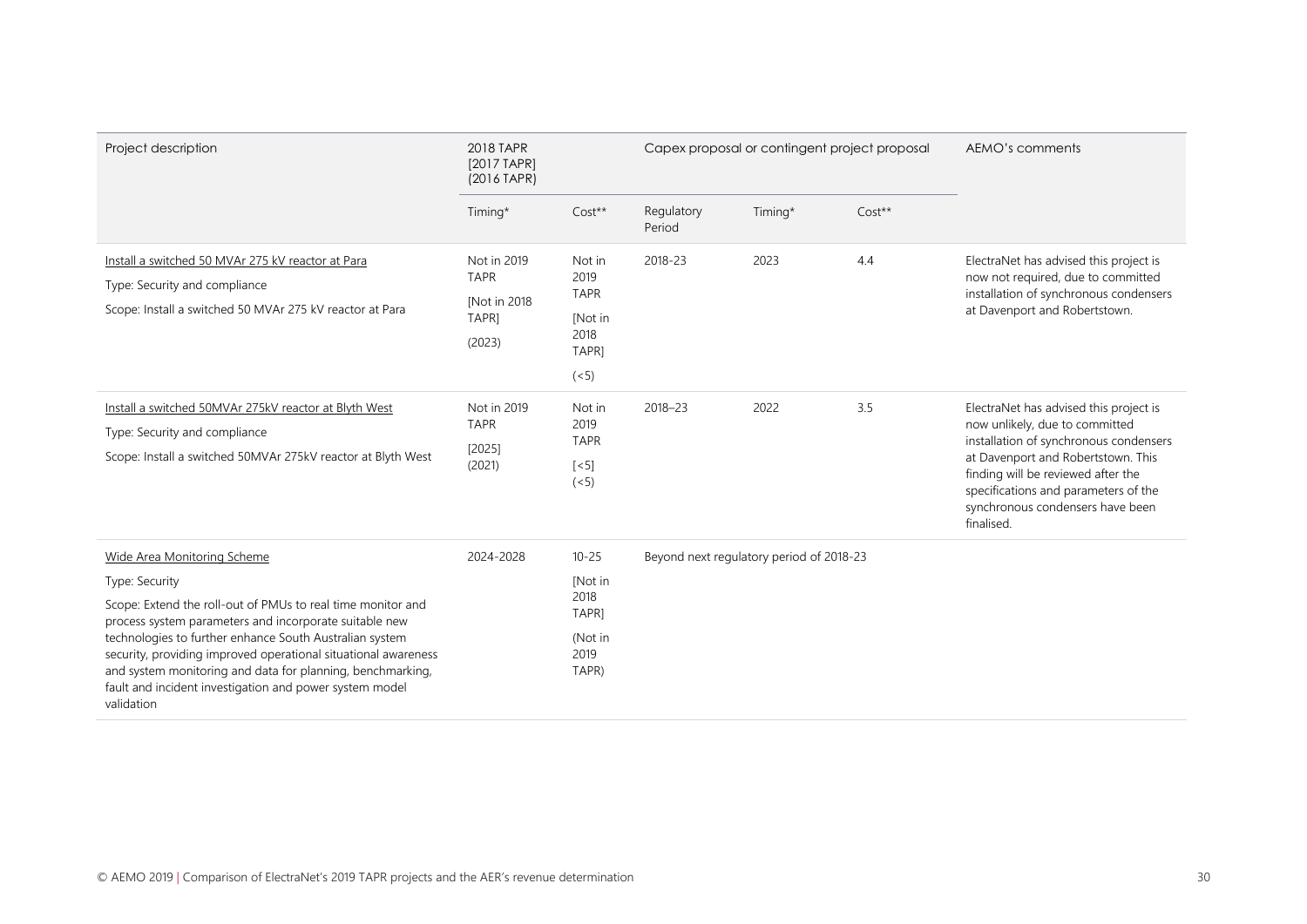| Project description | 2018 TAPR [2017 TAPR] (2016 TAPR) | | Capex proposal or contingent project proposal | | | AEMO's comments |
|---|---|---|---|---|---|---|
| | Timing* | Cost** | Regulatory Period | Timing* | Cost** | |
| Install a switched 50 MVAr 275 kV reactor at Para<br>Type: Security and compliance<br>Scope: Install a switched 50 MVAr 275 kV reactor at Para | Not in 2019 TAPR<br>[Not in 2018 TAPR]<br>(2023) | Not in 2019 TAPR<br>[Not in 2018 TAPR]<br>(<5) | 2018-23 | 2023 | 4.4 | ElectraNet has advised this project is now not required, due to committed installation of synchronous condensers at Davenport and Robertstown. |
| Install a switched 50MVAr 275kV reactor at Blyth West<br>Type: Security and compliance<br>Scope: Install a switched 50MVAr 275kV reactor at Blyth West | Not in 2019 TAPR<br>[2025]<br>(2021) | Not in 2019 TAPR<br>[<5]<br>(<5) | 2018–23 | 2022 | 3.5 | ElectraNet has advised this project is now unlikely, due to committed installation of synchronous condensers at Davenport and Robertstown. This finding will be reviewed after the specifications and parameters of the synchronous condensers have been finalised. |
| Wide Area Monitoring Scheme<br>Type: Security<br>Scope: Extend the roll-out of PMUs to real time monitor and process system parameters and incorporate suitable new technologies to further enhance South Australian system security, providing improved operational situational awareness and system monitoring and data for planning, benchmarking, fault and incident investigation and power system model validation | 2024-2028 | 10-25<br>[Not in 2018 TAPR]<br>(Not in 2019 TAPR) | Beyond next regulatory period of 2018-23 | | | |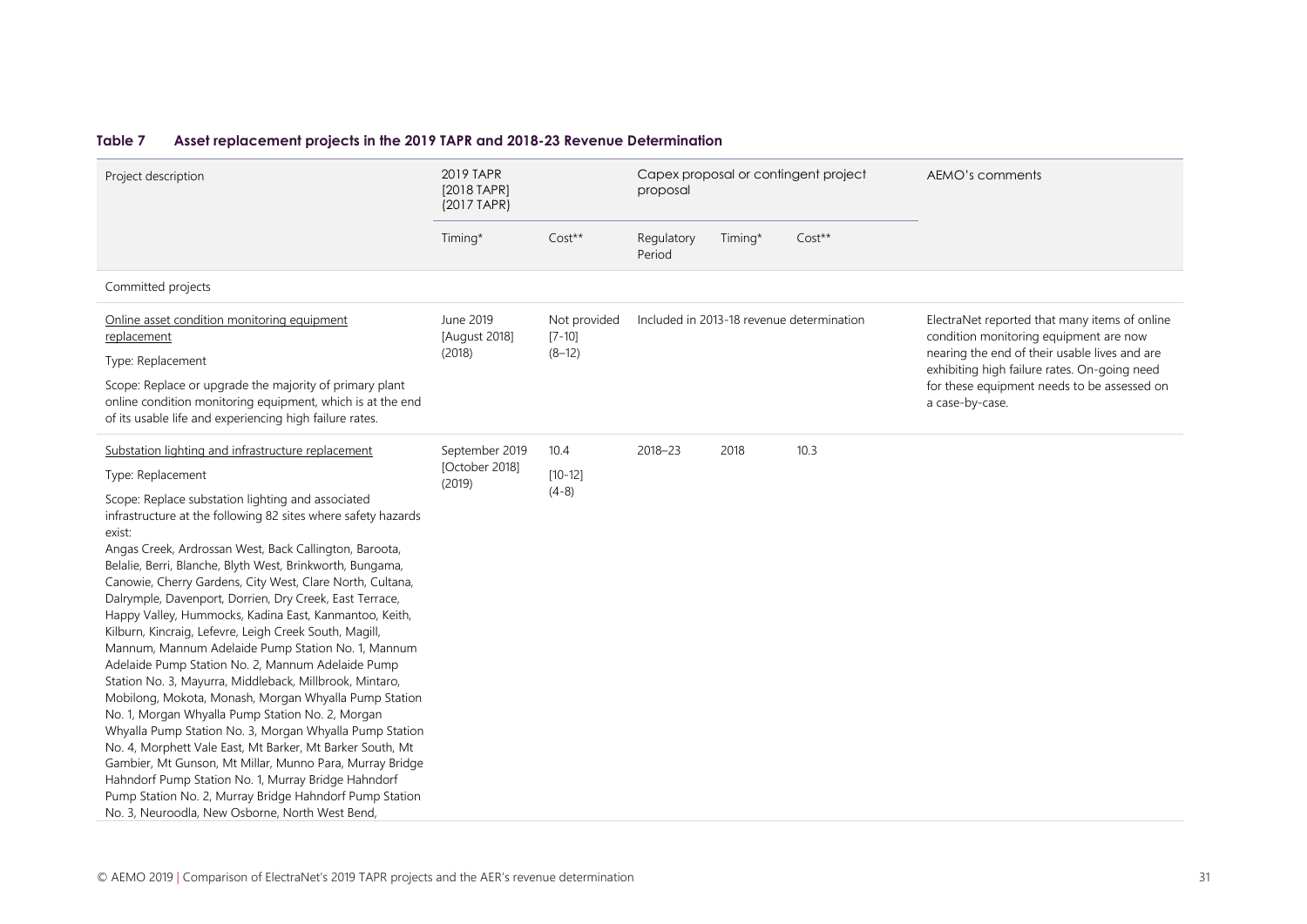**Table 7 Asset replacement projects in the 2019 TAPR and 2018-23 Revenue Determination**

| Project description | 2019 TAPR [2018 TAPR] (2017 TAPR) | | Capex proposal or contingent project proposal | | | AEMO's comments |
|---|---|---|---|---|---|---|
| | Timing* | Cost** | Regulatory Period | Timing* | Cost** | |
| Committed projects | | | | | | |
| Online asset condition monitoring equipment replacement<br>Type: Replacement<br>Scope: Replace or upgrade the majority of primary plant online condition monitoring equipment, which is at the end of its usable life and experiencing high failure rates. | June 2019 [August 2018] (2018) | Not provided [7-10] (8–12) | Included in 2013-18 revenue determination | | | ElectraNet reported that many items of online condition monitoring equipment are now nearing the end of their usable lives and are exhibiting high failure rates. On-going need for these equipment needs to be assessed on a case-by-case. |
| Substation lighting and infrastructure replacement<br>Type: Replacement<br>Scope: Replace substation lighting and associated infrastructure at the following 82 sites where safety hazards exist:<br>Angas Creek, Ardrossan West, Back Callington, Baroota, Belalie, Berri, Blanche, Blyth West, Brinkworth, Bungama, Canowie, Cherry Gardens, City West, Clare North, Cultana, Dalrymple, Davenport, Dorrien, Dry Creek, East Terrace, Happy Valley, Hummocks, Kadina East, Kanmantoo, Keith, Kilburn, Kincraig, Lefevre, Leigh Creek South, Magill, Mannum, Mannum Adelaide Pump Station No. 1, Mannum Adelaide Pump Station No. 2, Mannum Adelaide Pump Station No. 3, Mayurra, Middleback, Millbrook, Mintaro, Mobilong, Mokota, Monash, Morgan Whyalla Pump Station No. 1, Morgan Whyalla Pump Station No. 2, Morgan Whyalla Pump Station No. 3, Morgan Whyalla Pump Station No. 4, Morphett Vale East, Mt Barker, Mt Barker South, Mt Gambier, Mt Gunson, Mt Millar, Munno Para, Murray Bridge Hahndorf Pump Station No. 1, Murray Bridge Hahndorf Pump Station No. 2, Murray Bridge Hahndorf Pump Station No. 3, Neuroodla, New Osborne, North West Bend, | September 2019 [October 2018] (2019) | 10.4 [10-12] (4-8) | 2018–23 | 2018 | 10.3 | |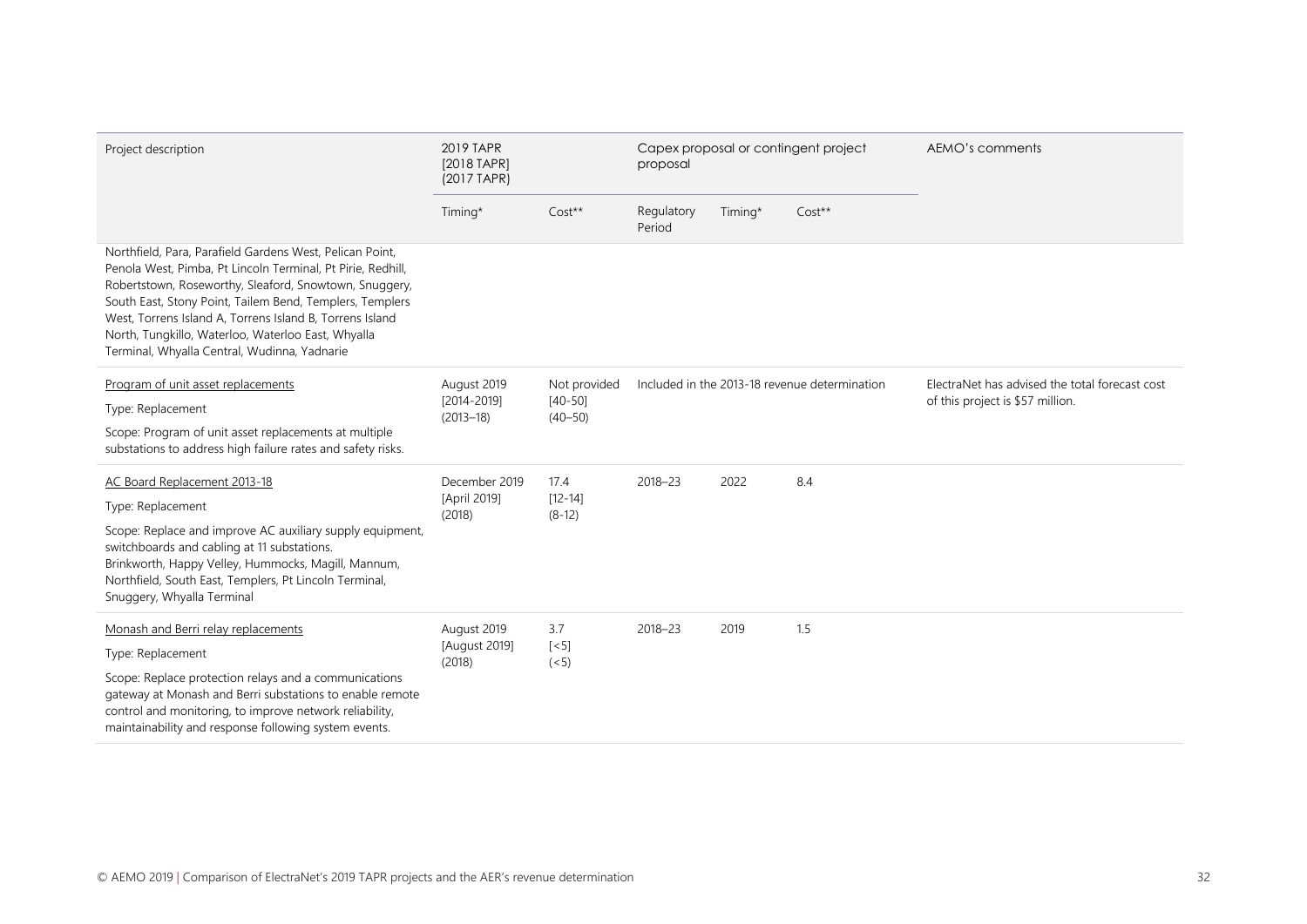| Project description | 2019 TAPR [2018 TAPR] (2017 TAPR) | | Capex proposal or contingent project proposal | | | AEMO's comments |
|---|---|---|---|---|---|---|
| | Timing* | Cost** | Regulatory Period | Timing* | Cost** | |
| Northfield, Para, Parafield Gardens West, Pelican Point, Penola West, Pimba, Pt Lincoln Terminal, Pt Pirie, Redhill, Robertstown, Roseworthy, Sleaford, Snowtown, Snuggery, South East, Stony Point, Tailem Bend, Templers, Templers West, Torrens Island A, Torrens Island B, Torrens Island North, Tungkillo, Waterloo, Waterloo East, Whyalla Terminal, Whyalla Central, Wudinna, Yadnarie | | | | | | |
| Program of unit asset replacements<br>Type: Replacement<br>Scope: Program of unit asset replacements at multiple substations to address high failure rates and safety risks. | August 2019 [2014-2019] (2013–18) | Not provided [40-50] (40–50) | Included in the 2013-18 revenue determination | | | ElectraNet has advised the total forecast cost of this project is $57 million. |
| AC Board Replacement 2013-18<br>Type: Replacement<br>Scope: Replace and improve AC auxiliary supply equipment, switchboards and cabling at 11 substations.<br>Brinkworth, Happy Valley, Hummocks, Magill, Mannum, Northfield, South East, Templers, Pt Lincoln Terminal, Snuggery, Whyalla Terminal | December 2019 [April 2019] (2018) | 17.4 [12-14] (8-12) | 2018–23 | 2022 | 8.4 | |
| Monash and Berri relay replacements<br>Type: Replacement<br>Scope: Replace protection relays and a communications gateway at Monash and Berri substations to enable remote control and monitoring, to improve network reliability, maintainability and response following system events. | August 2019 [August 2019] (2018) | 3.7 [<5] (<5) | 2018–23 | 2019 | 1.5 | |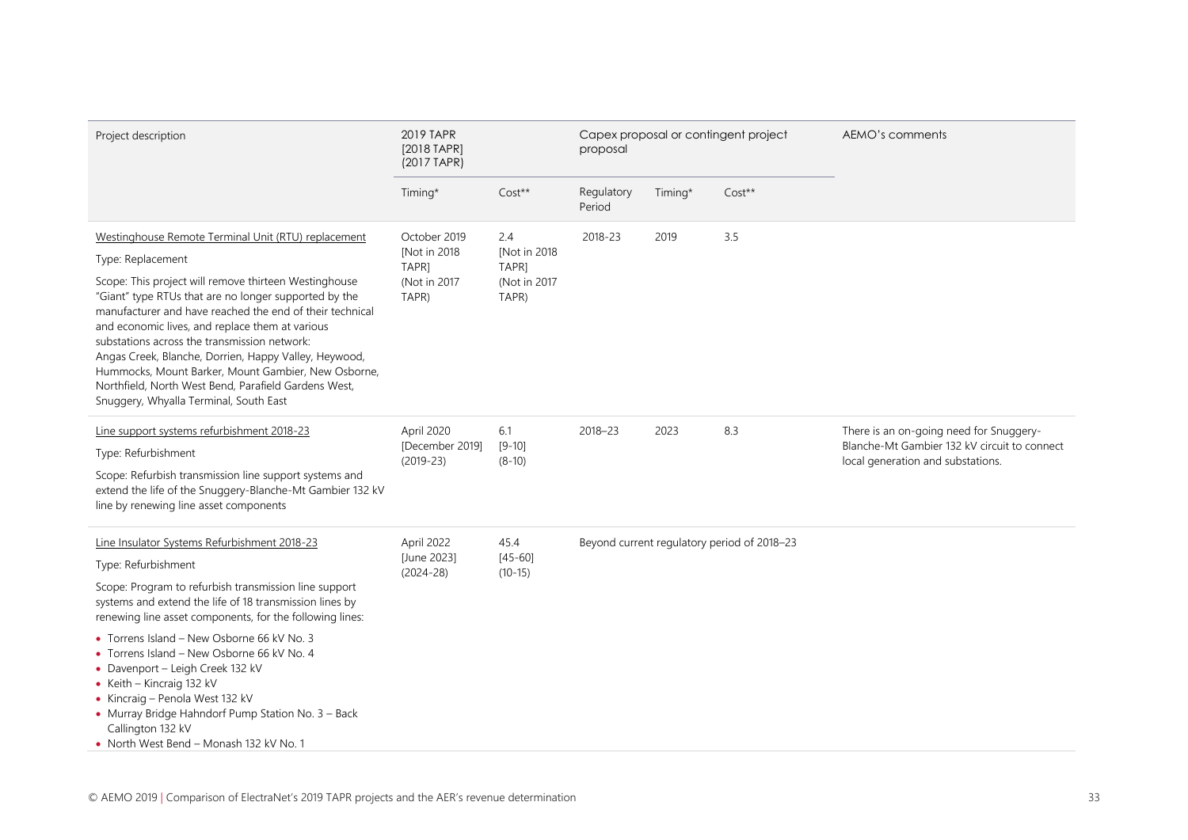| Project description | 2019 TAPR [2018 TAPR] (2017 TAPR) | | Capex proposal or contingent project proposal | | | AEMO's comments |
|---|---|---|---|---|---|---|
| | Timing* | Cost** | Regulatory Period | Timing* | Cost** | |
| Westinghouse Remote Terminal Unit (RTU) replacement<br>Type: Replacement<br>Scope: This project will remove thirteen Westinghouse "Giant" type RTUs that are no longer supported by the manufacturer and have reached the end of their technical and economic lives, and replace them at various substations across the transmission network:<br>Angas Creek, Blanche, Dorrien, Happy Valley, Heywood, Hummocks, Mount Barker, Mount Gambier, New Osborne, Northfield, North West Bend, Parafield Gardens West, Snuggery, Whyalla Terminal, South East | October 2019 [Not in 2018 TAPR] (Not in 2017 TAPR) | 2.4 [Not in 2018 TAPR] (Not in 2017 TAPR) | 2018-23 | 2019 | 3.5 | |
| Line support systems refurbishment 2018-23<br>Type: Refurbishment<br>Scope: Refurbish transmission line support systems and extend the life of the Snuggery-Blanche-Mt Gambier 132 kV line by renewing line asset components | April 2020 [December 2019] (2019-23) | 6.1 [9-10] (8-10) | 2018–23 | 2023 | 8.3 | There is an on-going need for Snuggery-Blanche-Mt Gambier 132 kV circuit to connect local generation and substations. |
| Line Insulator Systems Refurbishment 2018-23<br>Type: Refurbishment<br>Scope: Program to refurbish transmission line support systems and extend the life of 18 transmission lines by renewing line asset components, for the following lines:<br>• Torrens Island – New Osborne 66 kV No. 3<br>• Torrens Island – New Osborne 66 kV No. 4<br>• Davenport – Leigh Creek 132 kV<br>• Keith – Kincraig 132 kV<br>• Kincraig – Penola West 132 kV<br>• Murray Bridge Hahndorf Pump Station No. 3 – Back Callington 132 kV<br>• North West Bend – Monash 132 kV No. 1 | April 2022 [June 2023] (2024-28) | 45.4 [45-60] (10-15) | Beyond current regulatory period of 2018–23 | | | |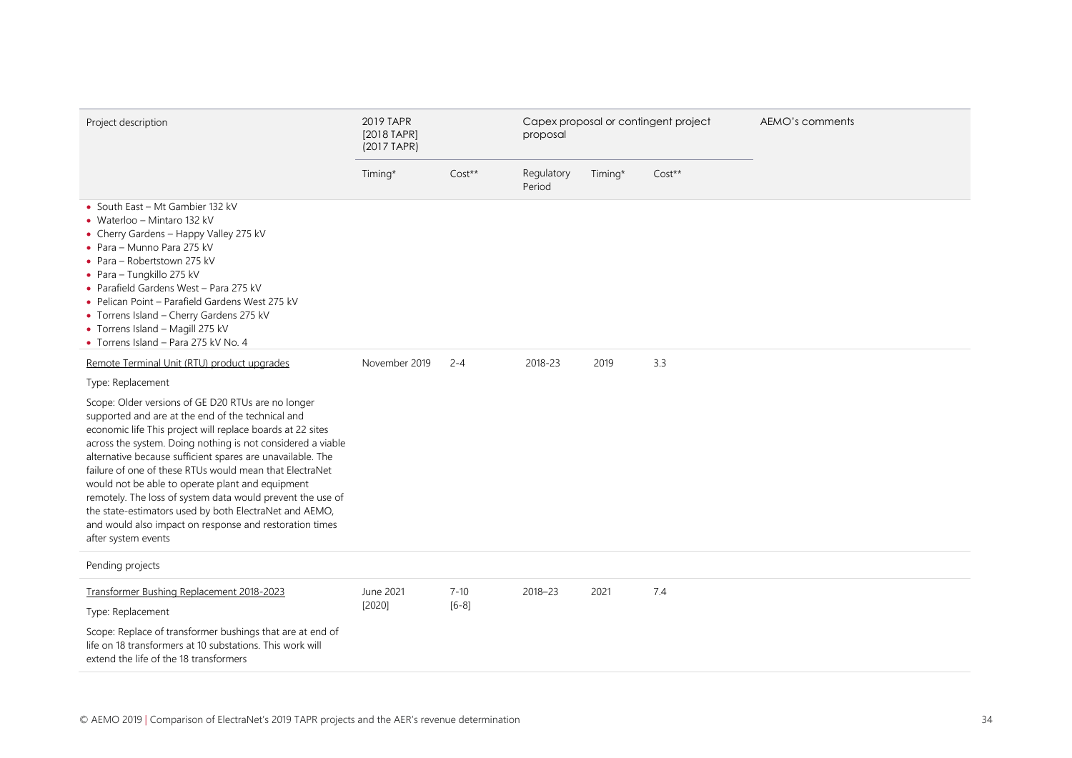| Project description | 2019 TAPR [2018 TAPR] (2017 TAPR) | | Capex proposal or contingent project proposal | | | AEMO's comments |
|---|---|---|---|---|---|---|
| | Timing* | Cost** | Regulatory Period | Timing* | Cost** | |
| • South East – Mt Gambier 132 kV<br>• Waterloo – Mintaro 132 kV<br>• Cherry Gardens – Happy Valley 275 kV<br>• Para – Munno Para 275 kV<br>• Para – Robertstown 275 kV<br>• Para – Tungkillo 275 kV<br>• Parafield Gardens West – Para 275 kV<br>• Pelican Point – Parafield Gardens West 275 kV<br>• Torrens Island – Cherry Gardens 275 kV<br>• Torrens Island – Magill 275 kV<br>• Torrens Island – Para 275 kV No. 4 | | | | | | |
| Remote Terminal Unit (RTU) product upgrades<br><br>Type: Replacement<br><br>Scope: Older versions of GE D20 RTUs are no longer supported and are at the end of the technical and economic life This project will replace boards at 22 sites across the system. Doing nothing is not considered a viable alternative because sufficient spares are unavailable. The failure of one of these RTUs would mean that ElectraNet would not be able to operate plant and equipment remotely. The loss of system data would prevent the use of the state-estimators used by both ElectraNet and AEMO, and would also impact on response and restoration times after system events | November 2019 | 2-4 | 2018-23 | 2019 | 3.3 | |
| Pending projects | | | | | | |
| Transformer Bushing Replacement 2018-2023<br><br>Type: Replacement<br><br>Scope: Replace of transformer bushings that are at end of life on 18 transformers at 10 substations. This work will extend the life of the 18 transformers | June 2021 [2020] | 7-10 [6-8] | 2018–23 | 2021 | 7.4 | |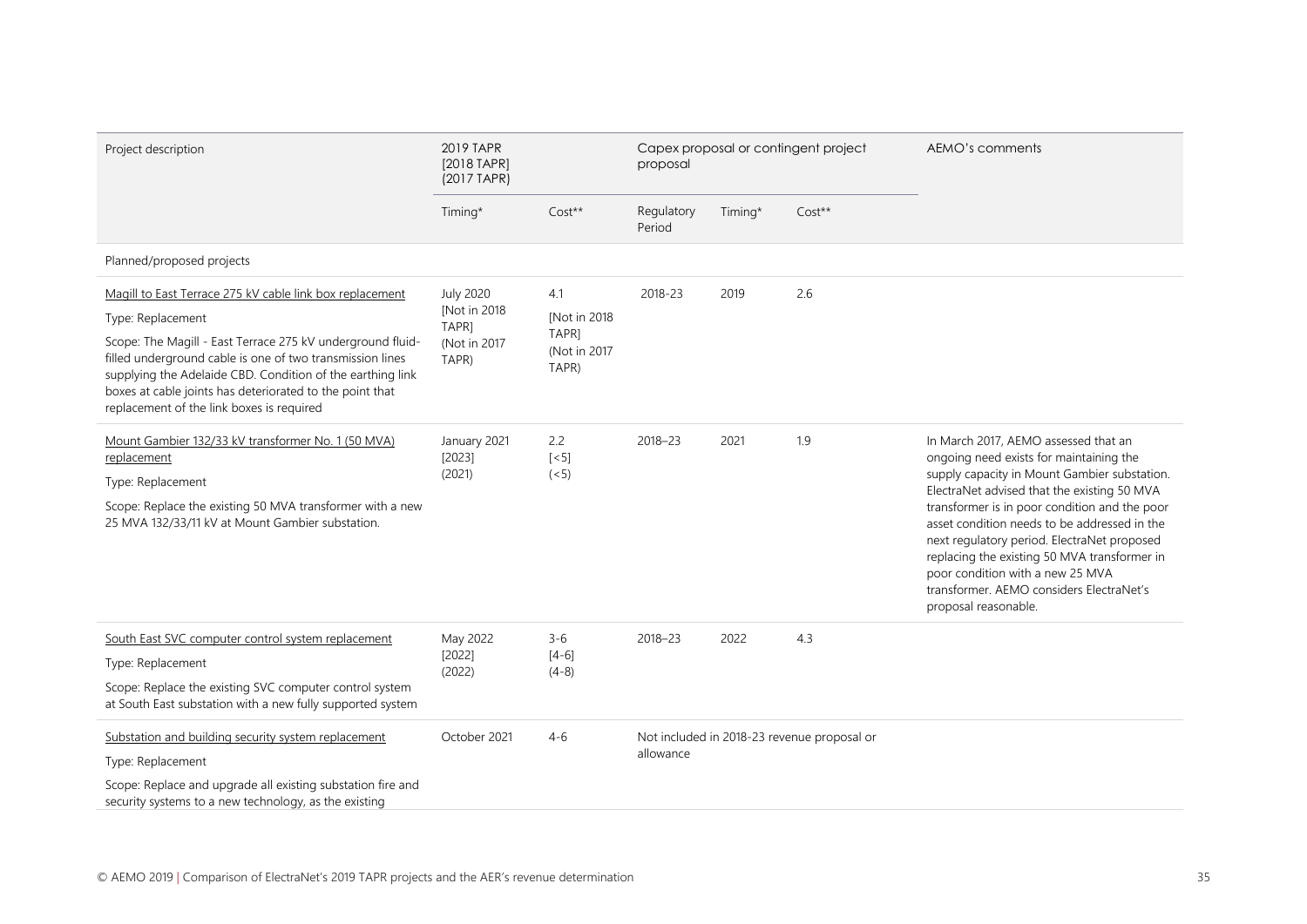| Project description | 2019 TAPR [2018 TAPR] (2017 TAPR) | | Capex proposal or contingent project proposal | | | AEMO's comments |
|---|---|---|---|---|---|---|
| | Timing* | Cost** | Regulatory Period | Timing* | Cost** | |
| Planned/proposed projects | | | | | | |
| Magill to East Terrace 275 kV cable link box replacement<br>Type: Replacement<br>Scope: The Magill - East Terrace 275 kV underground fluid-filled underground cable is one of two transmission lines supplying the Adelaide CBD. Condition of the earthing link boxes at cable joints has deteriorated to the point that replacement of the link boxes is required | July 2020 [Not in 2018 TAPR] (Not in 2017 TAPR) | 4.1 [Not in 2018 TAPR] (Not in 2017 TAPR) | 2018-23 | 2019 | 2.6 | |
| Mount Gambier 132/33 kV transformer No. 1 (50 MVA) replacement<br>Type: Replacement<br>Scope: Replace the existing 50 MVA transformer with a new 25 MVA 132/33/11 kV at Mount Gambier substation. | January 2021 [2023] (2021) | 2.2 [<5] (<5) | 2018–23 | 2021 | 1.9 | In March 2017, AEMO assessed that an ongoing need exists for maintaining the supply capacity in Mount Gambier substation. ElectraNet advised that the existing 50 MVA transformer is in poor condition and the poor asset condition needs to be addressed in the next regulatory period. ElectraNet proposed replacing the existing 50 MVA transformer in poor condition with a new 25 MVA transformer. AEMO considers ElectraNet's proposal reasonable. |
| South East SVC computer control system replacement<br>Type: Replacement<br>Scope: Replace the existing SVC computer control system at South East substation with a new fully supported system | May 2022 [2022] (2022) | 3-6 [4-6] (4-8) | 2018–23 | 2022 | 4.3 | |
| Substation and building security system replacement<br>Type: Replacement<br>Scope: Replace and upgrade all existing substation fire and security systems to a new technology, as the existing | October 2021 | 4-6 | Not included in 2018-23 revenue proposal or allowance | | | |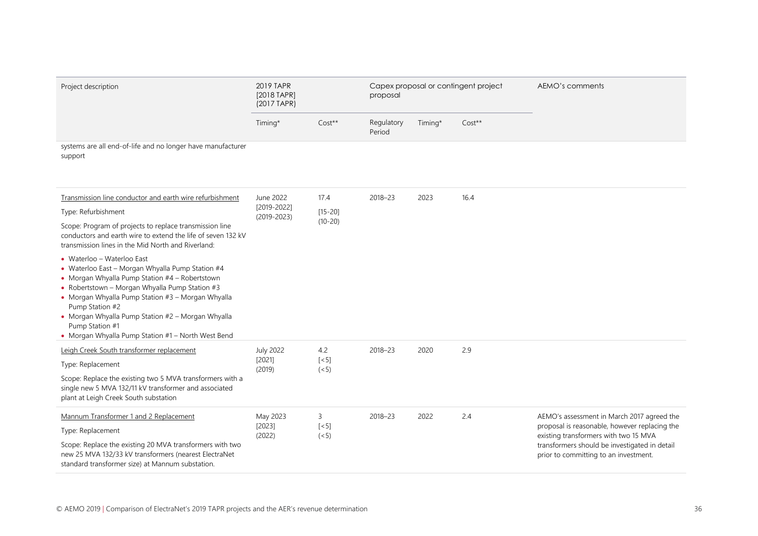| Project description | 2019 TAPR [2018 TAPR] (2017 TAPR) | | Capex proposal or contingent project proposal | | | AEMO's comments |
|---|---|---|---|---|---|---|
| | Timing* | Cost** | Regulatory Period | Timing* | Cost** | |
| systems are all end-of-life and no longer have manufacturer support | | | | | | |
| Transmission line conductor and earth wire refurbishment<br>Type: Refurbishment<br>Scope: Program of projects to replace transmission line conductors and earth wire to extend the life of seven 132 kV transmission lines in the Mid North and Riverland:<br>• Waterloo – Waterloo East<br>• Waterloo East – Morgan Whyalla Pump Station #4<br>• Morgan Whyalla Pump Station #4 – Robertstown<br>• Robertstown – Morgan Whyalla Pump Station #3<br>• Morgan Whyalla Pump Station #3 – Morgan Whyalla Pump Station #2<br>• Morgan Whyalla Pump Station #2 – Morgan Whyalla Pump Station #1<br>• Morgan Whyalla Pump Station #1 – North West Bend | June 2022<br>[2019-2022]<br>(2019-2023) | 17.4<br>[15-20]<br>(10-20) | 2018–23 | 2023 | 16.4 | |
| Leigh Creek South transformer replacement<br>Type: Replacement<br>Scope: Replace the existing two 5 MVA transformers with a single new 5 MVA 132/11 kV transformer and associated plant at Leigh Creek South substation | July 2022<br>[2021]<br>(2019) | 4.2<br>[<5]<br>(<5) | 2018–23 | 2020 | 2.9 | |
| Mannum Transformer 1 and 2 Replacement<br>Type: Replacement<br>Scope: Replace the existing 20 MVA transformers with two new 25 MVA 132/33 kV transformers (nearest ElectraNet standard transformer size) at Mannum substation. | May 2023<br>[2023]<br>(2022) | 3<br>[<5]<br>(<5) | 2018–23 | 2022 | 2.4 | AEMO's assessment in March 2017 agreed the proposal is reasonable, however replacing the existing transformers with two 15 MVA transformers should be investigated in detail prior to committing to an investment. |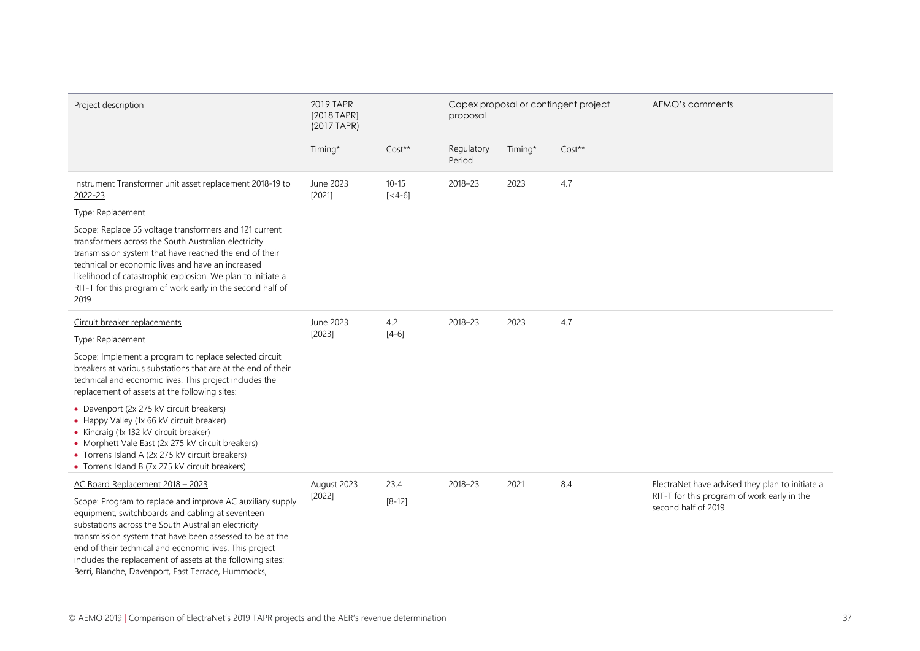| Project description | 2019 TAPR [2018 TAPR] {2017 TAPR} | | Capex proposal or contingent project proposal | | | AEMO's comments |
|---|---|---|---|---|---|---|
| | Timing* | Cost** | Regulatory Period | Timing* | Cost** | |
| Instrument Transformer unit asset replacement 2018-19 to 2022-23<br><br>Type: Replacement<br><br>Scope: Replace 55 voltage transformers and 121 current transformers across the South Australian electricity transmission system that have reached the end of their technical or economic lives and have an increased likelihood of catastrophic explosion. We plan to initiate a RIT-T for this program of work early in the second half of 2019 | June 2023 [2021] | 10-15 [<4-6] | 2018–23 | 2023 | 4.7 | |
| Circuit breaker replacements<br><br>Type: Replacement<br><br>Scope: Implement a program to replace selected circuit breakers at various substations that are at the end of their technical and economic lives. This project includes the replacement of assets at the following sites:<br>• Davenport (2x 275 kV circuit breakers)<br>• Happy Valley (1x 66 kV circuit breaker)<br>• Kincraig (1x 132 kV circuit breaker)<br>• Morphett Vale East (2x 275 kV circuit breakers)<br>• Torrens Island A (2x 275 kV circuit breakers)<br>• Torrens Island B (7x 275 kV circuit breakers) | June 2023 [2023] | 4.2 [4-6] | 2018–23 | 2023 | 4.7 | |
| AC Board Replacement 2018 – 2023<br><br>Scope: Program to replace and improve AC auxiliary supply equipment, switchboards and cabling at seventeen substations across the South Australian electricity transmission system that have been assessed to be at the end of their technical and economic lives. This project includes the replacement of assets at the following sites: Berri, Blanche, Davenport, East Terrace, Hummocks, | August 2023 [2022] | 23.4 [8-12] | 2018–23 | 2021 | 8.4 | ElectraNet have advised they plan to initiate a RIT-T for this program of work early in the second half of 2019 |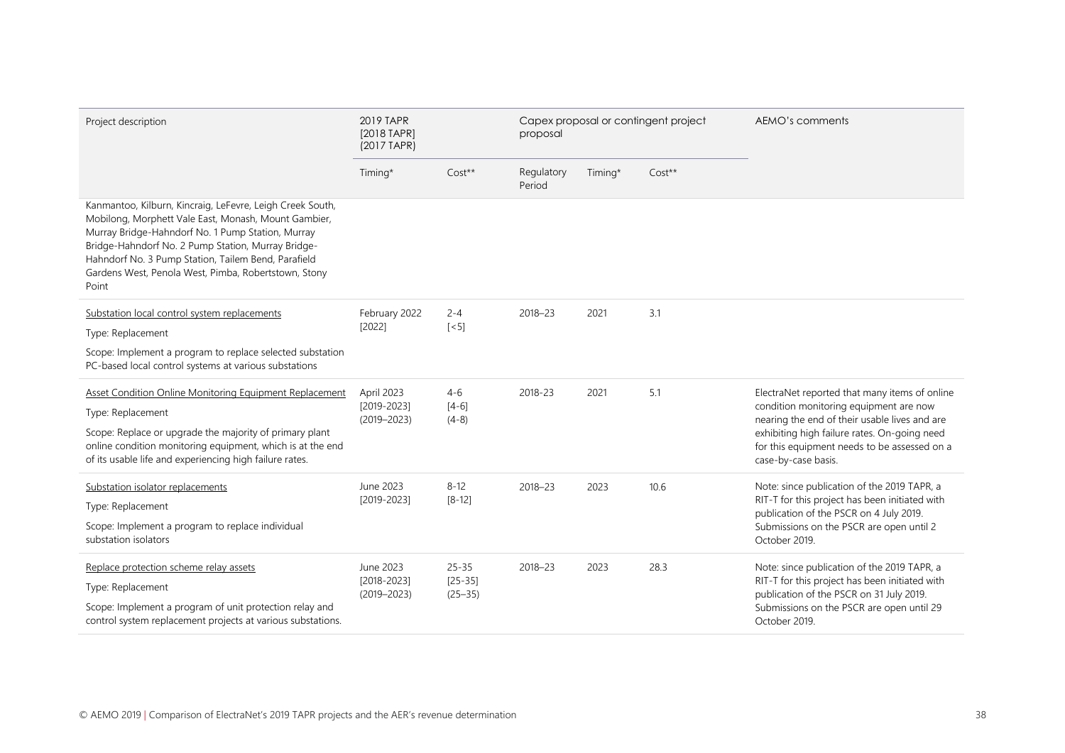| Project description | 2019 TAPR [2018 TAPR] (2017 TAPR) | | Capex proposal or contingent project proposal | | | AEMO's comments |
|---|---|---|---|---|---|---|
| | Timing* | Cost** | Regulatory Period | Timing* | Cost** | |
| Kanmantoo, Kilburn, Kincraig, LeFevre, Leigh Creek South, Mobilong, Morphett Vale East, Monash, Mount Gambier, Murray Bridge-Hahndorf No. 1 Pump Station, Murray Bridge-Hahndorf No. 2 Pump Station, Murray Bridge-Hahndorf No. 3 Pump Station, Tailem Bend, Parafield Gardens West, Penola West, Pimba, Robertstown, Stony Point | | | | | | |
| Substation local control system replacements<br>Type: Replacement<br>Scope: Implement a program to replace selected substation PC-based local control systems at various substations | February 2022 [2022] | 2-4 [<5] | 2018–23 | 2021 | 3.1 | |
| Asset Condition Online Monitoring Equipment Replacement<br>Type: Replacement<br>Scope: Replace or upgrade the majority of primary plant online condition monitoring equipment, which is at the end of its usable life and experiencing high failure rates. | April 2023 [2019-2023] (2019–2023) | 4-6 [4-6] (4-8) | 2018-23 | 2021 | 5.1 | ElectraNet reported that many items of online condition monitoring equipment are now nearing the end of their usable lives and are exhibiting high failure rates. On-going need for this equipment needs to be assessed on a case-by-case basis. |
| Substation isolator replacements<br>Type: Replacement<br>Scope: Implement a program to replace individual substation isolators | June 2023 [2019-2023] | 8-12 [8-12] | 2018–23 | 2023 | 10.6 | Note: since publication of the 2019 TAPR, a RIT-T for this project has been initiated with publication of the PSCR on 4 July 2019. Submissions on the PSCR are open until 2 October 2019. |
| Replace protection scheme relay assets<br>Type: Replacement<br>Scope: Implement a program of unit protection relay and control system replacement projects at various substations. | June 2023 [2018-2023] (2019–2023) | 25-35 [25-35] (25–35) | 2018–23 | 2023 | 28.3 | Note: since publication of the 2019 TAPR, a RIT-T for this project has been initiated with publication of the PSCR on 31 July 2019. Submissions on the PSCR are open until 29 October 2019. |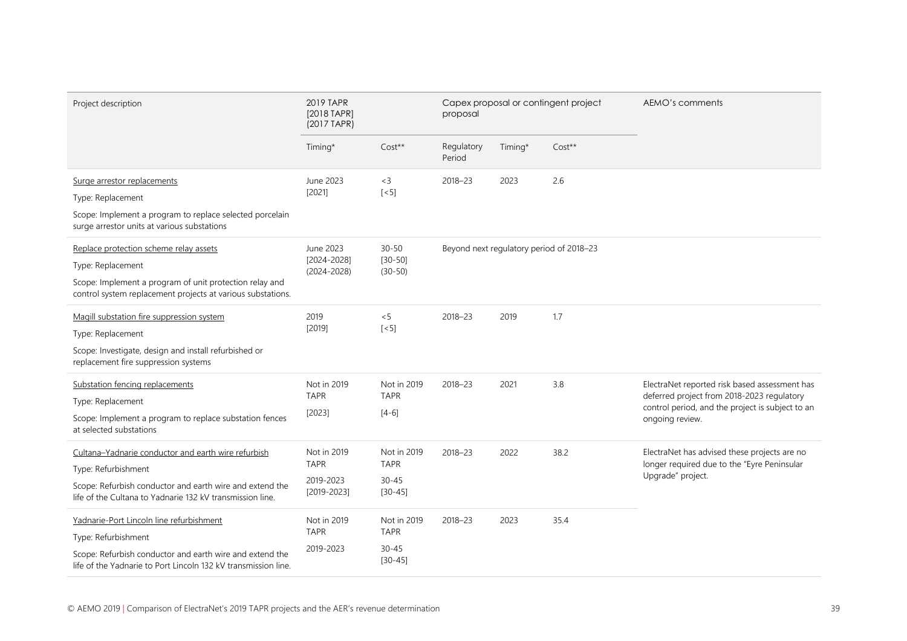| Project description | 2019 TAPR [2018 TAPR] (2017 TAPR) | | Capex proposal or contingent project proposal | | | AEMO's comments |
|---|---|---|---|---|---|---|
| | Timing* | Cost** | Regulatory Period | Timing* | Cost** | |
| Surge arrestor replacements<br>Type: Replacement<br>Scope: Implement a program to replace selected porcelain surge arrestor units at various substations | June 2023<br>[2021] | <3<br>[<5] | 2018–23 | 2023 | 2.6 | |
| Replace protection scheme relay assets<br>Type: Replacement<br>Scope: Implement a program of unit protection relay and control system replacement projects at various substations. | June 2023<br>[2024-2028]<br>(2024-2028) | 30-50<br>[30-50]<br>(30-50) | Beyond next regulatory period of 2018–23 | | | |
| Magill substation fire suppression system<br>Type: Replacement<br>Scope: Investigate, design and install refurbished or replacement fire suppression systems | 2019<br>[2019] | <5<br>[<5] | 2018–23 | 2019 | 1.7 | |
| Substation fencing replacements<br>Type: Replacement<br>Scope: Implement a program to replace substation fences at selected substations | Not in 2019 TAPR<br>[2023] | Not in 2019 TAPR<br>[4-6] | 2018–23 | 2021 | 3.8 | ElectraNet reported risk based assessment has deferred project from 2018-2023 regulatory control period, and the project is subject to an ongoing review. |
| Cultana–Yadnarie conductor and earth wire refurbish<br>Type: Refurbishment<br>Scope: Refurbish conductor and earth wire and extend the life of the Cultana to Yadnarie 132 kV transmission line. | Not in 2019 TAPR<br>2019-2023<br>[2019-2023] | Not in 2019 TAPR<br>30-45<br>[30-45] | 2018–23 | 2022 | 38.2 | ElectraNet has advised these projects are no longer required due to the "Eyre Peninsular Upgrade" project. |
| Yadnarie-Port Lincoln line refurbishment<br>Type: Refurbishment<br>Scope: Refurbish conductor and earth wire and extend the life of the Yadnarie to Port Lincoln 132 kV transmission line. | Not in 2019 TAPR<br>2019-2023 | Not in 2019 TAPR<br>30-45<br>[30-45] | 2018–23 | 2023 | 35.4 | |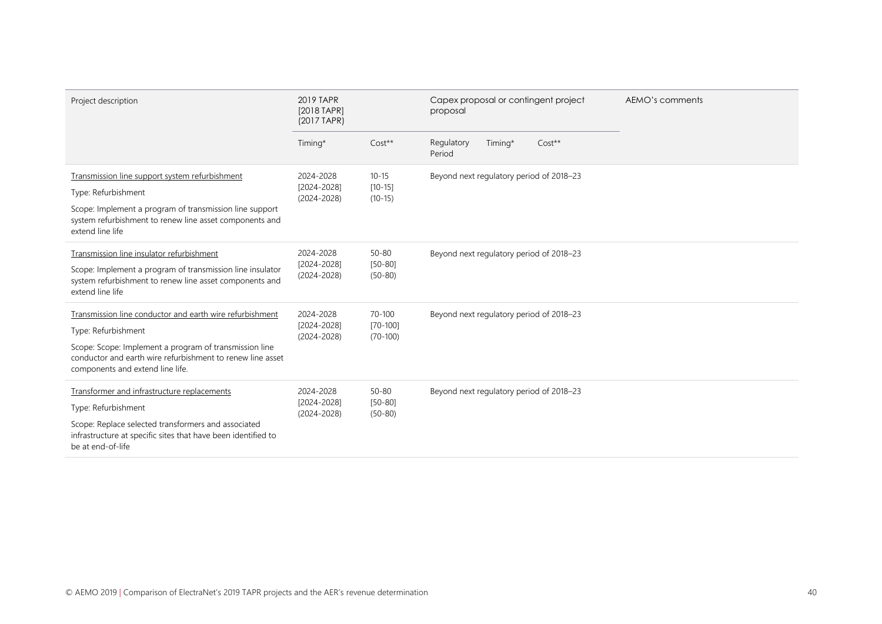| Project description | 2019 TAPR [2018 TAPR] (2017 TAPR) | | Capex proposal or contingent project proposal | | | AEMO's comments |
|---|---|---|---|---|---|---|
| | Timing* | Cost** | Regulatory Period | Timing* | Cost** | |
| Transmission line support system refurbishment<br>Type: Refurbishment<br>Scope: Implement a program of transmission line support system refurbishment to renew line asset components and extend line life | 2024-2028<br>[2024-2028]<br>(2024-2028) | 10-15<br>[10-15]<br>(10-15) | Beyond next regulatory period of 2018–23 | | | |
| Transmission line insulator refurbishment<br>Scope: Implement a program of transmission line insulator system refurbishment to renew line asset components and extend line life | 2024-2028<br>[2024-2028]<br>(2024-2028) | 50-80<br>[50-80]<br>(50-80) | Beyond next regulatory period of 2018–23 | | | |
| Transmission line conductor and earth wire refurbishment<br>Type: Refurbishment<br>Scope: Scope: Implement a program of transmission line conductor and earth wire refurbishment to renew line asset components and extend line life. | 2024-2028<br>[2024-2028]<br>(2024-2028) | 70-100<br>[70-100]<br>(70-100) | Beyond next regulatory period of 2018–23 | | | |
| Transformer and infrastructure replacements<br>Type: Refurbishment<br>Scope: Replace selected transformers and associated infrastructure at specific sites that have been identified to be at end-of-life | 2024-2028<br>[2024-2028]<br>(2024-2028) | 50-80<br>[50-80]<br>(50-80) | Beyond next regulatory period of 2018–23 | | | |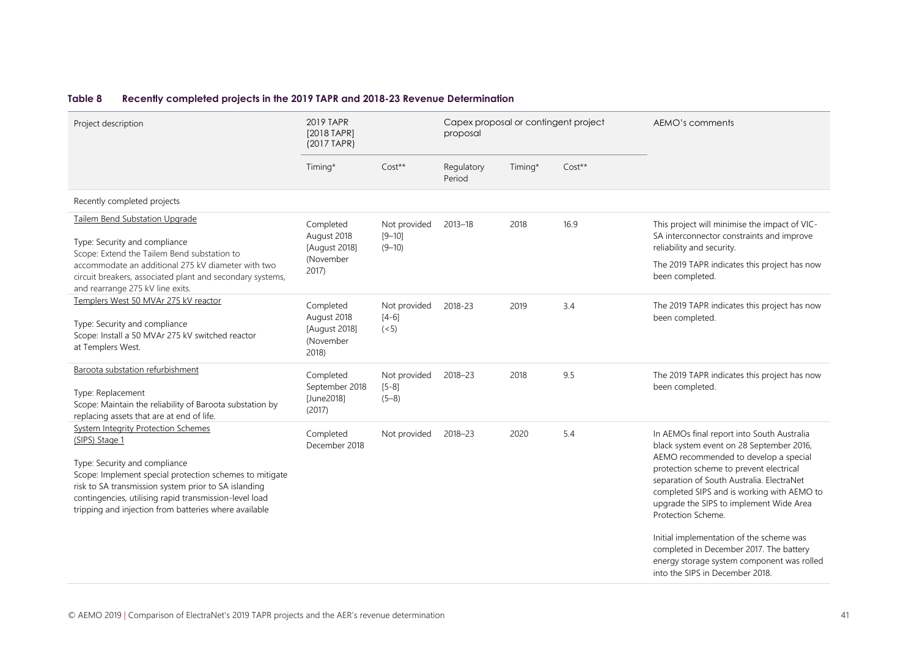**Table 8 Recently completed projects in the 2019 TAPR and 2018-23 Revenue Determination**

| Project description | 2019 TAPR [2018 TAPR] (2017 TAPR) | | Capex proposal or contingent project proposal | | | AEMO's comments |
|---|---|---|---|---|---|---|
| | Timing* | Cost** | Regulatory Period | Timing* | Cost** | |
| Recently completed projects | | | | | | |
| Tailem Bend Substation Upgrade<br><br>Type: Security and compliance<br>Scope: Extend the Tailem Bend substation to accommodate an additional 275 kV diameter with two circuit breakers, associated plant and secondary systems, and rearrange 275 kV line exits. | Completed August 2018 [August 2018] (November 2017) | Not provided [9–10] (9–10) | 2013–18 | 2018 | 16.9 | This project will minimise the impact of VIC-SA interconnector constraints and improve reliability and security.<br><br>The 2019 TAPR indicates this project has now been completed. |
| Templers West 50 MVAr 275 kV reactor<br><br>Type: Security and compliance<br>Scope: Install a 50 MVAr 275 kV switched reactor at Templers West. | Completed August 2018 [August 2018] (November 2018) | Not provided [4-6] (<5) | 2018-23 | 2019 | 3.4 | The 2019 TAPR indicates this project has now been completed. |
| Baroota substation refurbishment<br><br>Type: Replacement<br>Scope: Maintain the reliability of Baroota substation by replacing assets that are at end of life. | Completed September 2018 [June2018] (2017) | Not provided [5-8] (5–8) | 2018–23 | 2018 | 9.5 | The 2019 TAPR indicates this project has now been completed. |
| System Integrity Protection Schemes (SIPS) Stage 1<br><br>Type: Security and compliance<br>Scope: Implement special protection schemes to mitigate risk to SA transmission system prior to SA islanding contingencies, utilising rapid transmission-level load tripping and injection from batteries where available | Completed December 2018 | Not provided | 2018–23 | 2020 | 5.4 | In AEMOs final report into South Australia black system event on 28 September 2016, AEMO recommended to develop a special protection scheme to prevent electrical separation of South Australia. ElectraNet completed SIPS and is working with AEMO to upgrade the SIPS to implement Wide Area Protection Scheme.<br><br>Initial implementation of the scheme was completed in December 2017. The battery energy storage system component was rolled into the SIPS in December 2018. |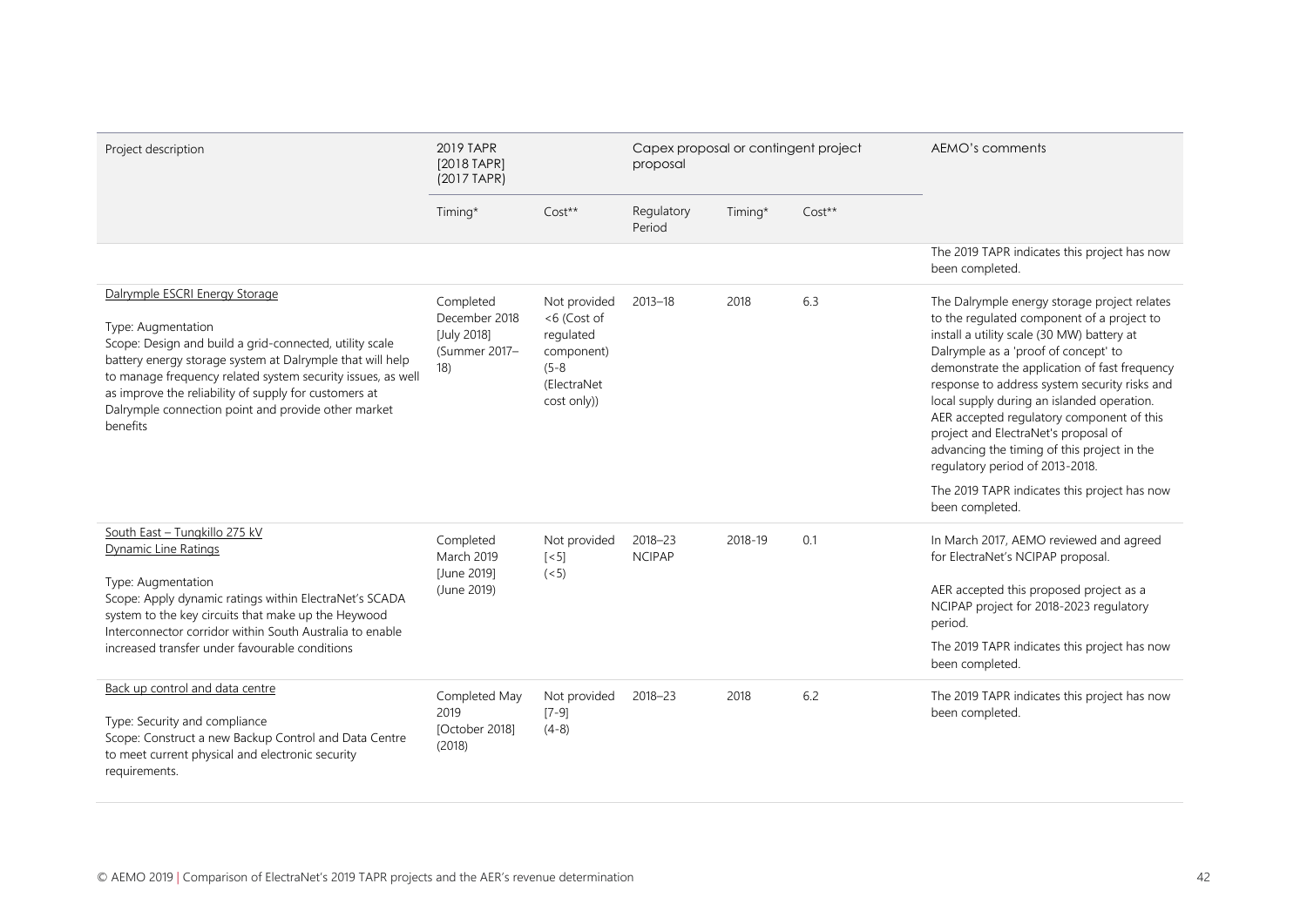| Project description | 2019 TAPR [2018 TAPR] (2017 TAPR) | | Capex proposal or contingent project proposal | | | AEMO's comments |
|---|---|---|---|---|---|---|
| | Timing* | Cost** | Regulatory Period | Timing* | Cost** | |
| | | | | | | The 2019 TAPR indicates this project has now been completed. |
| Dalrymple ESCRI Energy Storage<br><br>Type: Augmentation<br>Scope: Design and build a grid-connected, utility scale battery energy storage system at Dalrymple that will help to manage frequency related system security issues, as well as improve the reliability of supply for customers at Dalrymple connection point and provide other market benefits | Completed December 2018 [July 2018] (Summer 2017–18) | Not provided <6 (Cost of regulated component) (5-8 (ElectraNet cost only)) | 2013–18 | 2018 | 6.3 | The Dalrymple energy storage project relates to the regulated component of a project to install a utility scale (30 MW) battery at Dalrymple as a 'proof of concept' to demonstrate the application of fast frequency response to address system security risks and local supply during an islanded operation. AER accepted regulatory component of this project and ElectraNet's proposal of advancing the timing of this project in the regulatory period of 2013-2018.<br><br>The 2019 TAPR indicates this project has now been completed. |
| South East – Tungkillo 275 kV Dynamic Line Ratings<br><br>Type: Augmentation<br>Scope: Apply dynamic ratings within ElectraNet's SCADA system to the key circuits that make up the Heywood Interconnector corridor within South Australia to enable increased transfer under favourable conditions | Completed March 2019 [June 2019] (June 2019) | Not provided [<5] (<5) | 2018–23 NCIPAP | 2018-19 | 0.1 | In March 2017, AEMO reviewed and agreed for ElectraNet's NCIPAP proposal.<br><br>AER accepted this proposed project as a NCIPAP project for 2018-2023 regulatory period.<br><br>The 2019 TAPR indicates this project has now been completed. |
| Back up control and data centre<br><br>Type: Security and compliance<br>Scope: Construct a new Backup Control and Data Centre to meet current physical and electronic security requirements. | Completed May 2019 [October 2018] (2018) | Not provided [7-9] (4-8) | 2018–23 | 2018 | 6.2 | The 2019 TAPR indicates this project has now been completed. |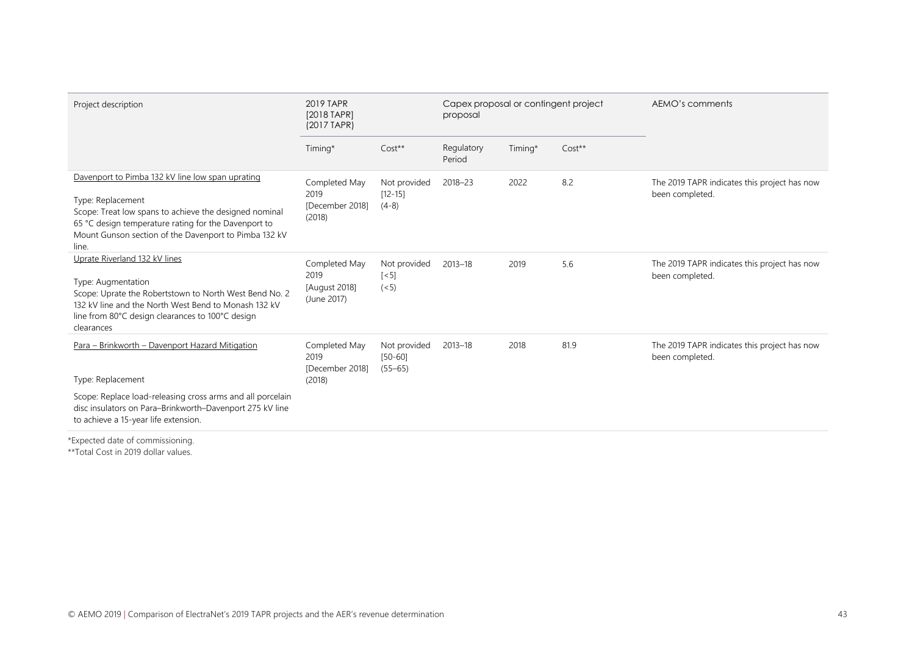| Project description | 2019 TAPR [2018 TAPR] (2017 TAPR) | | Capex proposal or contingent project proposal | | | AEMO's comments |
|---|---|---|---|---|---|---|
| | Timing* | Cost** | Regulatory Period | Timing* | Cost** | |
| Davenport to Pimba 132 kV line low span uprating<br><br>Type: Replacement<br>Scope: Treat low spans to achieve the designed nominal 65 °C design temperature rating for the Davenport to Mount Gunson section of the Davenport to Pimba 132 kV line. | Completed May 2019 [December 2018] (2018) | Not provided [12-15] (4-8) | 2018–23 | 2022 | 8.2 | The 2019 TAPR indicates this project has now been completed. |
| Uprate Riverland 132 kV lines<br><br>Type: Augmentation<br>Scope: Uprate the Robertstown to North West Bend No. 2 132 kV line and the North West Bend to Monash 132 kV line from 80°C design clearances to 100°C design clearances | Completed May 2019 [August 2018] (June 2017) | Not provided [<5] (<5) | 2013–18 | 2019 | 5.6 | The 2019 TAPR indicates this project has now been completed. |
| Para – Brinkworth – Davenport Hazard Mitigation<br><br>Type: Replacement<br><br>Scope: Replace load-releasing cross arms and all porcelain disc insulators on Para–Brinkworth–Davenport 275 kV line to achieve a 15-year life extension. | Completed May 2019 [December 2018] (2018) | Not provided [50-60] (55–65) | 2013–18 | 2018 | 81.9 | The 2019 TAPR indicates this project has now been completed. |

*Expected date of commissioning.
**Total Cost in 2019 dollar values.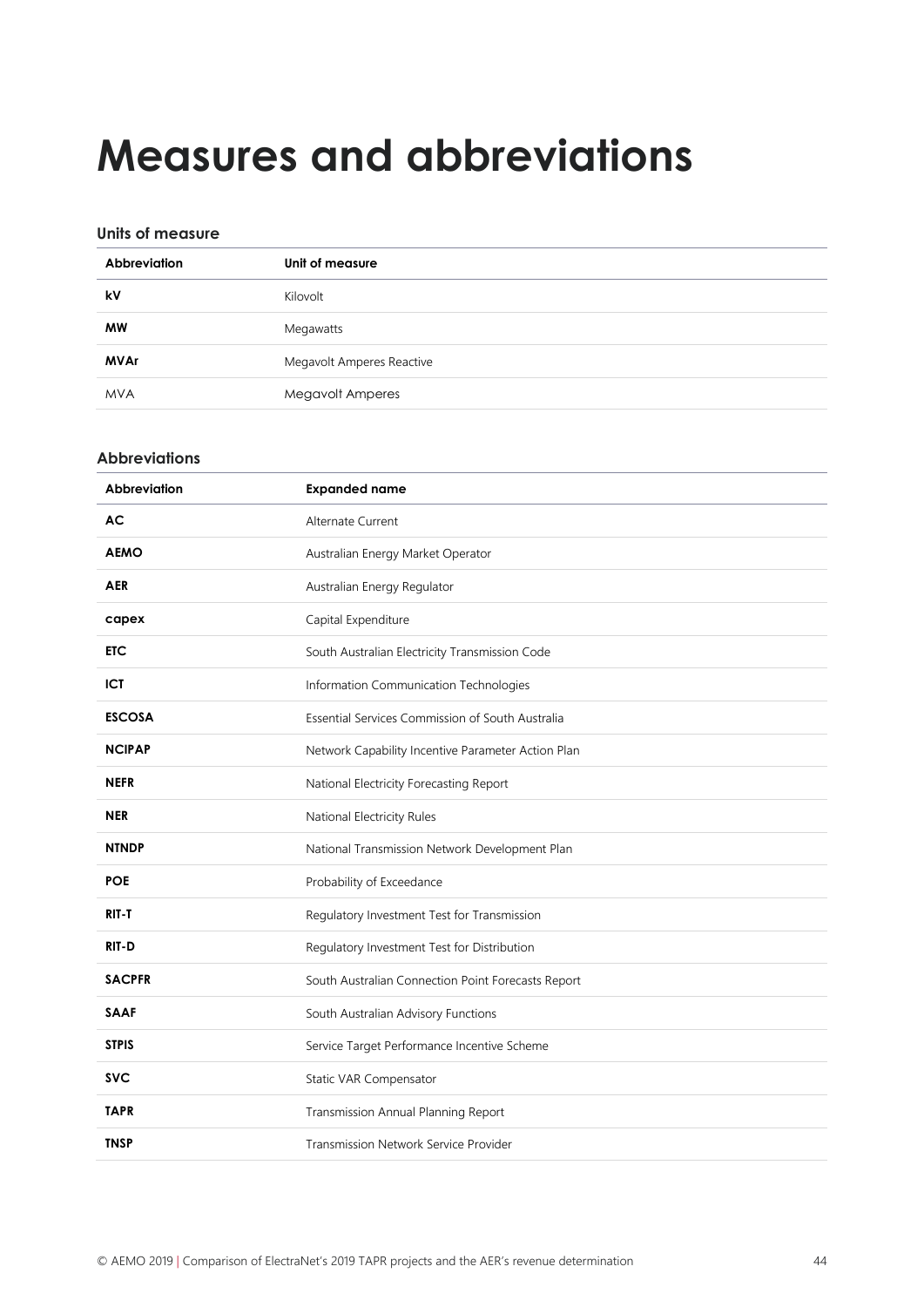# Measures and abbreviations

### Units of measure

| Abbreviation | Unit of measure |
|---|---|
| **kV** | Kilovolt |
| **MW** | Megawatts |
| **MVAr** | Megavolt Amperes Reactive |
| MVA | Megavolt Amperes |

### Abbreviations

| Abbreviation | Expanded name |
|---|---|
| **AC** | Alternate Current |
| **AEMO** | Australian Energy Market Operator |
| **AER** | Australian Energy Regulator |
| **capex** | Capital Expenditure |
| **ETC** | South Australian Electricity Transmission Code |
| **ICT** | Information Communication Technologies |
| **ESCOSA** | Essential Services Commission of South Australia |
| **NCIPAP** | Network Capability Incentive Parameter Action Plan |
| **NEFR** | National Electricity Forecasting Report |
| **NER** | National Electricity Rules |
| **NTNDP** | National Transmission Network Development Plan |
| **POE** | Probability of Exceedance |
| **RIT-T** | Regulatory Investment Test for Transmission |
| **RIT-D** | Regulatory Investment Test for Distribution |
| **SACPFR** | South Australian Connection Point Forecasts Report |
| **SAAF** | South Australian Advisory Functions |
| **STPIS** | Service Target Performance Incentive Scheme |
| **SVC** | Static VAR Compensator |
| **TAPR** | Transmission Annual Planning Report |
| **TNSP** | Transmission Network Service Provider |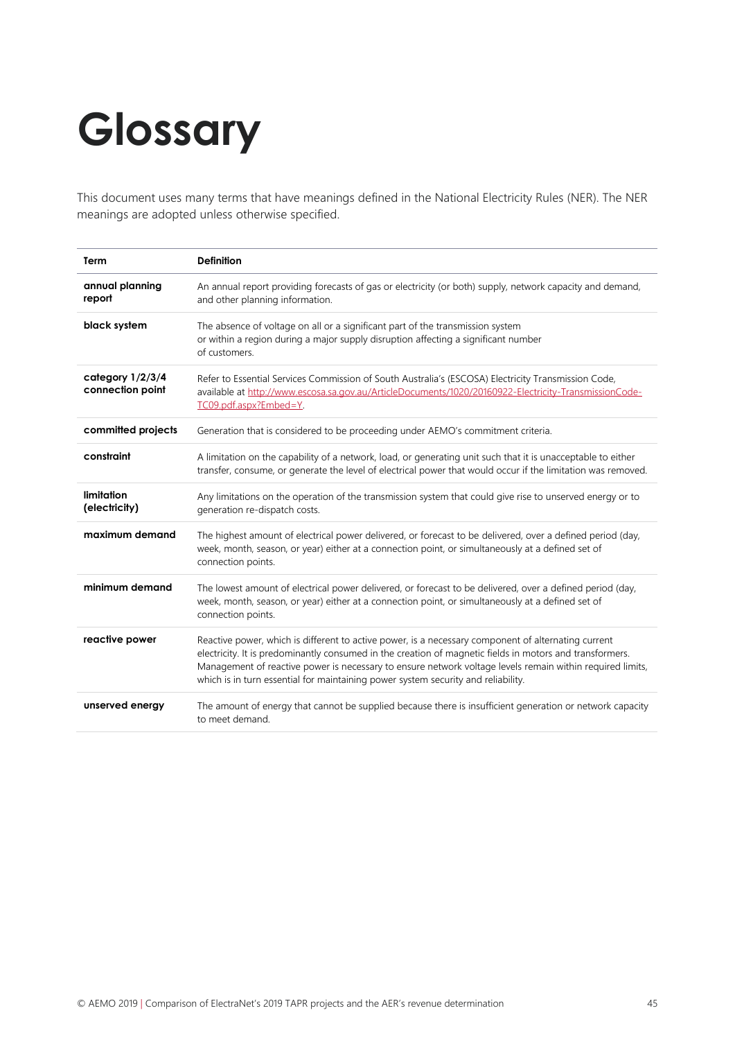# Glossary

This document uses many terms that have meanings defined in the National Electricity Rules (NER). The NER meanings are adopted unless otherwise specified.

| Term | Definition |
|---|---|
| **annual planning report** | An annual report providing forecasts of gas or electricity (or both) supply, network capacity and demand, and other planning information. |
| **black system** | The absence of voltage on all or a significant part of the transmission system or within a region during a major supply disruption affecting a significant number of customers. |
| **category 1/2/3/4 connection point** | Refer to Essential Services Commission of South Australia's (ESCOSA) Electricity Transmission Code, available at http://www.escosa.sa.gov.au/ArticleDocuments/1020/20160922-Electricity-TransmissionCode-TC09.pdf.aspx?Embed=Y. |
| **committed projects** | Generation that is considered to be proceeding under AEMO's commitment criteria. |
| **constraint** | A limitation on the capability of a network, load, or generating unit such that it is unacceptable to either transfer, consume, or generate the level of electrical power that would occur if the limitation was removed. |
| **limitation (electricity)** | Any limitations on the operation of the transmission system that could give rise to unserved energy or to generation re-dispatch costs. |
| **maximum demand** | The highest amount of electrical power delivered, or forecast to be delivered, over a defined period (day, week, month, season, or year) either at a connection point, or simultaneously at a defined set of connection points. |
| **minimum demand** | The lowest amount of electrical power delivered, or forecast to be delivered, over a defined period (day, week, month, season, or year) either at a connection point, or simultaneously at a defined set of connection points. |
| **reactive power** | Reactive power, which is different to active power, is a necessary component of alternating current electricity. It is predominantly consumed in the creation of magnetic fields in motors and transformers. Management of reactive power is necessary to ensure network voltage levels remain within required limits, which is in turn essential for maintaining power system security and reliability. |
| **unserved energy** | The amount of energy that cannot be supplied because there is insufficient generation or network capacity to meet demand. |